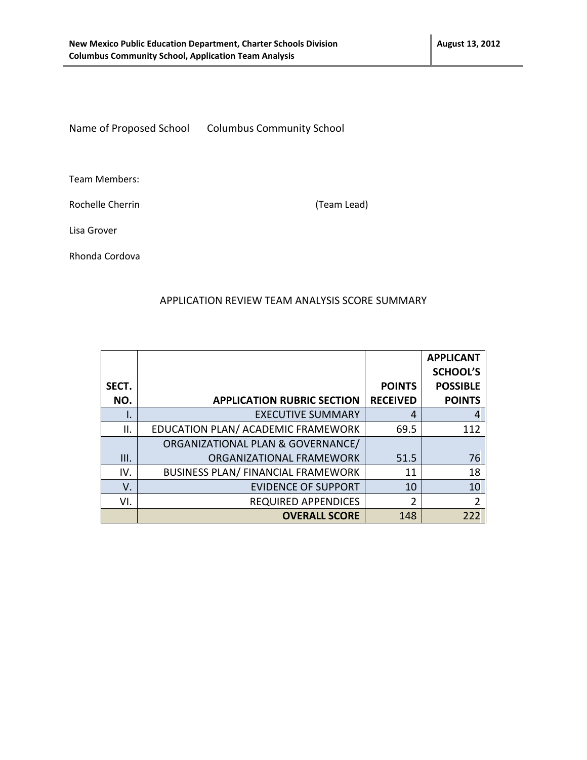Name of Proposed School  Columbus Community School

Team Members:

Rochelle Cherrin (Team Lead)

Lisa Grover

Rhonda Cordova

APPLICATION REVIEW TEAM ANALYSIS SCORE SUMMARY

| SECT. NO. | APPLICATION RUBRIC SECTION | POINTS RECEIVED | APPLICANT SCHOOL'S POSSIBLE POINTS |
|---|---|---|---|
| I. | EXECUTIVE SUMMARY | 4 | 4 |
| II. | EDUCATION PLAN/ ACADEMIC FRAMEWORK | 69.5 | 112 |
| III. | ORGANIZATIONAL PLAN & GOVERNANCE/ ORGANIZATIONAL FRAMEWORK | 51.5 | 76 |
| IV. | BUSINESS PLAN/ FINANCIAL FRAMEWORK | 11 | 18 |
| V. | EVIDENCE OF SUPPORT | 10 | 10 |
| VI. | REQUIRED APPENDICES | 2 | 2 |
| | **OVERALL SCORE** | 148 | 222 |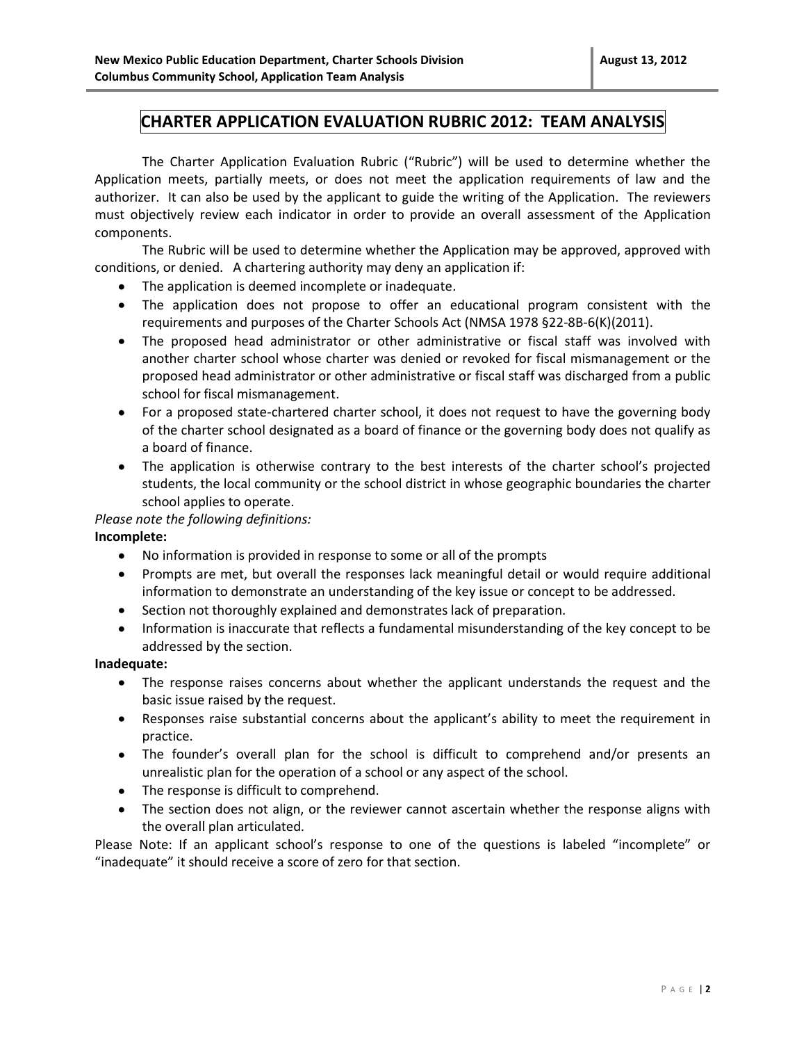# CHARTER APPLICATION EVALUATION RUBRIC 2012: TEAM ANALYSIS

The Charter Application Evaluation Rubric ("Rubric") will be used to determine whether the Application meets, partially meets, or does not meet the application requirements of law and the authorizer. It can also be used by the applicant to guide the writing of the Application. The reviewers must objectively review each indicator in order to provide an overall assessment of the Application components.

The Rubric will be used to determine whether the Application may be approved, approved with conditions, or denied. A chartering authority may deny an application if:

- The application is deemed incomplete or inadequate.
- The application does not propose to offer an educational program consistent with the requirements and purposes of the Charter Schools Act (NMSA 1978 §22-8B-6(K)(2011).
- The proposed head administrator or other administrative or fiscal staff was involved with another charter school whose charter was denied or revoked for fiscal mismanagement or the proposed head administrator or other administrative or fiscal staff was discharged from a public school for fiscal mismanagement.
- For a proposed state-chartered charter school, it does not request to have the governing body of the charter school designated as a board of finance or the governing body does not qualify as a board of finance.
- The application is otherwise contrary to the best interests of the charter school's projected students, the local community or the school district in whose geographic boundaries the charter school applies to operate.

*Please note the following definitions:*

**Incomplete:**

- No information is provided in response to some or all of the prompts
- Prompts are met, but overall the responses lack meaningful detail or would require additional information to demonstrate an understanding of the key issue or concept to be addressed.
- Section not thoroughly explained and demonstrates lack of preparation.
- Information is inaccurate that reflects a fundamental misunderstanding of the key concept to be addressed by the section.

**Inadequate:**

- The response raises concerns about whether the applicant understands the request and the basic issue raised by the request.
- Responses raise substantial concerns about the applicant's ability to meet the requirement in practice.
- The founder's overall plan for the school is difficult to comprehend and/or presents an unrealistic plan for the operation of a school or any aspect of the school.
- The response is difficult to comprehend.
- The section does not align, or the reviewer cannot ascertain whether the response aligns with the overall plan articulated.

Please Note: If an applicant school's response to one of the questions is labeled "incomplete" or "inadequate" it should receive a score of zero for that section.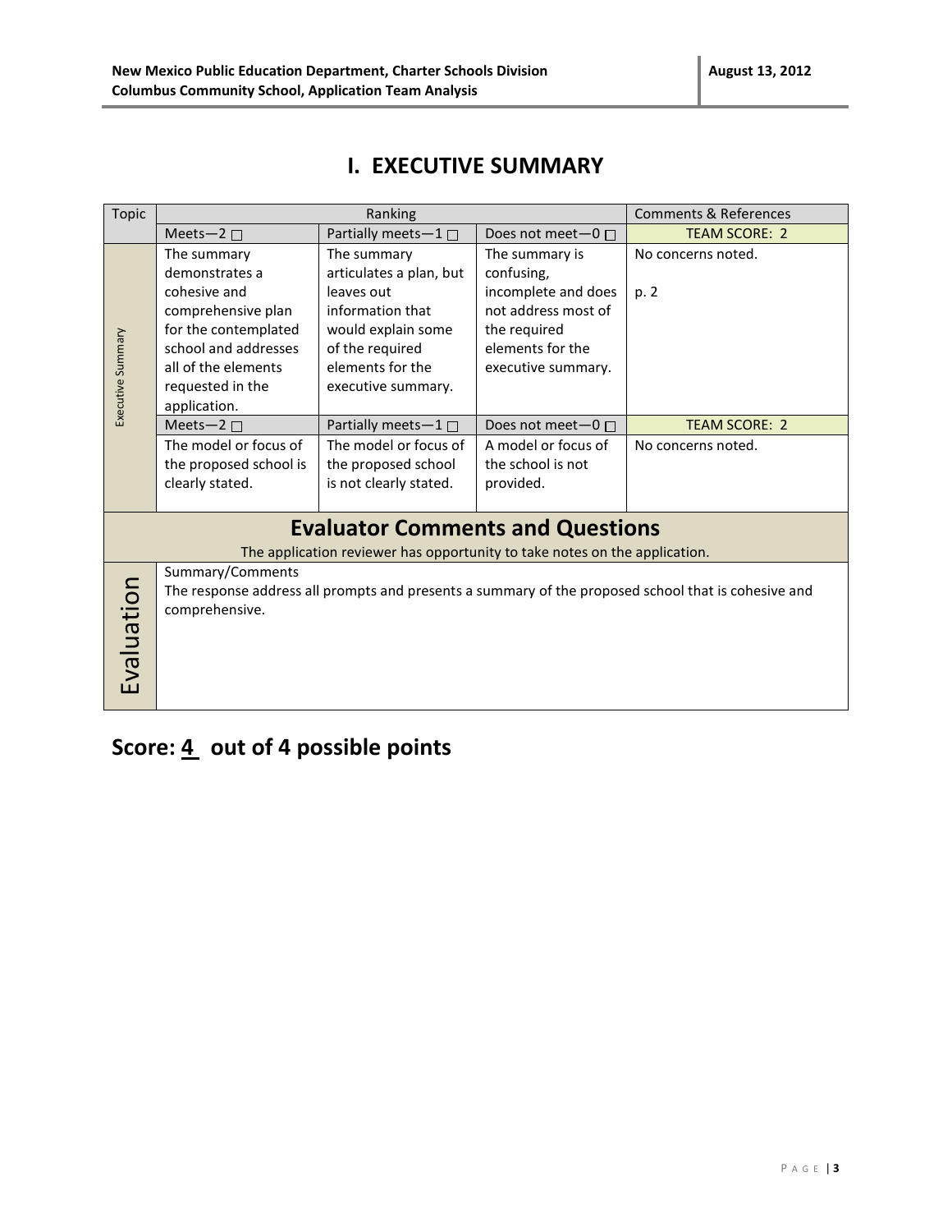# I. EXECUTIVE SUMMARY

| Topic | Ranking | | | Comments & References |
|---|---|---|---|---|
| | Meets—2 ☐ | Partially meets—1 ☐ | Does not meet—0 ☐ | TEAM SCORE: 2 |
| Executive Summary | The summary demonstrates a cohesive and comprehensive plan for the contemplated school and addresses all of the elements requested in the application. | The summary articulates a plan, but leaves out information that would explain some of the required elements for the executive summary. | The summary is confusing, incomplete and does not address most of the required elements for the executive summary. | No concerns noted.<br><br>p. 2 |
| | Meets—2 ☐ | Partially meets—1 ☐ | Does not meet—0 ☐ | TEAM SCORE: 2 |
| | The model or focus of the proposed school is clearly stated. | The model or focus of the proposed school is not clearly stated. | A model or focus of the school is not provided. | No concerns noted. |

## Evaluator Comments and Questions

The application reviewer has opportunity to take notes on the application.

| Evaluation | Summary/Comments<br>The response address all prompts and presents a summary of the proposed school that is cohesive and comprehensive. |
|---|---|

## Score: 4 out of 4 possible points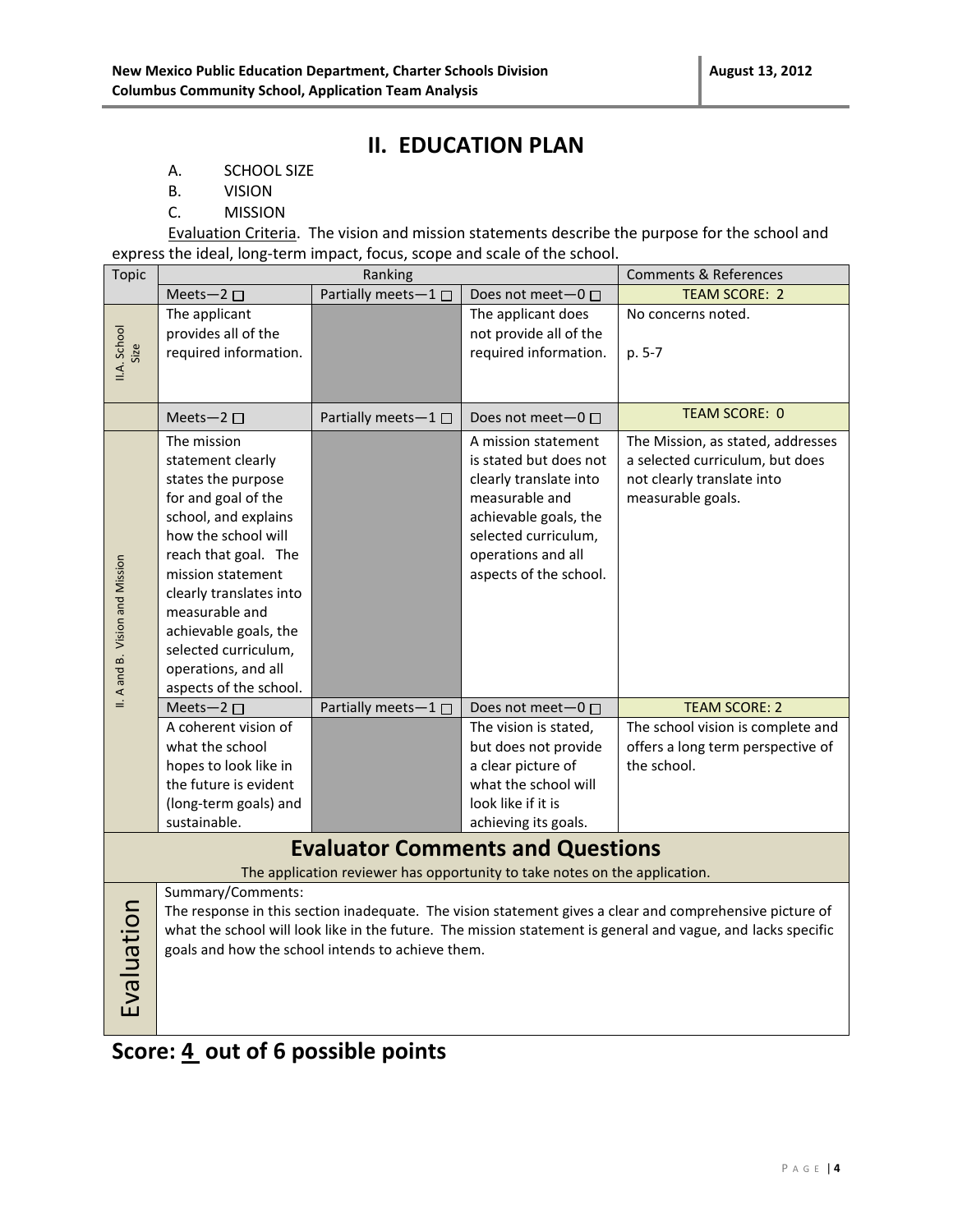## II. EDUCATION PLAN

A. SCHOOL SIZE

B. VISION

C. MISSION

Evaluation Criteria. The vision and mission statements describe the purpose for the school and express the ideal, long-term impact, focus, scope and scale of the school.

| Topic | Ranking | | | Comments & References |
|---|---|---|---|---|
| | Meets—2 ☐ | Partially meets—1 ☐ | Does not meet—0 ☐ | TEAM SCORE: 2 |
| II.A. School Size | The applicant provides all of the required information. | | The applicant does not provide all of the required information. | No concerns noted.<br><br>p. 5-7 |
| | Meets—2 ☐ | Partially meets—1 ☐ | Does not meet—0 ☐ | TEAM SCORE: 0 |
| II. A and B. Vision and Mission | The mission statement clearly states the purpose for and goal of the school, and explains how the school will reach that goal. The mission statement clearly translates into measurable and achievable goals, the selected curriculum, operations, and all aspects of the school. | | A mission statement is stated but does not clearly translate into measurable and achievable goals, the selected curriculum, operations and all aspects of the school. | The Mission, as stated, addresses a selected curriculum, but does not clearly translate into measurable goals. |
| | Meets—2 ☐ | Partially meets—1 ☐ | Does not meet—0 ☐ | TEAM SCORE: 2 |
| | A coherent vision of what the school hopes to look like in the future is evident (long-term goals) and sustainable. | | The vision is stated, but does not provide a clear picture of what the school will look like if it is achieving its goals. | The school vision is complete and offers a long term perspective of the school. |

### Evaluator Comments and Questions

The application reviewer has opportunity to take notes on the application.

**Evaluation**

Summary/Comments:

The response in this section inadequate. The vision statement gives a clear and comprehensive picture of what the school will look like in the future. The mission statement is general and vague, and lacks specific goals and how the school intends to achieve them.

## Score: 4 out of 6 possible points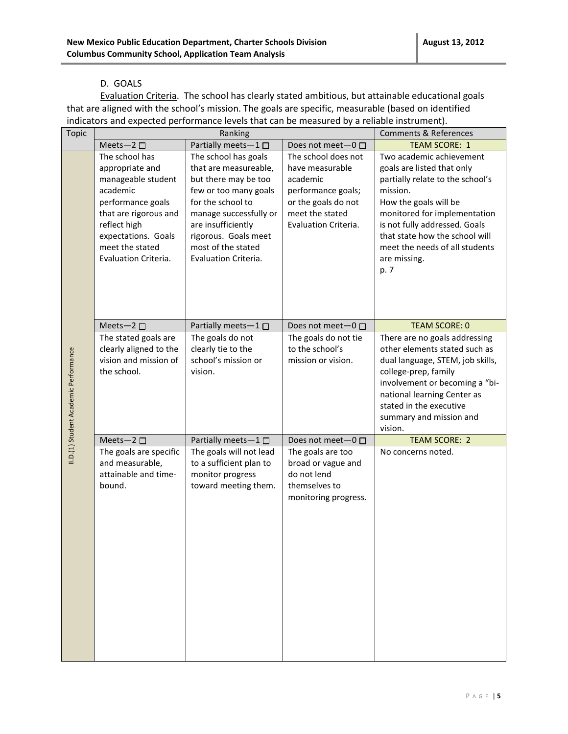## D. GOALS

Evaluation Criteria. The school has clearly stated ambitious, but attainable educational goals that are aligned with the school's mission. The goals are specific, measurable (based on identified indicators and expected performance levels that can be measured by a reliable instrument).

| Topic | Ranking | | | Comments & References |
|---|---|---|---|---|
| | Meets—2 ☐ | Partially meets—1 ☐ | Does not meet—0 ☐ | TEAM SCORE: 1 |
| II.D.(1) Student Academic Performance | The school has appropriate and manageable student academic performance goals that are rigorous and reflect high expectations. Goals meet the stated Evaluation Criteria. | The school has goals that are measureable, but there may be too few or too many goals for the school to manage successfully or are insufficiently rigorous. Goals meet most of the stated Evaluation Criteria. | The school does not have measurable academic performance goals; or the goals do not meet the stated Evaluation Criteria. | Two academic achievement goals are listed that only partially relate to the school's mission. How the goals will be monitored for implementation is not fully addressed. Goals that state how the school will meet the needs of all students are missing. p. 7 |
| | Meets—2 ☐ | Partially meets—1 ☐ | Does not meet—0 ☐ | TEAM SCORE: 0 |
| | The stated goals are clearly aligned to the vision and mission of the school. | The goals do not clearly tie to the school's mission or vision. | The goals do not tie to the school's mission or vision. | There are no goals addressing other elements stated such as dual language, STEM, job skills, college-prep, family involvement or becoming a "bi-national learning Center as stated in the executive summary and mission and vision. |
| | Meets—2 ☐ | Partially meets—1 ☐ | Does not meet—0 ☐ | TEAM SCORE: 2 |
| | The goals are specific and measurable, attainable and time-bound. | The goals will not lead to a sufficient plan to monitor progress toward meeting them. | The goals are too broad or vague and do not lend themselves to monitoring progress. | No concerns noted. |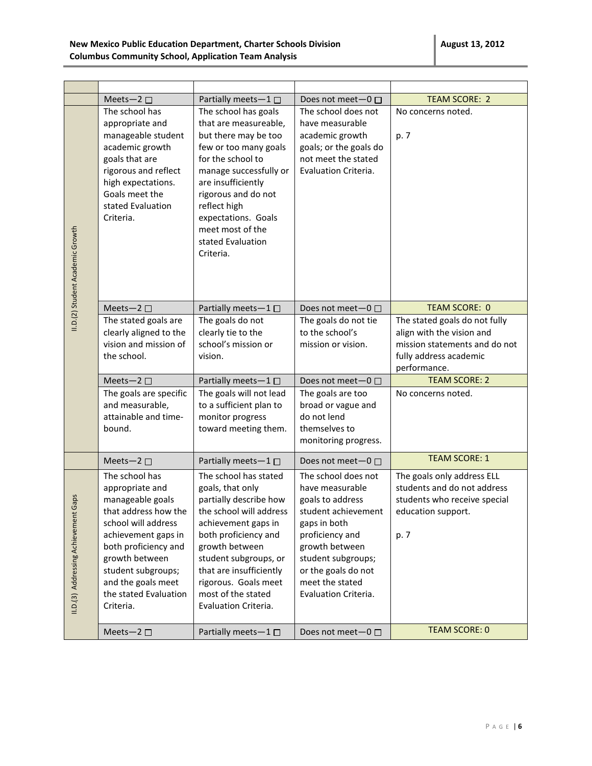| | | | | |
|---|---|---|---|---|
| | Meets—2 ☐ | Partially meets—1 ☐ | Does not meet—0 ☐ | TEAM SCORE: 2 |
| II.D.(2) Student Academic Growth | The school has appropriate and manageable student academic growth goals that are rigorous and reflect high expectations. Goals meet the stated Evaluation Criteria. | The school has goals that are measureable, but there may be too few or too many goals for the school to manage successfully or are insufficiently rigorous and do not reflect high expectations. Goals meet most of the stated Evaluation Criteria. | The school does not have measurable academic growth goals; or the goals do not meet the stated Evaluation Criteria. | No concerns noted.<br><br>p. 7 |
| | Meets—2 ☐ | Partially meets—1 ☐ | Does not meet—0 ☐ | TEAM SCORE: 0 |
| | The stated goals are clearly aligned to the vision and mission of the school. | The goals do not clearly tie to the school's mission or vision. | The goals do not tie to the school's mission or vision. | The stated goals do not fully align with the vision and mission statements and do not fully address academic performance. |
| | Meets—2 ☐ | Partially meets—1 ☐ | Does not meet—0 ☐ | TEAM SCORE: 2 |
| | The goals are specific and measurable, attainable and time-bound. | The goals will not lead to a sufficient plan to monitor progress toward meeting them. | The goals are too broad or vague and do not lend themselves to monitoring progress. | No concerns noted. |
| | Meets—2 ☐ | Partially meets—1 ☐ | Does not meet—0 ☐ | TEAM SCORE: 1 |
| II.D.(3) Addressing Achievement Gaps | The school has appropriate and manageable goals that address how the school will address achievement gaps in both proficiency and growth between student subgroups; and the goals meet the stated Evaluation Criteria. | The school has stated goals, that only partially describe how the school will address achievement gaps in both proficiency and growth between student subgroups, or that are insufficiently rigorous. Goals meet most of the stated Evaluation Criteria. | The school does not have measurable goals to address student achievement gaps in both proficiency and growth between student subgroups; or the goals do not meet the stated Evaluation Criteria. | The goals only address ELL students and do not address students who receive special education support.<br><br>p. 7 |
| | Meets—2 ☐ | Partially meets—1 ☐ | Does not meet—0 ☐ | TEAM SCORE: 0 |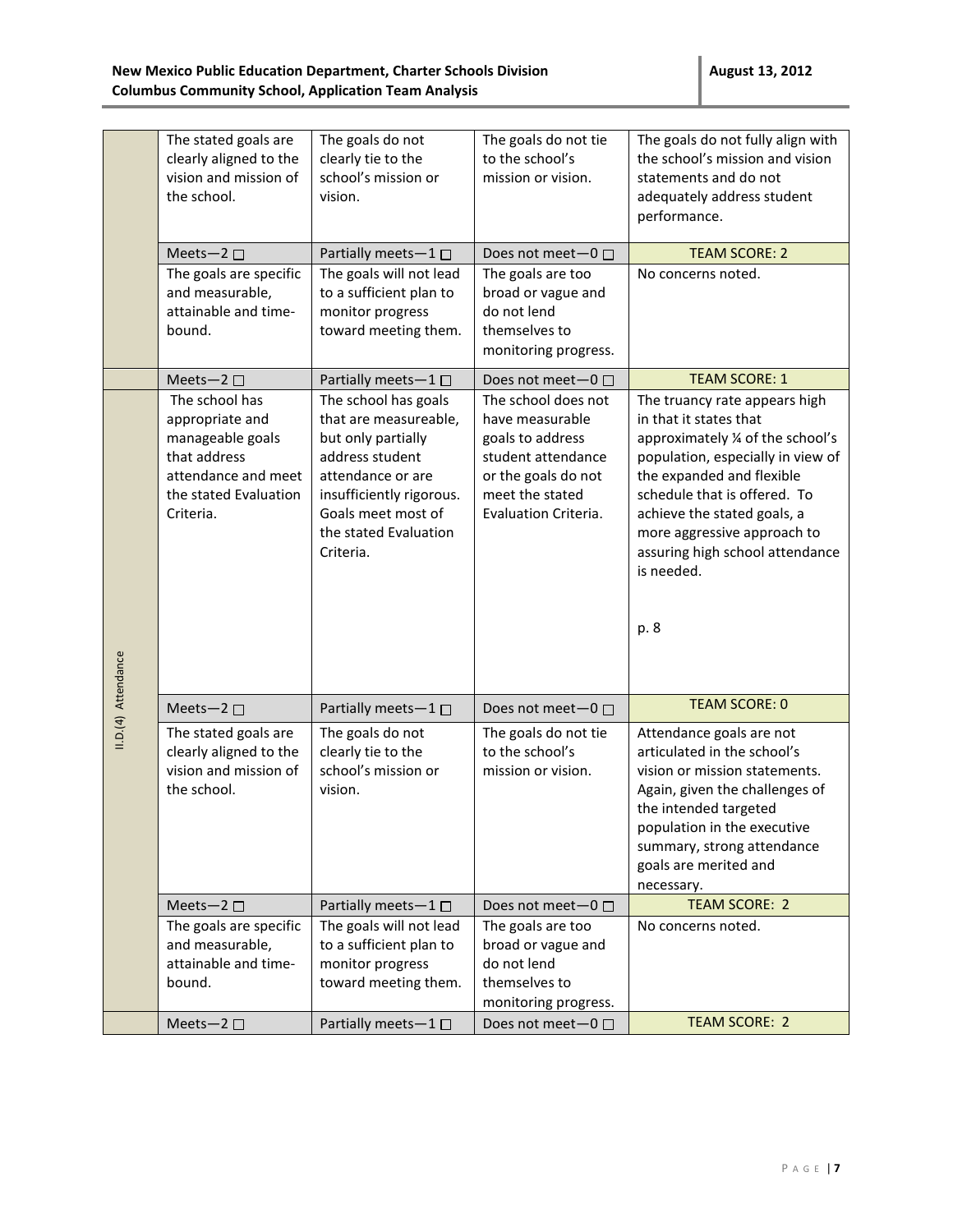| | | | | |
|---|---|---|---|---|
| | The stated goals are clearly aligned to the vision and mission of the school. | The goals do not clearly tie to the school's mission or vision. | The goals do not tie to the school's mission or vision. | The goals do not fully align with the school's mission and vision statements and do not adequately address student performance. |
| | Meets—2 ☐ | Partially meets—1 ☐ | Does not meet—0 ☐ | TEAM SCORE: 2 |
| | The goals are specific and measurable, attainable and time-bound. | The goals will not lead to a sufficient plan to monitor progress toward meeting them. | The goals are too broad or vague and do not lend themselves to monitoring progress. | No concerns noted. |
| | Meets—2 ☐ | Partially meets—1 ☐ | Does not meet—0 ☐ | TEAM SCORE: 1 |
| II.D.(4) Attendance | The school has appropriate and manageable goals that address attendance and meet the stated Evaluation Criteria. | The school has goals that are measureable, but only partially address student attendance or are insufficiently rigorous. Goals meet most of the stated Evaluation Criteria. | The school does not have measurable goals to address student attendance or the goals do not meet the stated Evaluation Criteria. | The truancy rate appears high in that it states that approximately ¼ of the school's population, especially in view of the expanded and flexible schedule that is offered. To achieve the stated goals, a more aggressive approach to assuring high school attendance is needed.<br><br>p. 8 |
| | Meets—2 ☐ | Partially meets—1 ☐ | Does not meet—0 ☐ | TEAM SCORE: 0 |
| | The stated goals are clearly aligned to the vision and mission of the school. | The goals do not clearly tie to the school's mission or vision. | The goals do not tie to the school's mission or vision. | Attendance goals are not articulated in the school's vision or mission statements. Again, given the challenges of the intended targeted population in the executive summary, strong attendance goals are merited and necessary. |
| | Meets—2 ☐ | Partially meets—1 ☐ | Does not meet—0 ☐ | TEAM SCORE: 2 |
| | The goals are specific and measurable, attainable and time-bound. | The goals will not lead to a sufficient plan to monitor progress toward meeting them. | The goals are too broad or vague and do not lend themselves to monitoring progress. | No concerns noted. |
| | Meets—2 ☐ | Partially meets—1 ☐ | Does not meet—0 ☐ | TEAM SCORE: 2 |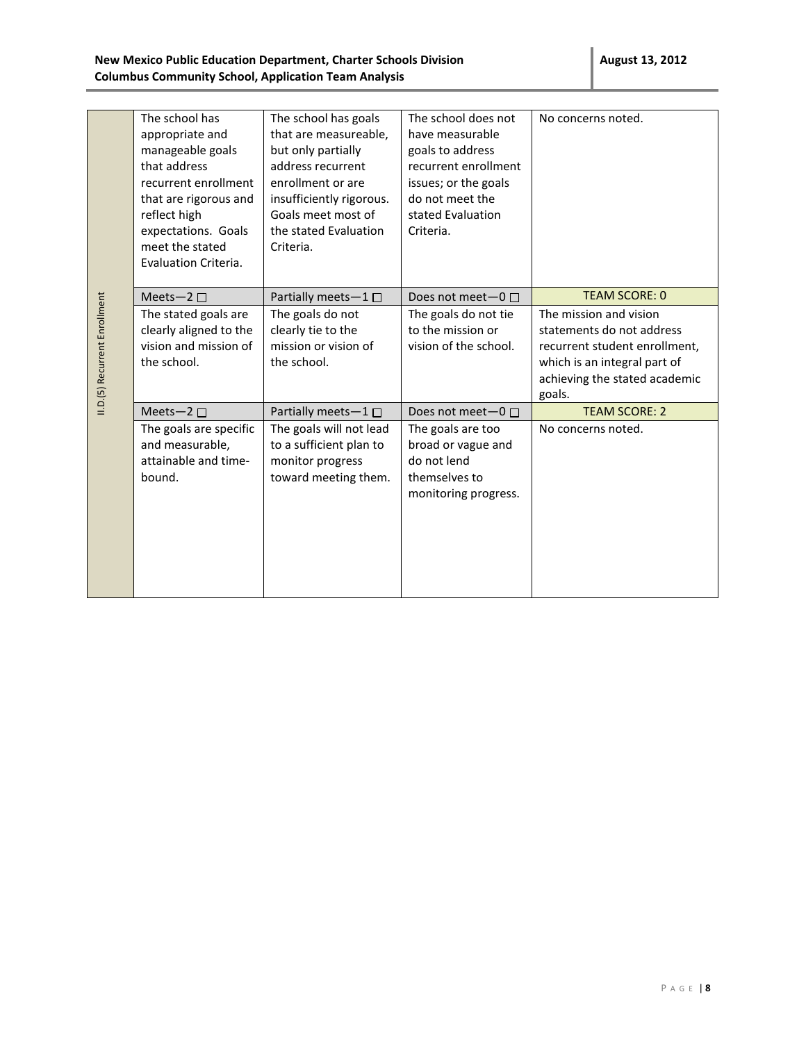| II.D.(5) Recurrent Enrollment | | | | |
|---|---|---|---|---|
| | The school has appropriate and manageable goals that address recurrent enrollment that are rigorous and reflect high expectations. Goals meet the stated Evaluation Criteria. | The school has goals that are measureable, but only partially address recurrent enrollment or are insufficiently rigorous. Goals meet most of the stated Evaluation Criteria. | The school does not have measurable goals to address recurrent enrollment issues; or the goals do not meet the stated Evaluation Criteria. | No concerns noted. |
| | Meets—2 ☐ | Partially meets—1 ☐ | Does not meet—0 ☐ | TEAM SCORE: 0 |
| | The stated goals are clearly aligned to the vision and mission of the school. | The goals do not clearly tie to the mission or vision of the school. | The goals do not tie to the mission or vision of the school. | The mission and vision statements do not address recurrent student enrollment, which is an integral part of achieving the stated academic goals. |
| | Meets—2 ☐ | Partially meets—1 ☐ | Does not meet—0 ☐ | TEAM SCORE: 2 |
| | The goals are specific and measurable, attainable and time-bound. | The goals will not lead to a sufficient plan to monitor progress toward meeting them. | The goals are too broad or vague and do not lend themselves to monitoring progress. | No concerns noted. |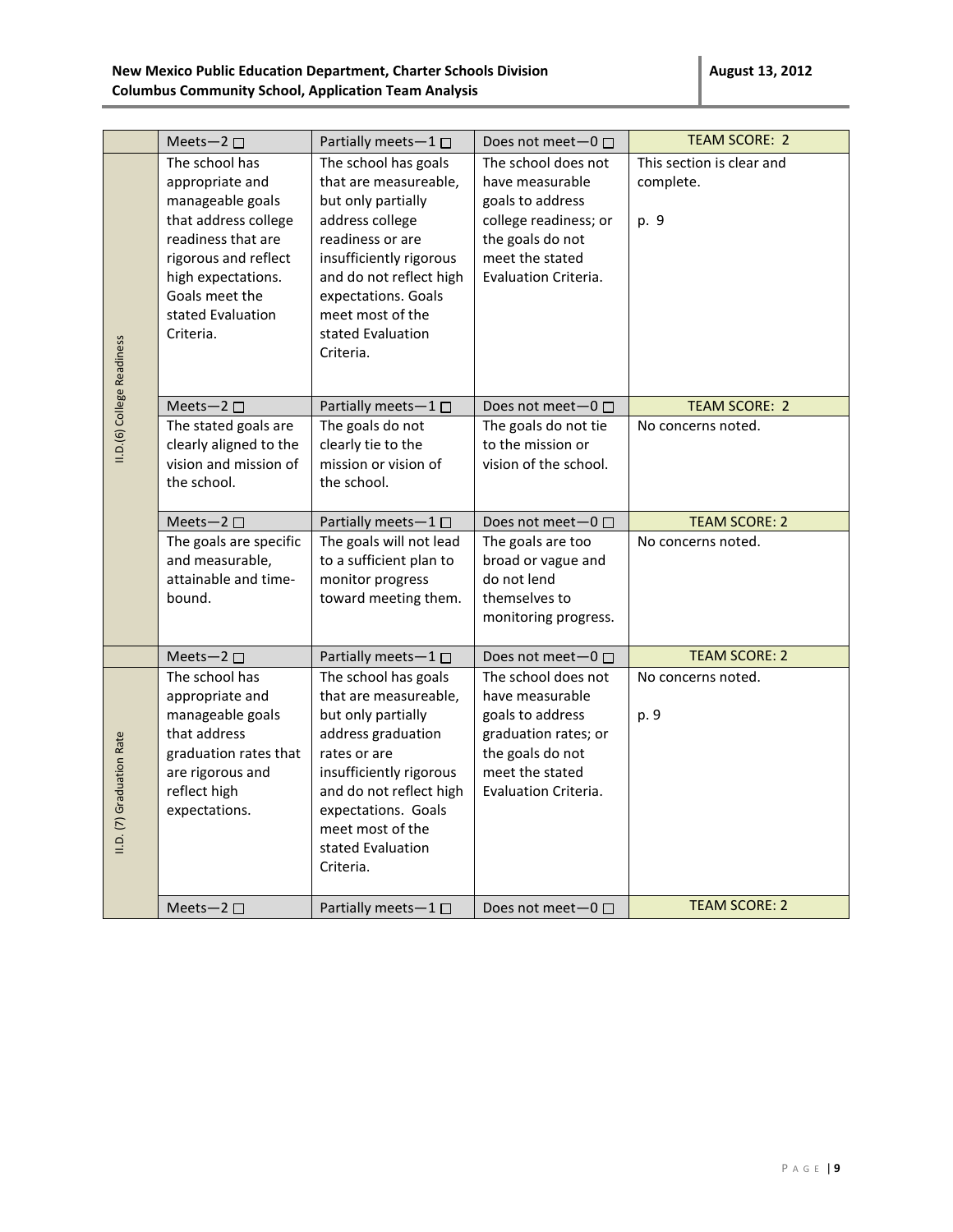| | Meets—2 ☐ | Partially meets—1 ☐ | Does not meet—0 ☐ | TEAM SCORE: 2 |
|---|---|---|---|---|
| II.D.(6) College Readiness | The school has appropriate and manageable goals that address college readiness that are rigorous and reflect high expectations. Goals meet the stated Evaluation Criteria. | The school has goals that are measureable, but only partially address college readiness or are insufficiently rigorous and do not reflect high expectations. Goals meet most of the stated Evaluation Criteria. | The school does not have measurable goals to address college readiness; or the goals do not meet the stated Evaluation Criteria. | This section is clear and complete.<br><br>p. 9 |
| | Meets—2 ☐ | Partially meets—1 ☐ | Does not meet—0 ☐ | TEAM SCORE: 2 |
| | The stated goals are clearly aligned to the vision and mission of the school. | The goals do not clearly tie to the mission or vision of the school. | The goals do not tie to the mission or vision of the school. | No concerns noted. |
| | Meets—2 ☐ | Partially meets—1 ☐ | Does not meet—0 ☐ | TEAM SCORE: 2 |
| | The goals are specific and measurable, attainable and time-bound. | The goals will not lead to a sufficient plan to monitor progress toward meeting them. | The goals are too broad or vague and do not lend themselves to monitoring progress. | No concerns noted. |
| | Meets—2 ☐ | Partially meets—1 ☐ | Does not meet—0 ☐ | TEAM SCORE: 2 |
| II.D. (7) Graduation Rate | The school has appropriate and manageable goals that address graduation rates that are rigorous and reflect high expectations. | The school has goals that are measureable, but only partially address graduation rates or are insufficiently rigorous and do not reflect high expectations. Goals meet most of the stated Evaluation Criteria. | The school does not have measurable goals to address graduation rates; or the goals do not meet the stated Evaluation Criteria. | No concerns noted.<br><br>p. 9 |
| | Meets—2 ☐ | Partially meets—1 ☐ | Does not meet—0 ☐ | TEAM SCORE: 2 |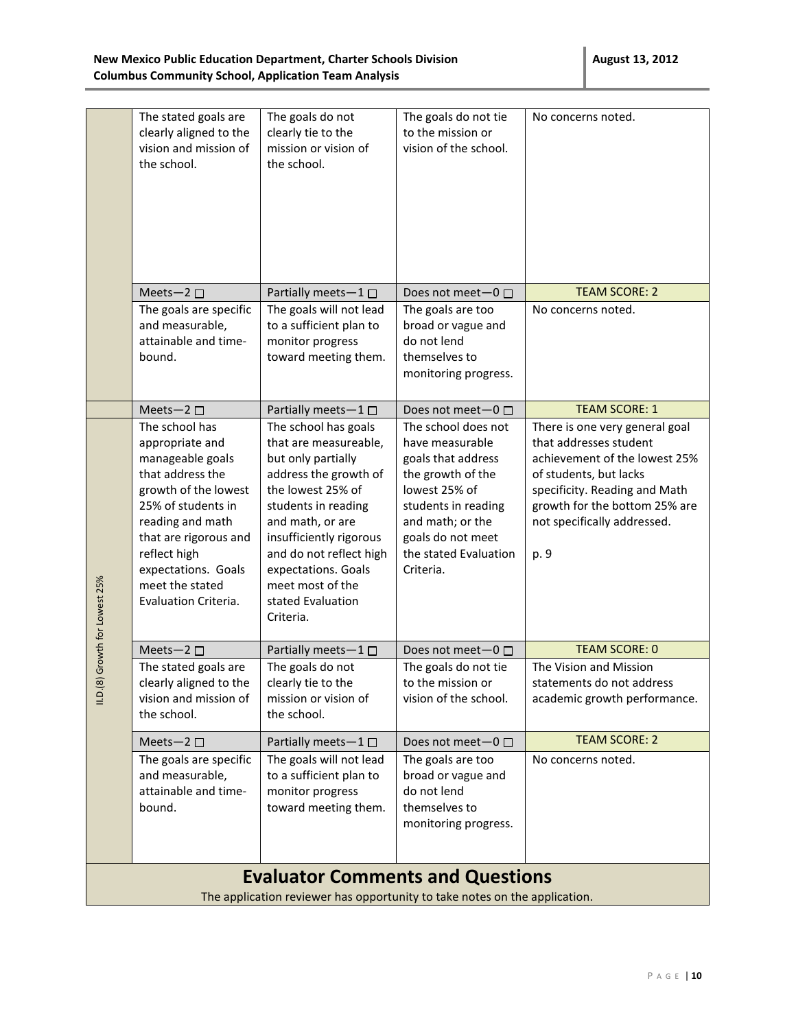| | Meets—2 ☐ | Partially meets—1 ☐ | Does not meet—0 ☐ | |
|---|---|---|---|---|
| | The stated goals are clearly aligned to the vision and mission of the school. | The goals do not clearly tie to the mission or vision of the school. | The goals do not tie to the mission or vision of the school. | No concerns noted. |
| | Meets—2 ☐ | Partially meets—1 ☐ | Does not meet—0 ☐ | TEAM SCORE: 2 |
| | The goals are specific and measurable, attainable and time-bound. | The goals will not lead to a sufficient plan to monitor progress toward meeting them. | The goals are too broad or vague and do not lend themselves to monitoring progress. | No concerns noted. |
| | Meets—2 ☐ | Partially meets—1 ☐ | Does not meet—0 ☐ | TEAM SCORE: 1 |
| II.D.(8) Growth for Lowest 25% | The school has appropriate and manageable goals that address the growth of the lowest 25% of students in reading and math that are rigorous and reflect high expectations. Goals meet the stated Evaluation Criteria. | The school has goals that are measureable, but only partially address the growth of the lowest 25% of students in reading and math, or are insufficiently rigorous and do not reflect high expectations. Goals meet most of the stated Evaluation Criteria. | The school does not have measurable goals that address the growth of the lowest 25% of students in reading and math; or the goals do not meet the stated Evaluation Criteria. | There is one very general goal that addresses student achievement of the lowest 25% of students, but lacks specificity. Reading and Math growth for the bottom 25% are not specifically addressed.<br><br>p. 9 |
| | Meets—2 ☐ | Partially meets—1 ☐ | Does not meet—0 ☐ | TEAM SCORE: 0 |
| | The stated goals are clearly aligned to the vision and mission of the school. | The goals do not clearly tie to the mission or vision of the school. | The goals do not tie to the mission or vision of the school. | The Vision and Mission statements do not address academic growth performance. |
| | Meets—2 ☐ | Partially meets—1 ☐ | Does not meet—0 ☐ | TEAM SCORE: 2 |
| | The goals are specific and measurable, attainable and time-bound. | The goals will not lead to a sufficient plan to monitor progress toward meeting them. | The goals are too broad or vague and do not lend themselves to monitoring progress. | No concerns noted. |

## Evaluator Comments and Questions

The application reviewer has opportunity to take notes on the application.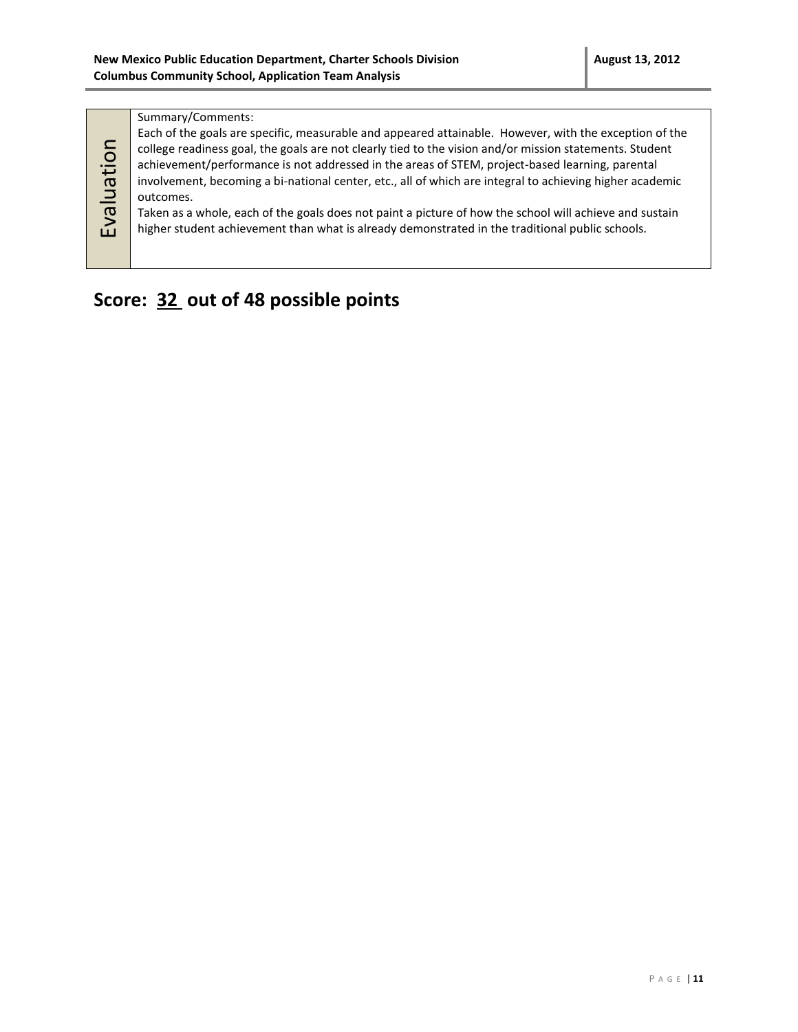| Evaluation | Summary/Comments:<br>Each of the goals are specific, measurable and appeared attainable. However, with the exception of the college readiness goal, the goals are not clearly tied to the vision and/or mission statements. Student achievement/performance is not addressed in the areas of STEM, project-based learning, parental involvement, becoming a bi-national center, etc., all of which are integral to achieving higher academic outcomes.<br>Taken as a whole, each of the goals does not paint a picture of how the school will achieve and sustain higher student achievement than what is already demonstrated in the traditional public schools. |
|---|---|

## Score: 32 out of 48 possible points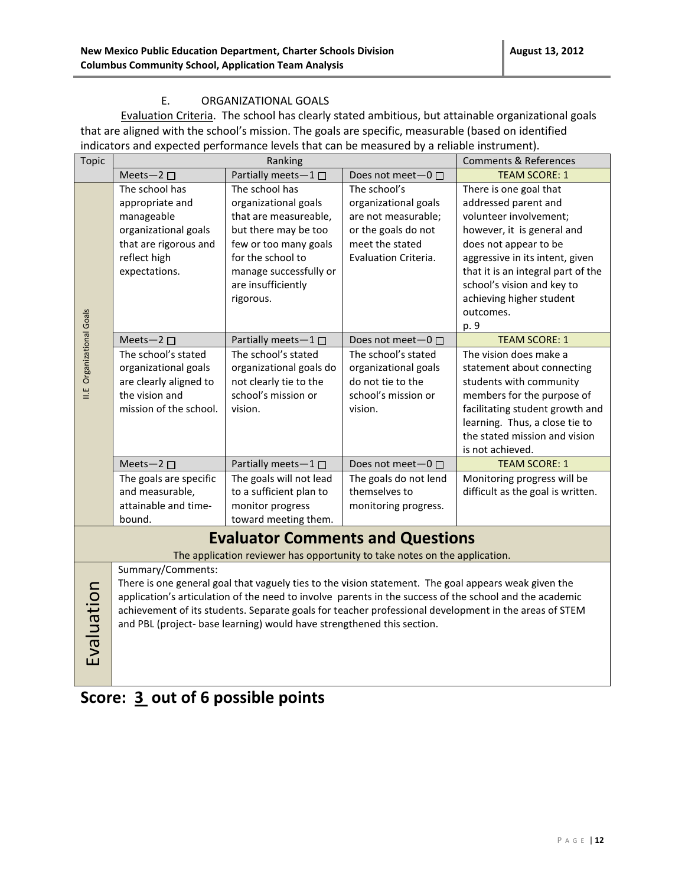### E. ORGANIZATIONAL GOALS

Evaluation Criteria. The school has clearly stated ambitious, but attainable organizational goals that are aligned with the school's mission. The goals are specific, measurable (based on identified indicators and expected performance levels that can be measured by a reliable instrument).

| Topic | Ranking | | | Comments & References |
|---|---|---|---|---|
| II.E Organizational Goals | Meets—2 ☐ | Partially meets—1 ☐ | Does not meet—0 ☐ | TEAM SCORE: 1 |
| | The school has appropriate and manageable organizational goals that are rigorous and reflect high expectations. | The school has organizational goals that are measureable, but there may be too few or too many goals for the school to manage successfully or are insufficiently rigorous. | The school's organizational goals are not measurable; or the goals do not meet the stated Evaluation Criteria. | There is one goal that addressed parent and volunteer involvement; however, it is general and does not appear to be aggressive in its intent, given that it is an integral part of the school's vision and key to achieving higher student outcomes. p. 9 |
| | Meets—2 ☐ | Partially meets—1 ☐ | Does not meet—0 ☐ | TEAM SCORE: 1 |
| | The school's stated organizational goals are clearly aligned to the vision and mission of the school. | The school's stated organizational goals do not clearly tie to the school's mission or vision. | The school's stated organizational goals do not tie to the school's mission or vision. | The vision does make a statement about connecting students with community members for the purpose of facilitating student growth and learning. Thus, a close tie to the stated mission and vision is not achieved. |
| | Meets—2 ☐ | Partially meets—1 ☐ | Does not meet—0 ☐ | TEAM SCORE: 1 |
| | The goals are specific and measurable, attainable and time-bound. | The goals will not lead to a sufficient plan to monitor progress toward meeting them. | The goals do not lend themselves to monitoring progress. | Monitoring progress will be difficult as the goal is written. |

## Evaluator Comments and Questions

The application reviewer has opportunity to take notes on the application.

| Evaluation | Summary/Comments: There is one general goal that vaguely ties to the vision statement. The goal appears weak given the application's articulation of the need to involve parents in the success of the school and the academic achievement of its students. Separate goals for teacher professional development in the areas of STEM and PBL (project- base learning) would have strengthened this section. |
|---|---|

## Score: 3 out of 6 possible points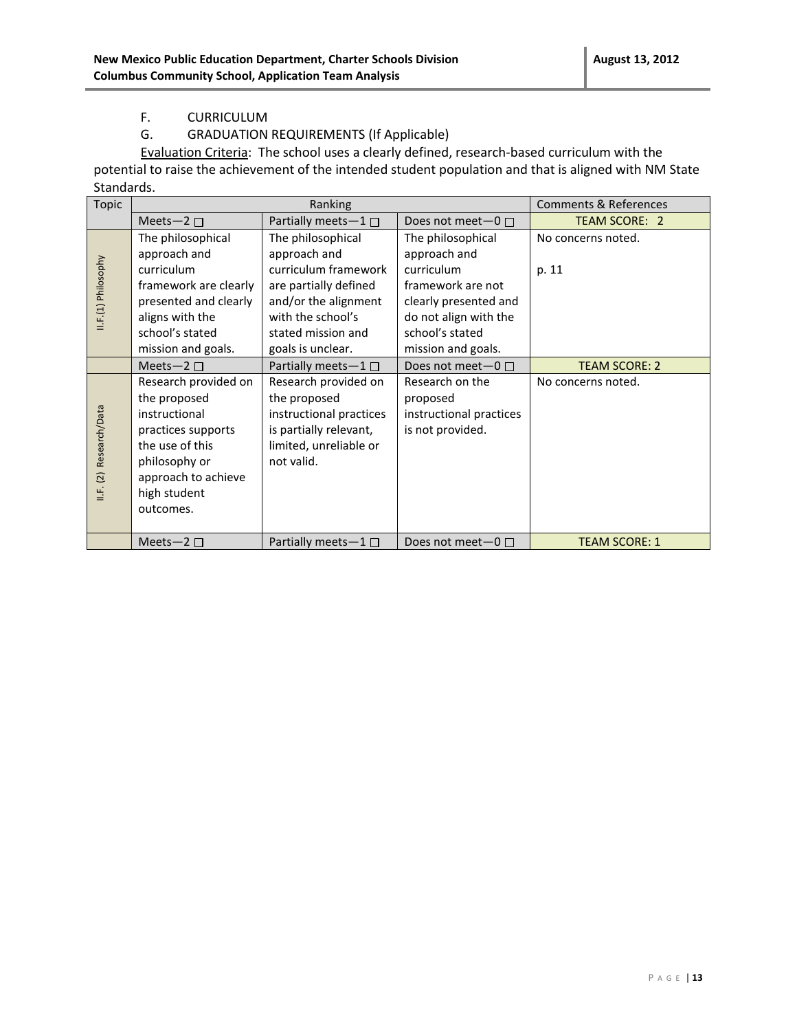F. CURRICULUM

G. GRADUATION REQUIREMENTS (If Applicable)

Evaluation Criteria: The school uses a clearly defined, research-based curriculum with the potential to raise the achievement of the intended student population and that is aligned with NM State Standards.

| Topic | Ranking | | | Comments & References |
|---|---|---|---|---|
| | Meets—2 ☐ | Partially meets—1 ☐ | Does not meet—0 ☐ | TEAM SCORE: 2 |
| II.F.(1) Philosophy | The philosophical approach and curriculum framework are clearly presented and clearly aligns with the school's stated mission and goals. | The philosophical approach and curriculum framework are partially defined and/or the alignment with the school's stated mission and goals is unclear. | The philosophical approach and curriculum framework are not clearly presented and do not align with the school's stated mission and goals. | No concerns noted.<br><br>p. 11 |
| | Meets—2 ☐ | Partially meets—1 ☐ | Does not meet—0 ☐ | TEAM SCORE: 2 |
| II.F. (2) Research/Data | Research provided on the proposed instructional practices supports the use of this philosophy or approach to achieve high student outcomes. | Research provided on the proposed instructional practices is partially relevant, limited, unreliable or not valid. | Research on the proposed instructional practices is not provided. | No concerns noted. |
| | Meets—2 ☐ | Partially meets—1 ☐ | Does not meet—0 ☐ | TEAM SCORE: 1 |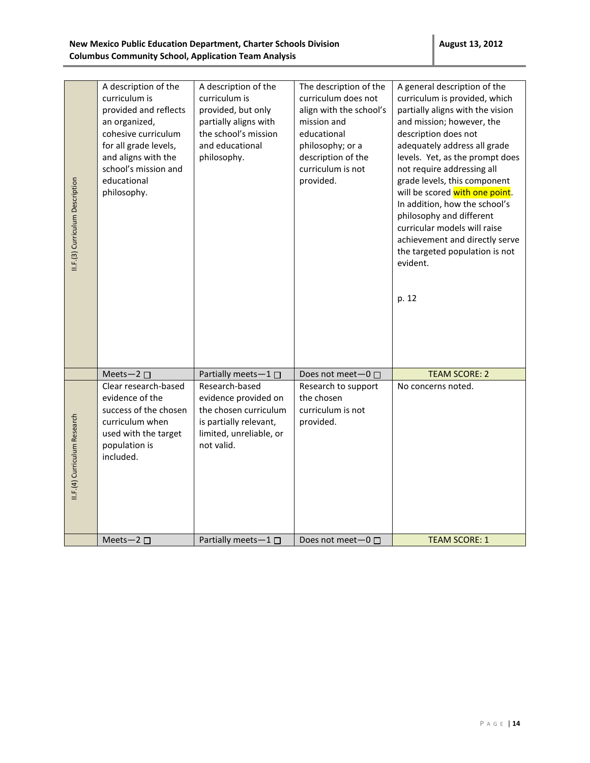| | | | | |
|---|---|---|---|---|
| II.F.(3) Curriculum Description | A description of the curriculum is provided and reflects an organized, cohesive curriculum for all grade levels, and aligns with the school's mission and educational philosophy. | A description of the curriculum is provided, but only partially aligns with the school's mission and educational philosophy. | The description of the curriculum does not align with the school's mission and educational philosophy; or a description of the curriculum is not provided. | A general description of the curriculum is provided, which partially aligns with the vision and mission; however, the description does not adequately address all grade levels. Yet, as the prompt does not require addressing all grade levels, this component will be scored with one point. In addition, how the school's philosophy and different curricular models will raise achievement and directly serve the targeted population is not evident.<br><br>p. 12 |
| | Meets—2 ☐ | Partially meets—1 ☐ | Does not meet—0 ☐ | TEAM SCORE: 2 |
| II.F.(4) Curriculum Research | Clear research-based evidence of the success of the chosen curriculum when used with the target population is included. | Research-based evidence provided on the chosen curriculum is partially relevant, limited, unreliable, or not valid. | Research to support the chosen curriculum is not provided. | No concerns noted. |
| | Meets—2 ☐ | Partially meets—1 ☐ | Does not meet—0 ☐ | TEAM SCORE: 1 |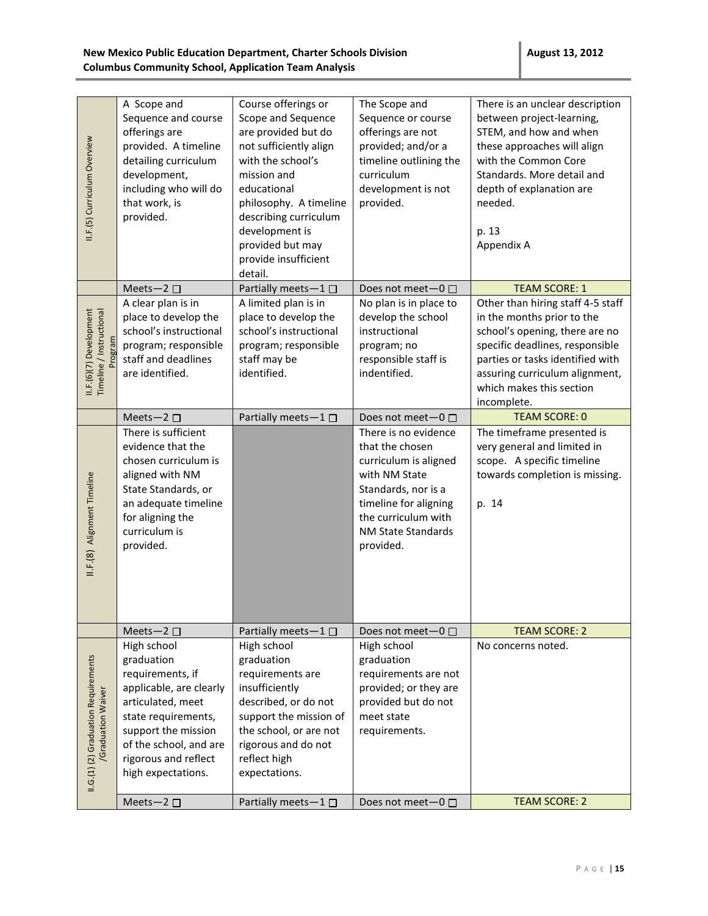| | | | | |
|---|---|---|---|---|
| II.F.(5) Curriculum Overview | A Scope and Sequence and course offerings are provided. A timeline detailing curriculum development, including who will do that work, is provided. | Course offerings or Scope and Sequence are provided but do not sufficiently align with the school's mission and educational philosophy. A timeline describing curriculum development is provided but may provide insufficient detail. | The Scope and Sequence or course offerings are not provided; and/or a timeline outlining the curriculum development is not provided. | There is an unclear description between project-learning, STEM, and how and when these approaches will align with the Common Core Standards. More detail and depth of explanation are needed.<br><br>p. 13<br>Appendix A |
| | Meets—2 ☐ | Partially meets—1 ☐ | Does not meet—0 ☐ | TEAM SCORE: 1 |
| II.F.(6)(7) Development Timeline / Instructional Program | A clear plan is in place to develop the school's instructional program; responsible staff and deadlines are identified. | A limited plan is in place to develop the school's instructional program; responsible staff may be identified. | No plan is in place to develop the school instructional program; no responsible staff is indentified. | Other than hiring staff 4-5 staff in the months prior to the school's opening, there are no specific deadlines, responsible parties or tasks identified with assuring curriculum alignment, which makes this section incomplete. |
| | Meets—2 ☐ | Partially meets—1 ☐ | Does not meet—0 ☐ | TEAM SCORE: 0 |
| II.F.(8) Alignment Timeline | There is sufficient evidence that the chosen curriculum is aligned with NM State Standards, or an adequate timeline for aligning the curriculum is provided. | | There is no evidence that the chosen curriculum is aligned with NM State Standards, nor is a timeline for aligning the curriculum with NM State Standards provided. | The timeframe presented is very general and limited in scope. A specific timeline towards completion is missing.<br><br>p. 14 |
| | Meets—2 ☐ | Partially meets—1 ☐ | Does not meet—0 ☐ | TEAM SCORE: 2 |
| II.G.(1) (2) Graduation Requirements /Graduation Waiver | High school graduation requirements, if applicable, are clearly articulated, meet state requirements, support the mission of the school, and are rigorous and reflect high expectations. | High school graduation requirements are insufficiently described, or do not support the mission of the school, or are not rigorous and do not reflect high expectations. | High school graduation requirements are not provided; or they are provided but do not meet state requirements. | No concerns noted. |
| | Meets—2 ☐ | Partially meets—1 ☐ | Does not meet—0 ☐ | TEAM SCORE: 2 |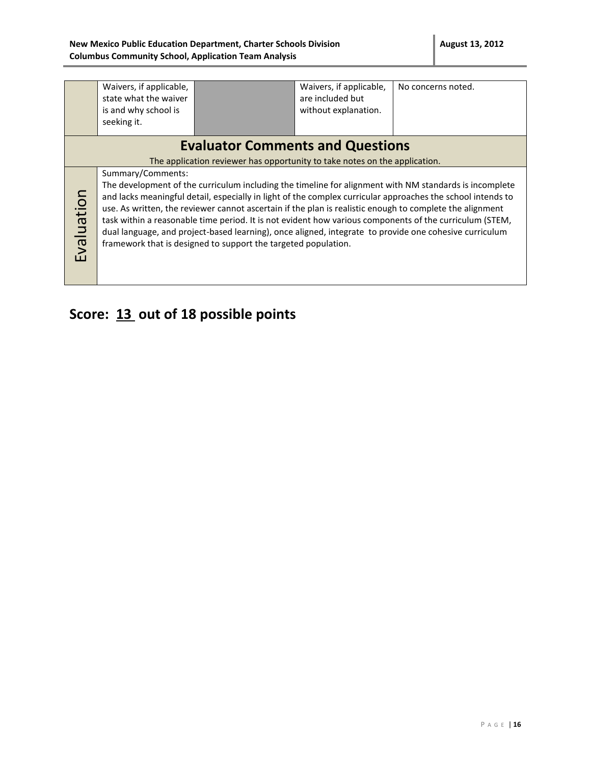|  | Waivers, if applicable, state what the waiver is and why school is seeking it. |  | Waivers, if applicable, are included but without explanation. | No concerns noted. |
|---|---|---|---|---|

## Evaluator Comments and Questions

The application reviewer has opportunity to take notes on the application.

| Evaluation | Summary/Comments:<br>The development of the curriculum including the timeline for alignment with NM standards is incomplete and lacks meaningful detail, especially in light of the complex curricular approaches the school intends to use. As written, the reviewer cannot ascertain if the plan is realistic enough to complete the alignment task within a reasonable time period. It is not evident how various components of the curriculum (STEM, dual language, and project-based learning), once aligned, integrate to provide one cohesive curriculum framework that is designed to support the targeted population. |
|---|---|

## Score: 13 out of 18 possible points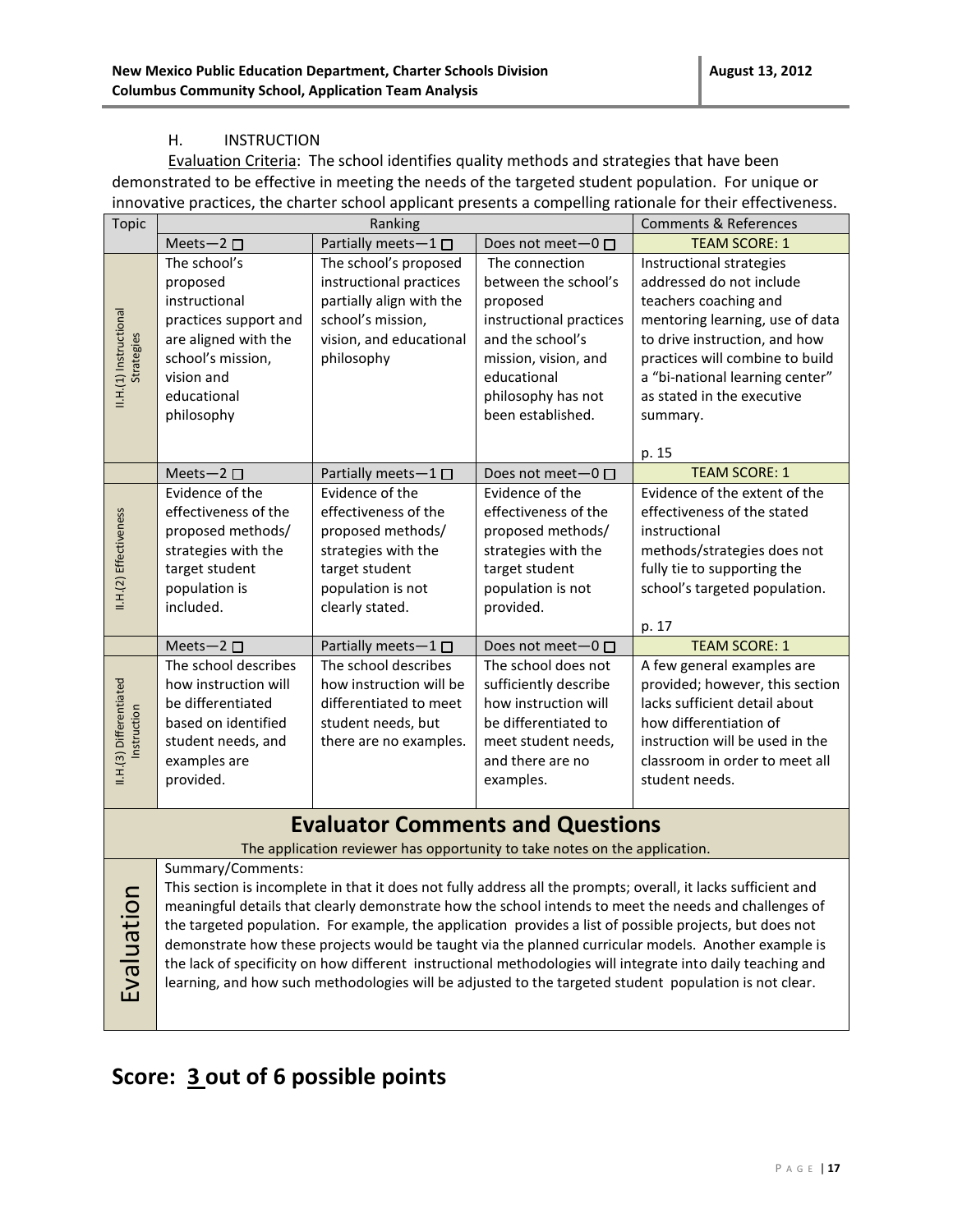### H. INSTRUCTION

Evaluation Criteria: The school identifies quality methods and strategies that have been demonstrated to be effective in meeting the needs of the targeted student population. For unique or innovative practices, the charter school applicant presents a compelling rationale for their effectiveness.

| Topic | Ranking | | | Comments & References |
|---|---|---|---|---|
| | Meets—2 ☐ | Partially meets—1 ☐ | Does not meet—0 ☐ | TEAM SCORE: 1 |
| II.H.(1) Instructional Strategies | The school's proposed instructional practices support and are aligned with the school's mission, vision and educational philosophy | The school's proposed instructional practices partially align with the school's mission, vision, and educational philosophy | The connection between the school's proposed instructional practices and the school's mission, vision, and educational philosophy has not been established. | Instructional strategies addressed do not include teachers coaching and mentoring learning, use of data to drive instruction, and how practices will combine to build a "bi-national learning center" as stated in the executive summary.<br><br>p. 15 |
| | Meets—2 ☐ | Partially meets—1 ☐ | Does not meet—0 ☐ | TEAM SCORE: 1 |
| II.H.(2) Effectiveness | Evidence of the effectiveness of the proposed methods/ strategies with the target student population is included. | Evidence of the effectiveness of the proposed methods/ strategies with the target student population is not clearly stated. | Evidence of the effectiveness of the proposed methods/ strategies with the target student population is not provided. | Evidence of the extent of the effectiveness of the stated instructional methods/strategies does not fully tie to supporting the school's targeted population.<br><br>p. 17 |
| | Meets—2 ☐ | Partially meets—1 ☐ | Does not meet—0 ☐ | TEAM SCORE: 1 |
| II.H.(3) Differentiated Instruction | The school describes how instruction will be differentiated based on identified student needs, and examples are provided. | The school describes how instruction will be differentiated to meet student needs, but there are no examples. | The school does not sufficiently describe how instruction will be differentiated to meet student needs, and there are no examples. | A few general examples are provided; however, this section lacks sufficient detail about how differentiation of instruction will be used in the classroom in order to meet all student needs. |

## Evaluator Comments and Questions

The application reviewer has opportunity to take notes on the application.

**Evaluation**

Summary/Comments:

This section is incomplete in that it does not fully address all the prompts; overall, it lacks sufficient and meaningful details that clearly demonstrate how the school intends to meet the needs and challenges of the targeted population. For example, the application provides a list of possible projects, but does not demonstrate how these projects would be taught via the planned curricular models. Another example is the lack of specificity on how different instructional methodologies will integrate into daily teaching and learning, and how such methodologies will be adjusted to the targeted student population is not clear.

## Score: 3 out of 6 possible points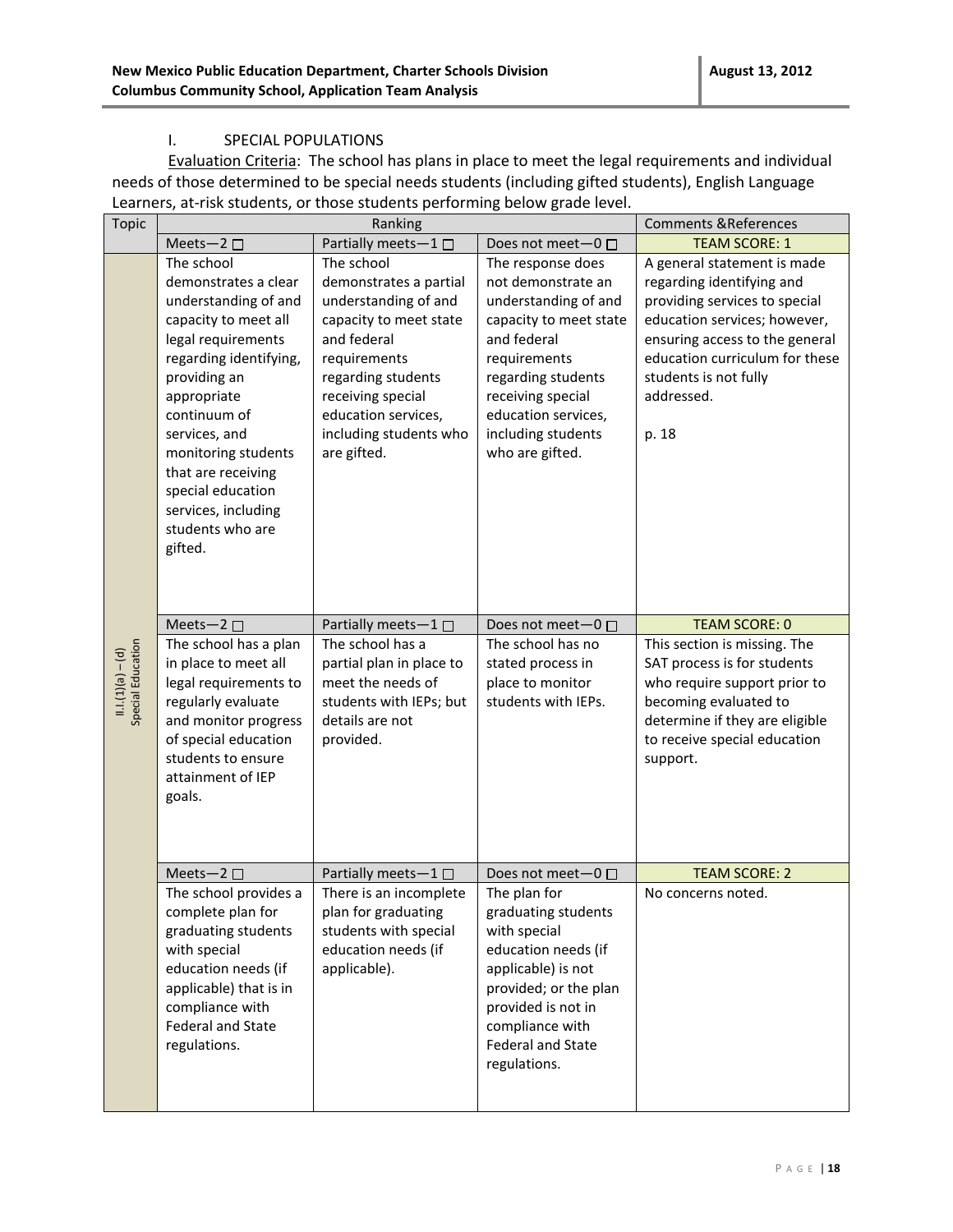## I. SPECIAL POPULATIONS

Evaluation Criteria: The school has plans in place to meet the legal requirements and individual needs of those determined to be special needs students (including gifted students), English Language Learners, at-risk students, or those students performing below grade level.

| Topic | Ranking | | | Comments &References |
|---|---|---|---|---|
| | Meets—2 ☐ | Partially meets—1 ☐ | Does not meet—0 ☐ | TEAM SCORE: 1 |
| II.I.(1)(a) – (d) Special Education | The school demonstrates a clear understanding of and capacity to meet all legal requirements regarding identifying, providing an appropriate continuum of services, and monitoring students that are receiving special education services, including students who are gifted. | The school demonstrates a partial understanding of and capacity to meet state and federal requirements regarding students receiving special education services, including students who are gifted. | The response does not demonstrate an understanding of and capacity to meet state and federal requirements regarding students receiving special education services, including students who are gifted. | A general statement is made regarding identifying and providing services to special education services; however, ensuring access to the general education curriculum for these students is not fully addressed.<br><br>p. 18 |
| | Meets—2 ☐ | Partially meets—1 ☐ | Does not meet—0 ☐ | TEAM SCORE: 0 |
| | The school has a plan in place to meet all legal requirements to regularly evaluate and monitor progress of special education students to ensure attainment of IEP goals. | The school has a partial plan in place to meet the needs of students with IEPs; but details are not provided. | The school has no stated process in place to monitor students with IEPs. | This section is missing. The SAT process is for students who require support prior to becoming evaluated to determine if they are eligible to receive special education support. |
| | Meets—2 ☐ | Partially meets—1 ☐ | Does not meet—0 ☐ | TEAM SCORE: 2 |
| | The school provides a complete plan for graduating students with special education needs (if applicable) that is in compliance with Federal and State regulations. | There is an incomplete plan for graduating students with special education needs (if applicable). | The plan for graduating students with special education needs (if applicable) is not provided; or the plan provided is not in compliance with Federal and State regulations. | No concerns noted. |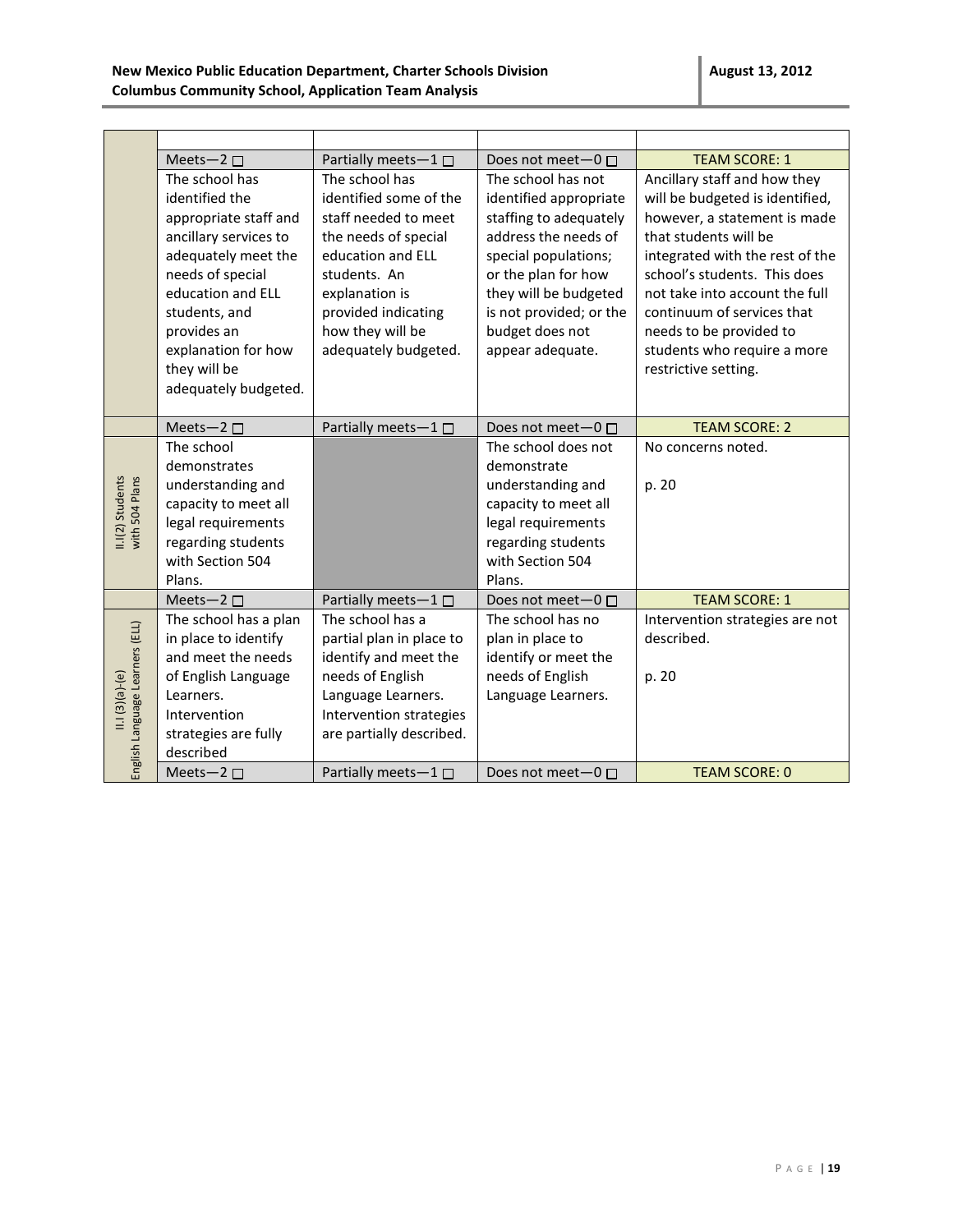| | | | | |
|---|---|---|---|---|
| | Meets—2 ☐ | Partially meets—1 ☐ | Does not meet—0 ☐ | TEAM SCORE: 1 |
| | The school has identified the appropriate staff and ancillary services to adequately meet the needs of special education and ELL students, and provides an explanation for how they will be adequately budgeted. | The school has identified some of the staff needed to meet the needs of special education and ELL students. An explanation is provided indicating how they will be adequately budgeted. | The school has not identified appropriate staffing to adequately address the needs of special populations; or the plan for how they will be budgeted is not provided; or the budget does not appear adequate. | Ancillary staff and how they will be budgeted is identified, however, a statement is made that students will be integrated with the rest of the school's students. This does not take into account the full continuum of services that needs to be provided to students who require a more restrictive setting. |
| | Meets—2 ☐ | Partially meets—1 ☐ | Does not meet—0 ☐ | TEAM SCORE: 2 |
| II.I(2) Students with 504 Plans | The school demonstrates understanding and capacity to meet all legal requirements regarding students with Section 504 Plans. | | The school does not demonstrate understanding and capacity to meet all legal requirements regarding students with Section 504 Plans. | No concerns noted.<br><br>p. 20 |
| | Meets—2 ☐ | Partially meets—1 ☐ | Does not meet—0 ☐ | TEAM SCORE: 1 |
| II.I (3)(a)-(e) English Language Learners (ELL) | The school has a plan in place to identify and meet the needs of English Language Learners. Intervention strategies are fully described | The school has a partial plan in place to identify and meet the needs of English Language Learners. Intervention strategies are partially described. | The school has no plan in place to identify or meet the needs of English Language Learners. | Intervention strategies are not described.<br><br>p. 20 |
| | Meets—2 ☐ | Partially meets—1 ☐ | Does not meet—0 ☐ | TEAM SCORE: 0 |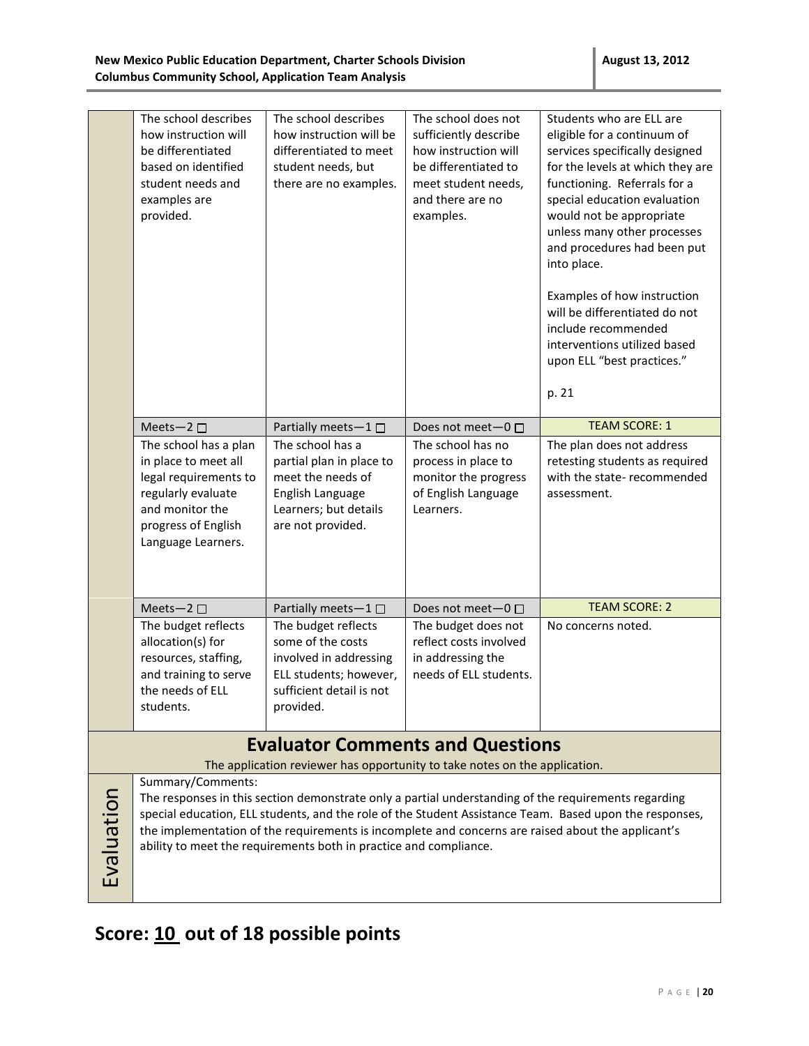| | Meets—2 ☐ | Partially meets—1 ☐ | Does not meet—0 ☐ | |
|---|---|---|---|---|
| | The school describes how instruction will be differentiated based on identified student needs and examples are provided. | The school describes how instruction will be differentiated to meet student needs, but there are no examples. | The school does not sufficiently describe how instruction will be differentiated to meet student needs, and there are no examples. | Students who are ELL are eligible for a continuum of services specifically designed for the levels at which they are functioning. Referrals for a special education evaluation would not be appropriate unless many other processes and procedures had been put into place.<br><br>Examples of how instruction will be differentiated do not include recommended interventions utilized based upon ELL "best practices."<br><br>p. 21 |
| | Meets—2 ☐ | Partially meets—1 ☐ | Does not meet—0 ☐ | TEAM SCORE: 1 |
| | The school has a plan in place to meet all legal requirements to regularly evaluate and monitor the progress of English Language Learners. | The school has a partial plan in place to meet the needs of English Language Learners; but details are not provided. | The school has no process in place to monitor the progress of English Language Learners. | The plan does not address retesting students as required with the state- recommended assessment. |
| | Meets—2 ☐ | Partially meets—1 ☐ | Does not meet—0 ☐ | TEAM SCORE: 2 |
| | The budget reflects allocation(s) for resources, staffing, and training to serve the needs of ELL students. | The budget reflects some of the costs involved in addressing ELL students; however, sufficient detail is not provided. | The budget does not reflect costs involved in addressing the needs of ELL students. | No concerns noted. |

## Evaluator Comments and Questions

The application reviewer has opportunity to take notes on the application.

**Evaluation**

Summary/Comments:

The responses in this section demonstrate only a partial understanding of the requirements regarding special education, ELL students, and the role of the Student Assistance Team. Based upon the responses, the implementation of the requirements is incomplete and concerns are raised about the applicant's ability to meet the requirements both in practice and compliance.

# Score: 10 out of 18 possible points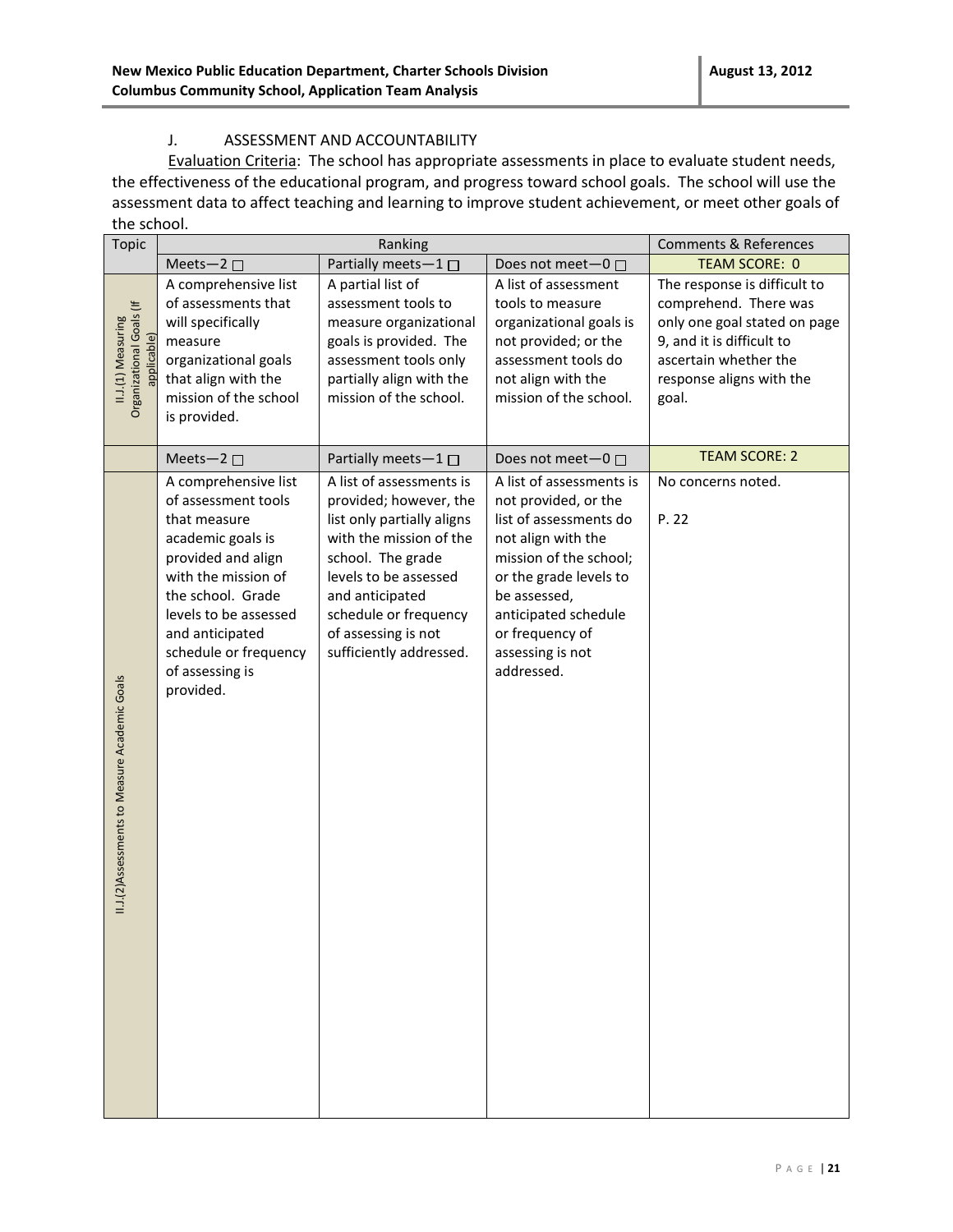## J. ASSESSMENT AND ACCOUNTABILITY

Evaluation Criteria: The school has appropriate assessments in place to evaluate student needs, the effectiveness of the educational program, and progress toward school goals. The school will use the assessment data to affect teaching and learning to improve student achievement, or meet other goals of the school.

| Topic | Ranking | | | Comments & References |
|---|---|---|---|---|
| | Meets—2 ☐ | Partially meets—1 ☐ | Does not meet—0 ☐ | TEAM SCORE: 0 |
| II.J.(1) Measuring Organizational Goals (If applicable) | A comprehensive list of assessments that will specifically measure organizational goals that align with the mission of the school is provided. | A partial list of assessment tools to measure organizational goals is provided. The assessment tools only partially align with the mission of the school. | A list of assessment tools to measure organizational goals is not provided; or the assessment tools do not align with the mission of the school. | The response is difficult to comprehend. There was only one goal stated on page 9, and it is difficult to ascertain whether the response aligns with the goal. |
| | Meets—2 ☐ | Partially meets—1 ☐ | Does not meet—0 ☐ | TEAM SCORE: 2 |
| II.J.(2)Assessments to Measure Academic Goals | A comprehensive list of assessment tools that measure academic goals is provided and align with the mission of the school. Grade levels to be assessed and anticipated schedule or frequency of assessing is provided. | A list of assessments is provided; however, the list only partially aligns with the mission of the school. The grade levels to be assessed and anticipated schedule or frequency of assessing is not sufficiently addressed. | A list of assessments is not provided, or the list of assessments do not align with the mission of the school; or the grade levels to be assessed, anticipated schedule or frequency of assessing is not addressed. | No concerns noted.<br><br>P. 22 |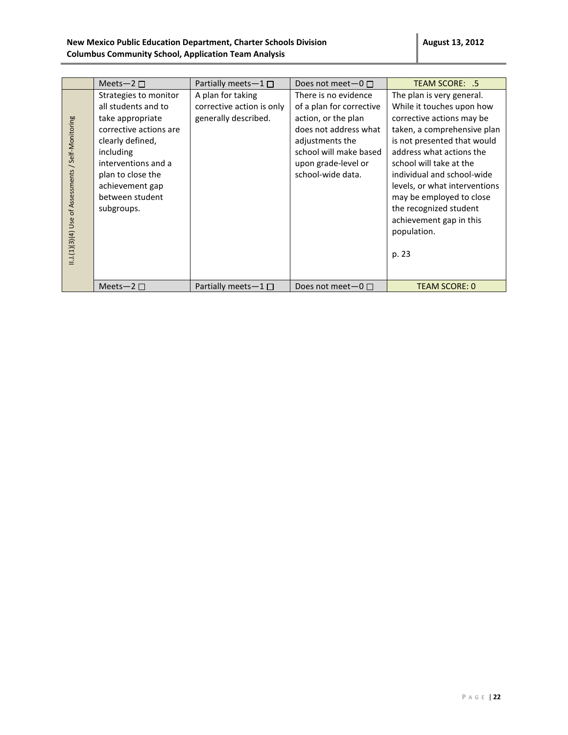| | Meets—2 ☐ | Partially meets—1 ☐ | Does not meet—0 ☐ | TEAM SCORE: .5 |
|---|---|---|---|---|
| II.J.(1)(3)(4) Use of Assessments / Self-Monitoring | Strategies to monitor all students and to take appropriate corrective actions are clearly defined, including interventions and a plan to close the achievement gap between student subgroups. | A plan for taking corrective action is only generally described. | There is no evidence of a plan for corrective action, or the plan does not address what adjustments the school will make based upon grade-level or school-wide data. | The plan is very general. While it touches upon how corrective actions may be taken, a comprehensive plan is not presented that would address what actions the school will take at the individual and school-wide levels, or what interventions may be employed to close the recognized student achievement gap in this population.<br><br>p. 23 |
| | Meets—2 ☐ | Partially meets—1 ☐ | Does not meet—0 ☐ | TEAM SCORE: 0 |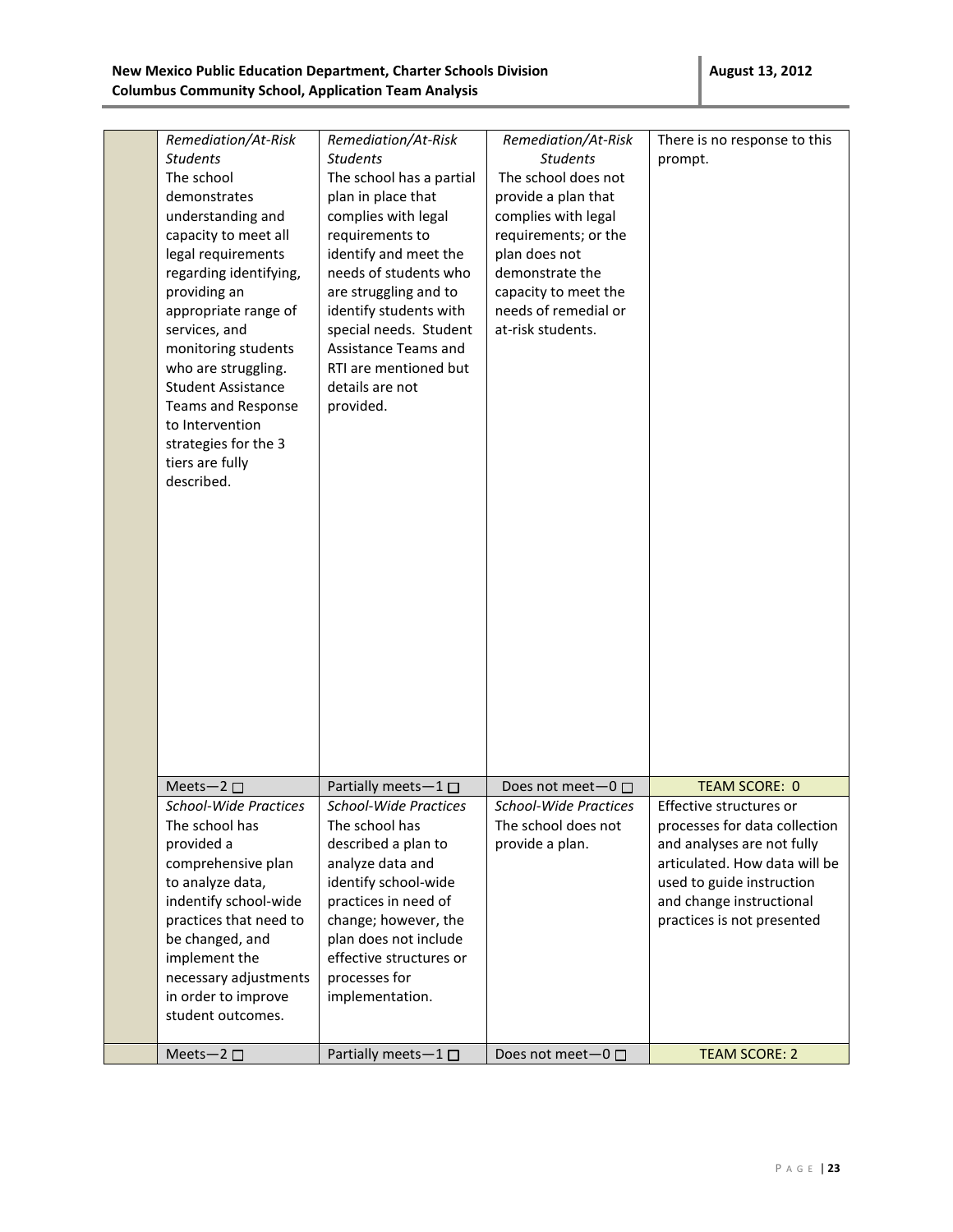| | | | | |
|---|---|---|---|---|
| | *Remediation/At-Risk Students* The school demonstrates understanding and capacity to meet all legal requirements regarding identifying, providing an appropriate range of services, and monitoring students who are struggling. Student Assistance Teams and Response to Intervention strategies for the 3 tiers are fully described. | *Remediation/At-Risk Students* The school has a partial plan in place that complies with legal requirements to identify and meet the needs of students who are struggling and to identify students with special needs. Student Assistance Teams and RTI are mentioned but details are not provided. | *Remediation/At-Risk Students* The school does not provide a plan that complies with legal requirements; or the plan does not demonstrate the capacity to meet the needs of remedial or at-risk students. | There is no response to this prompt. |
| | Meets—2 ☐ | Partially meets—1 ☐ | Does not meet—0 ☐ | TEAM SCORE: 0 |
| | *School-Wide Practices* The school has provided a comprehensive plan to analyze data, indentify school-wide practices that need to be changed, and implement the necessary adjustments in order to improve student outcomes. | *School-Wide Practices* The school has described a plan to analyze data and identify school-wide practices in need of change; however, the plan does not include effective structures or processes for implementation. | *School-Wide Practices* The school does not provide a plan. | Effective structures or processes for data collection and analyses are not fully articulated. How data will be used to guide instruction and change instructional practices is not presented |
| | Meets—2 ☐ | Partially meets—1 ☐ | Does not meet—0 ☐ | TEAM SCORE: 2 |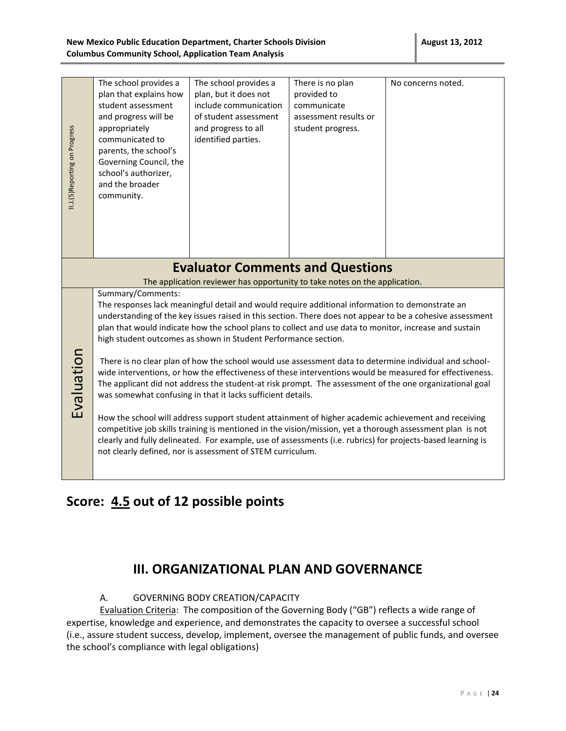| II.J.(5)Reporting on Progress | The school provides a plan that explains how student assessment and progress will be appropriately communicated to parents, the school's Governing Council, the school's authorizer, and the broader community. | The school provides a plan, but it does not include communication of student assessment and progress to all identified parties. | There is no plan provided to communicate assessment results or student progress. | No concerns noted. |
|---|---|---|---|---|

## Evaluator Comments and Questions

The application reviewer has opportunity to take notes on the application.

| Evaluation | Summary/Comments:<br>The responses lack meaningful detail and would require additional information to demonstrate an understanding of the key issues raised in this section. There does not appear to be a cohesive assessment plan that would indicate how the school plans to collect and use data to monitor, increase and sustain high student outcomes as shown in Student Performance section.<br><br>There is no clear plan of how the school would use assessment data to determine individual and school-wide interventions, or how the effectiveness of these interventions would be measured for effectiveness. The applicant did not address the student-at risk prompt. The assessment of the one organizational goal was somewhat confusing in that it lacks sufficient details.<br><br>How the school will address support student attainment of higher academic achievement and receiving competitive job skills training is mentioned in the vision/mission, yet a thorough assessment plan is not clearly and fully delineated. For example, use of assessments (i.e. rubrics) for projects-based learning is not clearly defined, nor is assessment of STEM curriculum. |
|---|---|

## Score: 4.5 out of 12 possible points

## III. ORGANIZATIONAL PLAN AND GOVERNANCE

A. GOVERNING BODY CREATION/CAPACITY

Evaluation Criteria: The composition of the Governing Body ("GB") reflects a wide range of expertise, knowledge and experience, and demonstrates the capacity to oversee a successful school (i.e., assure student success, develop, implement, oversee the management of public funds, and oversee the school's compliance with legal obligations)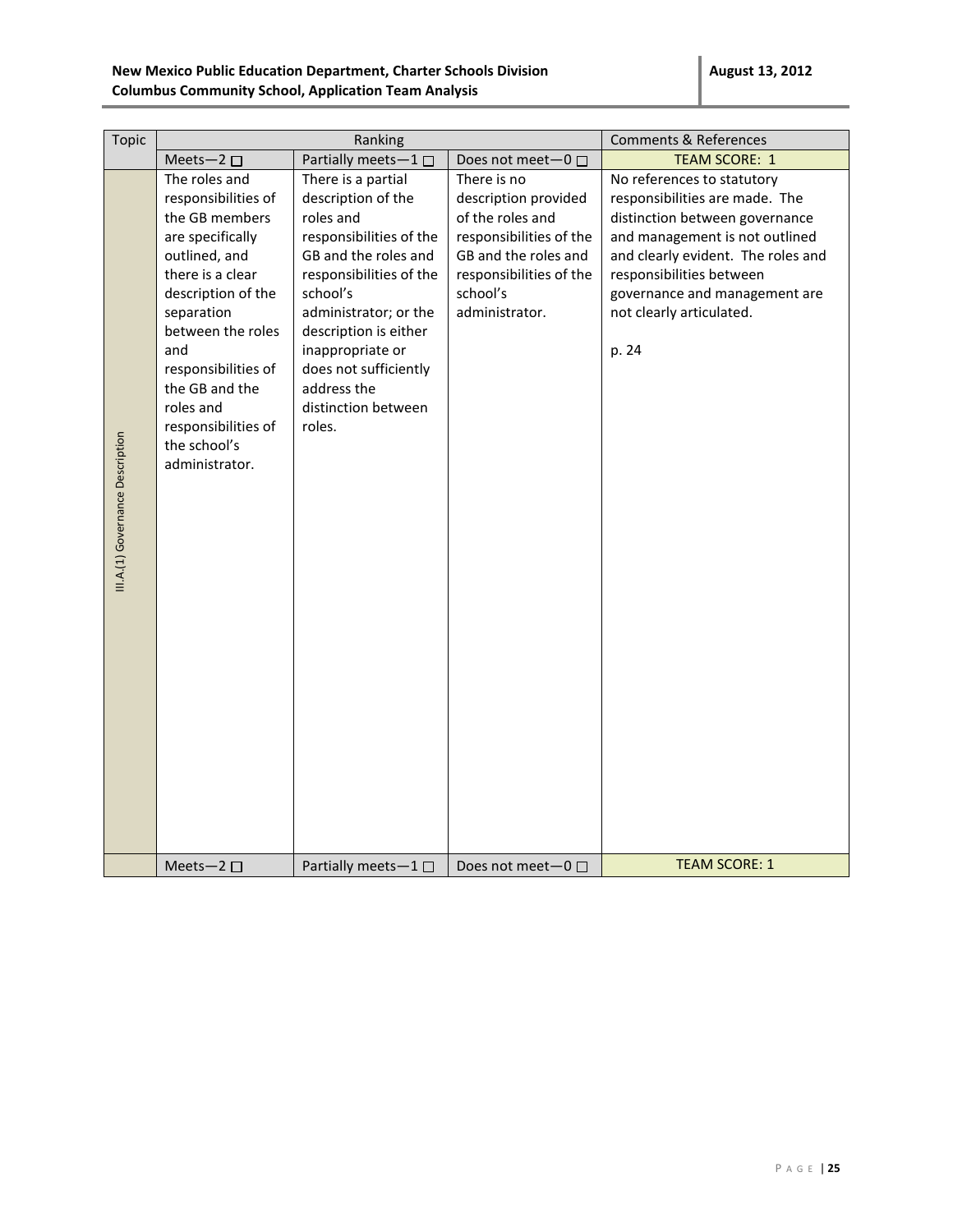| Topic | Ranking | | | Comments & References |
|---|---|---|---|---|
| | Meets—2 ☐ | Partially meets—1 ☐ | Does not meet—0 ☐ | TEAM SCORE: 1 |
| III.A.(1) Governance Description | The roles and responsibilities of the GB members are specifically outlined, and there is a clear description of the separation between the roles and responsibilities of the GB and the roles and responsibilities of the school's administrator. | There is a partial description of the roles and responsibilities of the GB and the roles and responsibilities of the school's administrator; or the description is either inappropriate or does not sufficiently address the distinction between roles. | There is no description provided of the roles and responsibilities of the GB and the roles and responsibilities of the school's administrator. | No references to statutory responsibilities are made. The distinction between governance and management is not outlined and clearly evident. The roles and responsibilities between governance and management are not clearly articulated.<br><br>p. 24 |
| | Meets—2 ☐ | Partially meets—1 ☐ | Does not meet—0 ☐ | TEAM SCORE: 1 |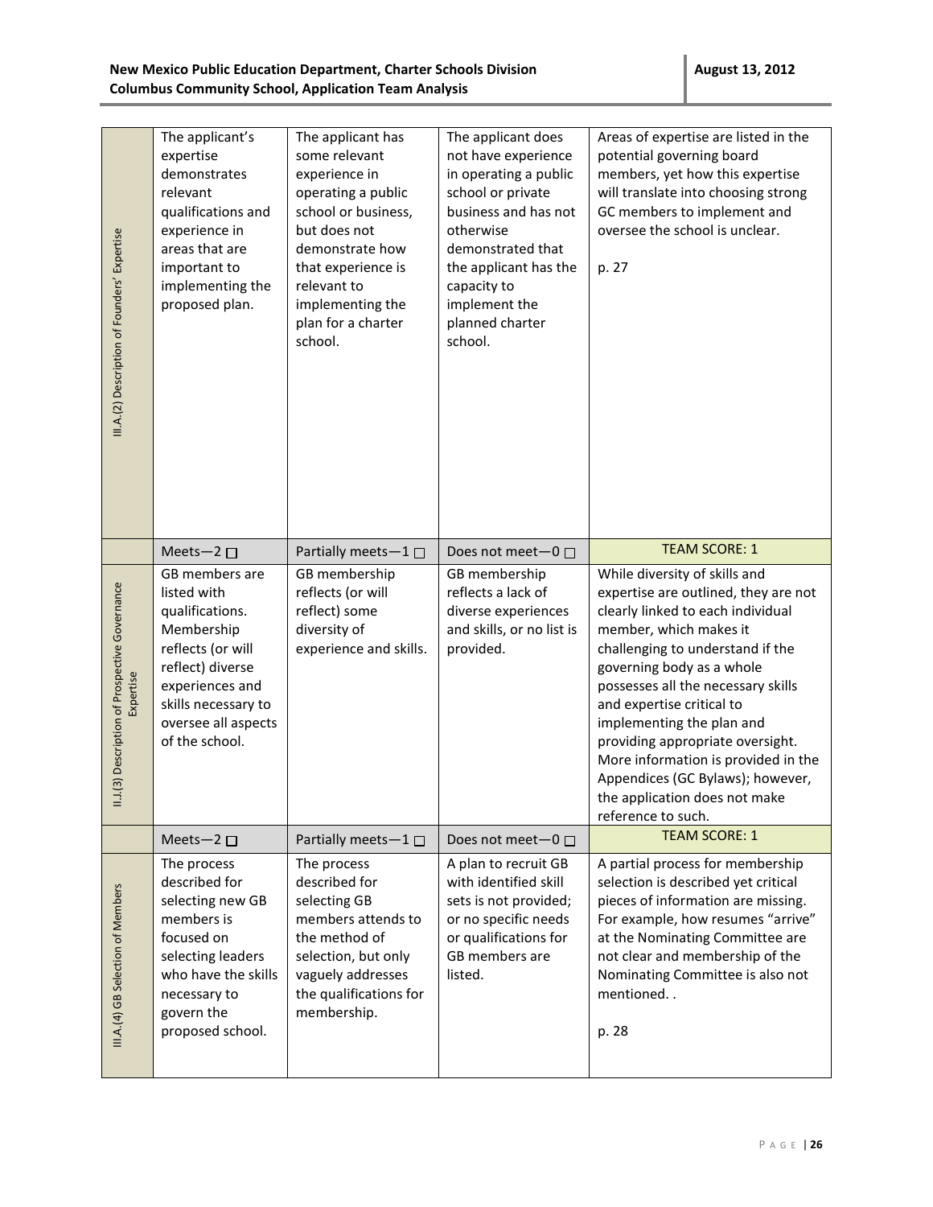| | | | | |
|---|---|---|---|---|
| III.A.(2) Description of Founders' Expertise | The applicant's expertise demonstrates relevant qualifications and experience in areas that are important to implementing the proposed plan. | The applicant has some relevant experience in operating a public school or business, but does not demonstrate how that experience is relevant to implementing the plan for a charter school. | The applicant does not have experience in operating a public school or private business and has not otherwise demonstrated that the applicant has the capacity to implement the planned charter school. | Areas of expertise are listed in the potential governing board members, yet how this expertise will translate into choosing strong GC members to implement and oversee the school is unclear.<br><br>p. 27 |
| | Meets—2 ☐ | Partially meets—1 ☐ | Does not meet—0 ☐ | TEAM SCORE: 1 |
| II.J.(3) Description of Prospective Governance Expertise | GB members are listed with qualifications. Membership reflects (or will reflect) diverse experiences and skills necessary to oversee all aspects of the school. | GB membership reflects (or will reflect) some diversity of experience and skills. | GB membership reflects a lack of diverse experiences and skills, or no list is provided. | While diversity of skills and expertise are outlined, they are not clearly linked to each individual member, which makes it challenging to understand if the governing body as a whole possesses all the necessary skills and expertise critical to implementing the plan and providing appropriate oversight. More information is provided in the Appendices (GC Bylaws); however, the application does not make reference to such. |
| | Meets—2 ☐ | Partially meets—1 ☐ | Does not meet—0 ☐ | TEAM SCORE: 1 |
| III.A.(4) GB Selection of Members | The process described for selecting new GB members is focused on selecting leaders who have the skills necessary to govern the proposed school. | The process described for selecting GB members attends to the method of selection, but only vaguely addresses the qualifications for membership. | A plan to recruit GB with identified skill sets is not provided; or no specific needs or qualifications for GB members are listed. | A partial process for membership selection is described yet critical pieces of information are missing. For example, how resumes "arrive" at the Nominating Committee are not clear and membership of the Nominating Committee is also not mentioned. .<br><br>p. 28 |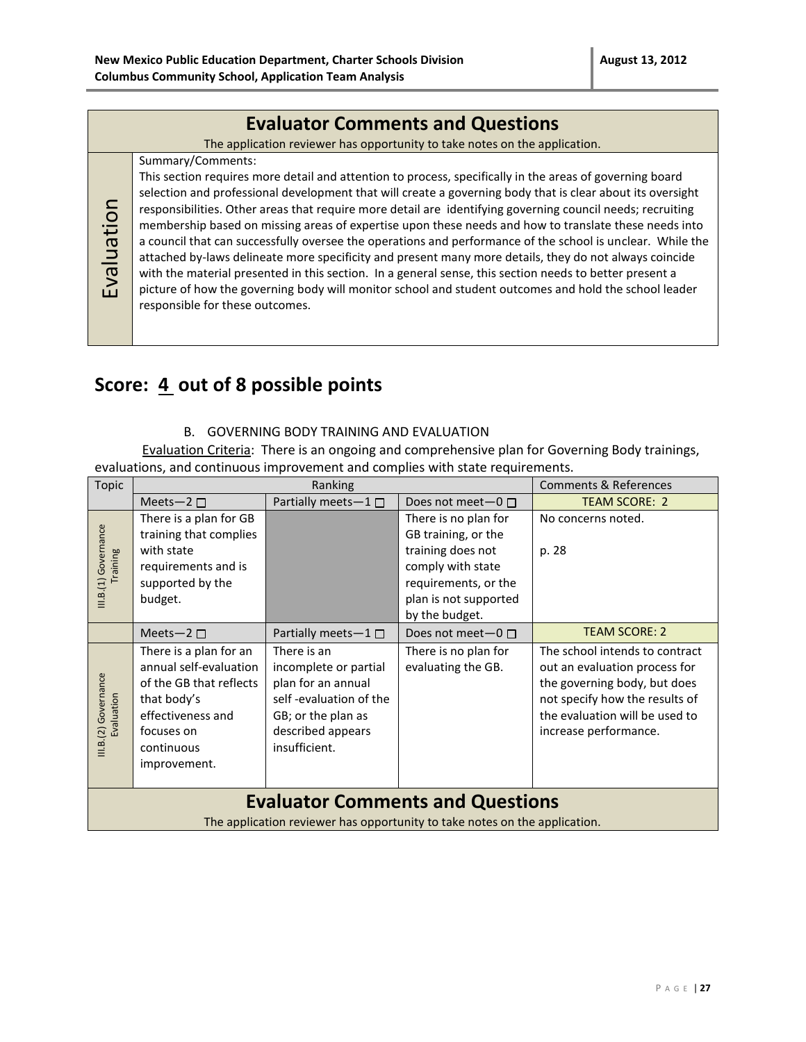| Evaluator Comments and Questions | |
|---|---|
| The application reviewer has opportunity to take notes on the application. | |
| Evaluation | Summary/Comments: This section requires more detail and attention to process, specifically in the areas of governing board selection and professional development that will create a governing body that is clear about its oversight responsibilities. Other areas that require more detail are identifying governing council needs; recruiting membership based on missing areas of expertise upon these needs and how to translate these needs into a council that can successfully oversee the operations and performance of the school is unclear. While the attached by-laws delineate more specificity and present many more details, they do not always coincide with the material presented in this section. In a general sense, this section needs to better present a picture of how the governing body will monitor school and student outcomes and hold the school leader responsible for these outcomes. |

## Score: 4 out of 8 possible points

B. GOVERNING BODY TRAINING AND EVALUATION

Evaluation Criteria: There is an ongoing and comprehensive plan for Governing Body trainings, evaluations, and continuous improvement and complies with state requirements.

| Topic | Ranking | | | Comments & References |
|---|---|---|---|---|
| | Meets—2 ☐ | Partially meets—1 ☐ | Does not meet—0 ☐ | TEAM SCORE: 2 |
| III.B.(1) Governance Training | There is a plan for GB training that complies with state requirements and is supported by the budget. | | There is no plan for GB training, or the training does not comply with state requirements, or the plan is not supported by the budget. | No concerns noted.<br><br>p. 28 |
| | Meets—2 ☐ | Partially meets—1 ☐ | Does not meet—0 ☐ | TEAM SCORE: 2 |
| III.B.(2) Governance Evaluation | There is a plan for an annual self-evaluation of the GB that reflects that body's effectiveness and focuses on continuous improvement. | There is an incomplete or partial plan for an annual self -evaluation of the GB; or the plan as described appears insufficient. | There is no plan for evaluating the GB. | The school intends to contract out an evaluation process for the governing body, but does not specify how the results of the evaluation will be used to increase performance. |

**Evaluator Comments and Questions**

The application reviewer has opportunity to take notes on the application.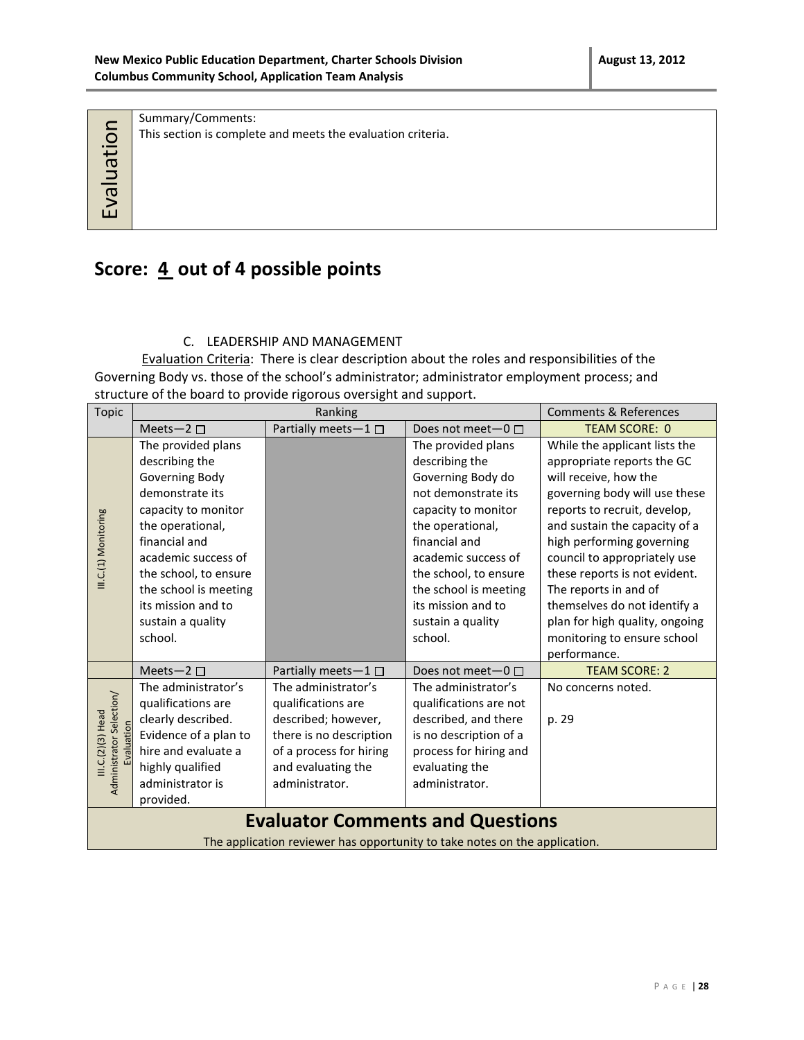| Evaluation | Summary/Comments: This section is complete and meets the evaluation criteria. |
|---|---|

## Score: 4 out of 4 possible points

C. LEADERSHIP AND MANAGEMENT

Evaluation Criteria: There is clear description about the roles and responsibilities of the Governing Body vs. those of the school's administrator; administrator employment process; and structure of the board to provide rigorous oversight and support.

| Topic | Ranking | | | Comments & References |
|---|---|---|---|---|
| | Meets—2 ☐ | Partially meets—1 ☐ | Does not meet—0 ☐ | TEAM SCORE: 0 |
| III.C.(1) Monitoring | The provided plans describing the Governing Body demonstrate its capacity to monitor the operational, financial and academic success of the school, to ensure the school is meeting its mission and to sustain a quality school. | | The provided plans describing the Governing Body do not demonstrate its capacity to monitor the operational, financial and academic success of the school, to ensure the school is meeting its mission and to sustain a quality school. | While the applicant lists the appropriate reports the GC will receive, how the governing body will use these reports to recruit, develop, and sustain the capacity of a high performing governing council to appropriately use these reports is not evident. The reports in and of themselves do not identify a plan for high quality, ongoing monitoring to ensure school performance. |
| | Meets—2 ☐ | Partially meets—1 ☐ | Does not meet—0 ☐ | TEAM SCORE: 2 |
| III.C.(2)(3) Head Administrator Selection/ Evaluation | The administrator's qualifications are clearly described. Evidence of a plan to hire and evaluate a highly qualified administrator is provided. | The administrator's qualifications are described; however, there is no description of a process for hiring and evaluating the administrator. | The administrator's qualifications are not described, and there is no description of a process for hiring and evaluating the administrator. | No concerns noted.<br><br>p. 29 |
| **Evaluator Comments and Questions**<br>The application reviewer has opportunity to take notes on the application. | | | | |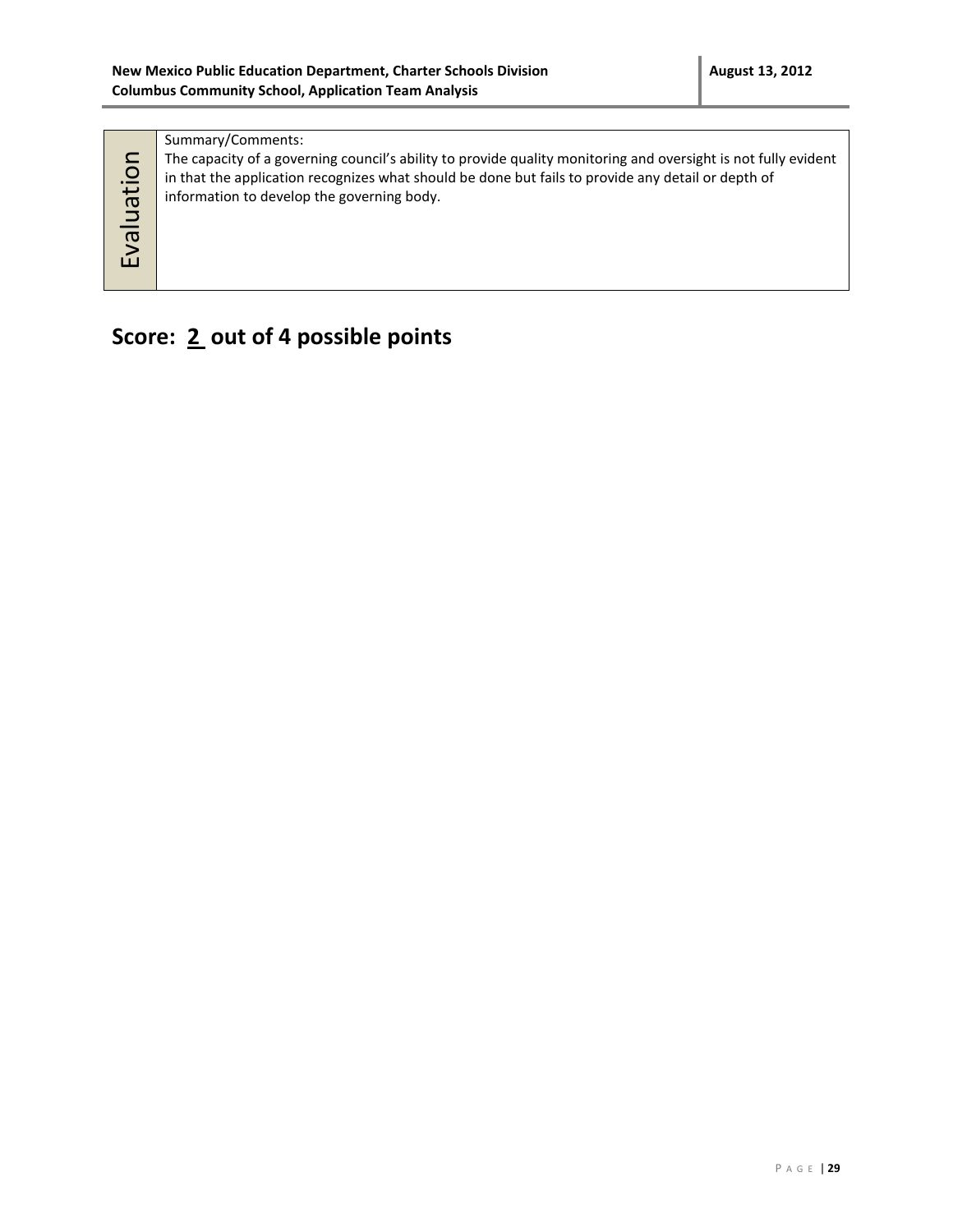| Evaluation | Summary/Comments: The capacity of a governing council's ability to provide quality monitoring and oversight is not fully evident in that the application recognizes what should be done but fails to provide any detail or depth of information to develop the governing body. |
|---|---|

## Score: 2 out of 4 possible points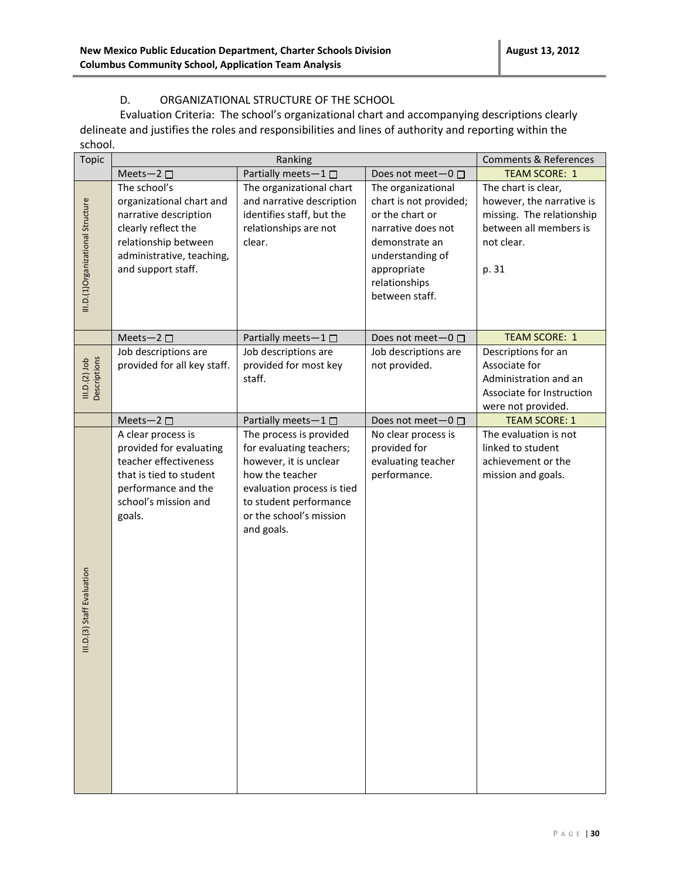D. ORGANIZATIONAL STRUCTURE OF THE SCHOOL

Evaluation Criteria: The school's organizational chart and accompanying descriptions clearly delineate and justifies the roles and responsibilities and lines of authority and reporting within the school.

| Topic | Ranking | | | Comments & References |
|---|---|---|---|---|
| | Meets—2 ☐ | Partially meets—1 ☐ | Does not meet—0 ☐ | TEAM SCORE: 1 |
| III.D.(1)Organizational Structure | The school's organizational chart and narrative description clearly reflect the relationship between administrative, teaching, and support staff. | The organizational chart and narrative description identifies staff, but the relationships are not clear. | The organizational chart is not provided; or the chart or narrative does not demonstrate an understanding of appropriate relationships between staff. | The chart is clear, however, the narrative is missing. The relationship between all members is not clear.<br><br>p. 31 |
| | Meets—2 ☐ | Partially meets—1 ☐ | Does not meet—0 ☐ | TEAM SCORE: 1 |
| III.D.(2) Job Descriptions | Job descriptions are provided for all key staff. | Job descriptions are provided for most key staff. | Job descriptions are not provided. | Descriptions for an Associate for Administration and an Associate for Instruction were not provided. |
| | Meets—2 ☐ | Partially meets—1 ☐ | Does not meet—0 ☐ | TEAM SCORE: 1 |
| III.D.(3) Staff Evaluation | A clear process is provided for evaluating teacher effectiveness that is tied to student performance and the school's mission and goals. | The process is provided for evaluating teachers; however, it is unclear how the teacher evaluation process is tied to student performance or the school's mission and goals. | No clear process is provided for evaluating teacher performance. | The evaluation is not linked to student achievement or the mission and goals. |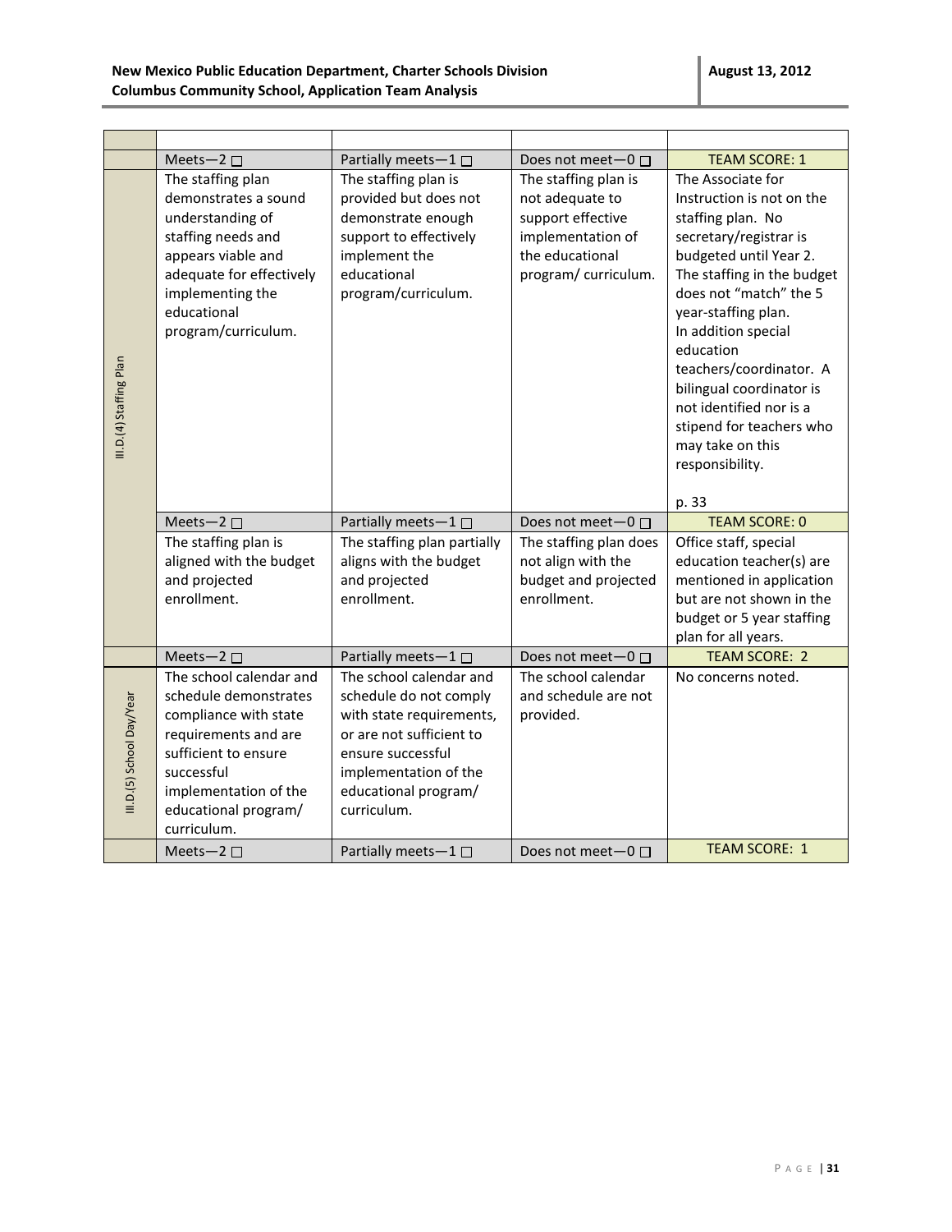| | | | | |
|---|---|---|---|---|
| | Meets—2 ☐ | Partially meets—1 ☐ | Does not meet—0 ☐ | TEAM SCORE: 1 |
| III.D.(4) Staffing Plan | The staffing plan demonstrates a sound understanding of staffing needs and appears viable and adequate for effectively implementing the educational program/curriculum. | The staffing plan is provided but does not demonstrate enough support to effectively implement the educational program/curriculum. | The staffing plan is not adequate to support effective implementation of the educational program/ curriculum. | The Associate for Instruction is not on the staffing plan. No secretary/registrar is budgeted until Year 2. The staffing in the budget does not "match" the 5 year-staffing plan. In addition special education teachers/coordinator. A bilingual coordinator is not identified nor is a stipend for teachers who may take on this responsibility.<br><br>p. 33 |
| | Meets—2 ☐ | Partially meets—1 ☐ | Does not meet—0 ☐ | TEAM SCORE: 0 |
| | The staffing plan is aligned with the budget and projected enrollment. | The staffing plan partially aligns with the budget and projected enrollment. | The staffing plan does not align with the budget and projected enrollment. | Office staff, special education teacher(s) are mentioned in application but are not shown in the budget or 5 year staffing plan for all years. |
| | Meets—2 ☐ | Partially meets—1 ☐ | Does not meet—0 ☐ | TEAM SCORE: 2 |
| III.D.(5) School Day/Year | The school calendar and schedule demonstrates compliance with state requirements and are sufficient to ensure successful implementation of the educational program/ curriculum. | The school calendar and schedule do not comply with state requirements, or are not sufficient to ensure successful implementation of the educational program/ curriculum. | The school calendar and schedule are not provided. | No concerns noted. |
| | Meets—2 ☐ | Partially meets—1 ☐ | Does not meet—0 ☐ | TEAM SCORE: 1 |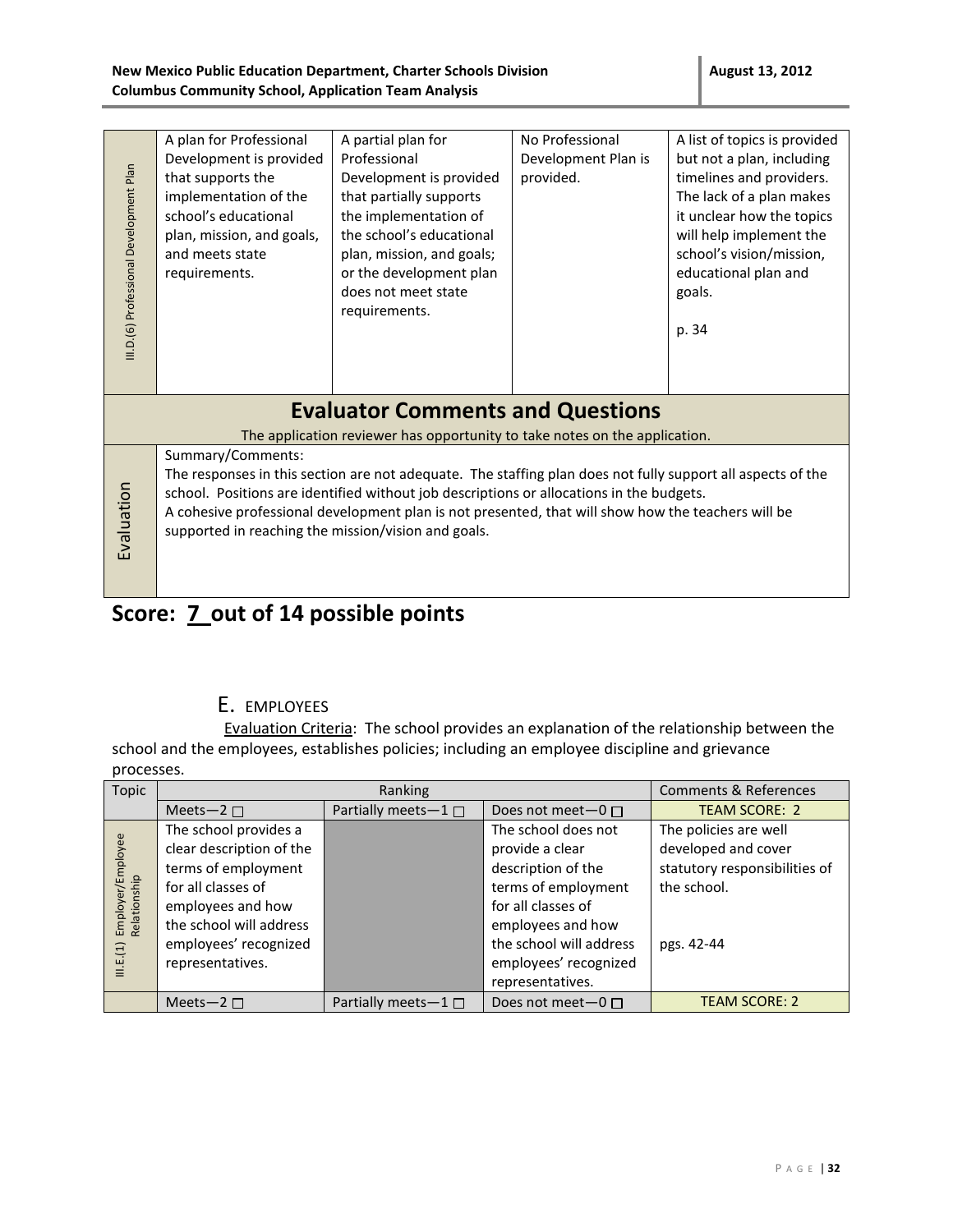| | | | | |
|---|---|---|---|---|
| III.D.(6) Professional Development Plan | A plan for Professional Development is provided that supports the implementation of the school's educational plan, mission, and goals, and meets state requirements. | A partial plan for Professional Development is provided that partially supports the implementation of the school's educational plan, mission, and goals; or the development plan does not meet state requirements. | No Professional Development Plan is provided. | A list of topics is provided but not a plan, including timelines and providers. The lack of a plan makes it unclear how the topics will help implement the school's vision/mission, educational plan and goals.<br><br>p. 34 |

## Evaluator Comments and Questions

The application reviewer has opportunity to take notes on the application.

| | |
|---|---|
| Evaluation | Summary/Comments:<br>The responses in this section are not adequate. The staffing plan does not fully support all aspects of the school. Positions are identified without job descriptions or allocations in the budgets.<br>A cohesive professional development plan is not presented, that will show how the teachers will be supported in reaching the mission/vision and goals. |

# Score: 7 out of 14 possible points

## E. EMPLOYEES

Evaluation Criteria: The school provides an explanation of the relationship between the school and the employees, establishes policies; including an employee discipline and grievance processes.

| Topic | Ranking | | | Comments & References |
|---|---|---|---|---|
| | Meets—2 ☐ | Partially meets—1 ☐ | Does not meet—0 ☐ | TEAM SCORE: 2 |
| III.E.(1) Employer/Employee Relationship | The school provides a clear description of the terms of employment for all classes of employees and how the school will address employees' recognized representatives. | | The school does not provide a clear description of the terms of employment for all classes of employees and how the school will address employees' recognized representatives. | The policies are well developed and cover statutory responsibilities of the school.<br><br>pgs. 42-44 |
| | Meets—2 ☐ | Partially meets—1 ☐ | Does not meet—0 ☐ | TEAM SCORE: 2 |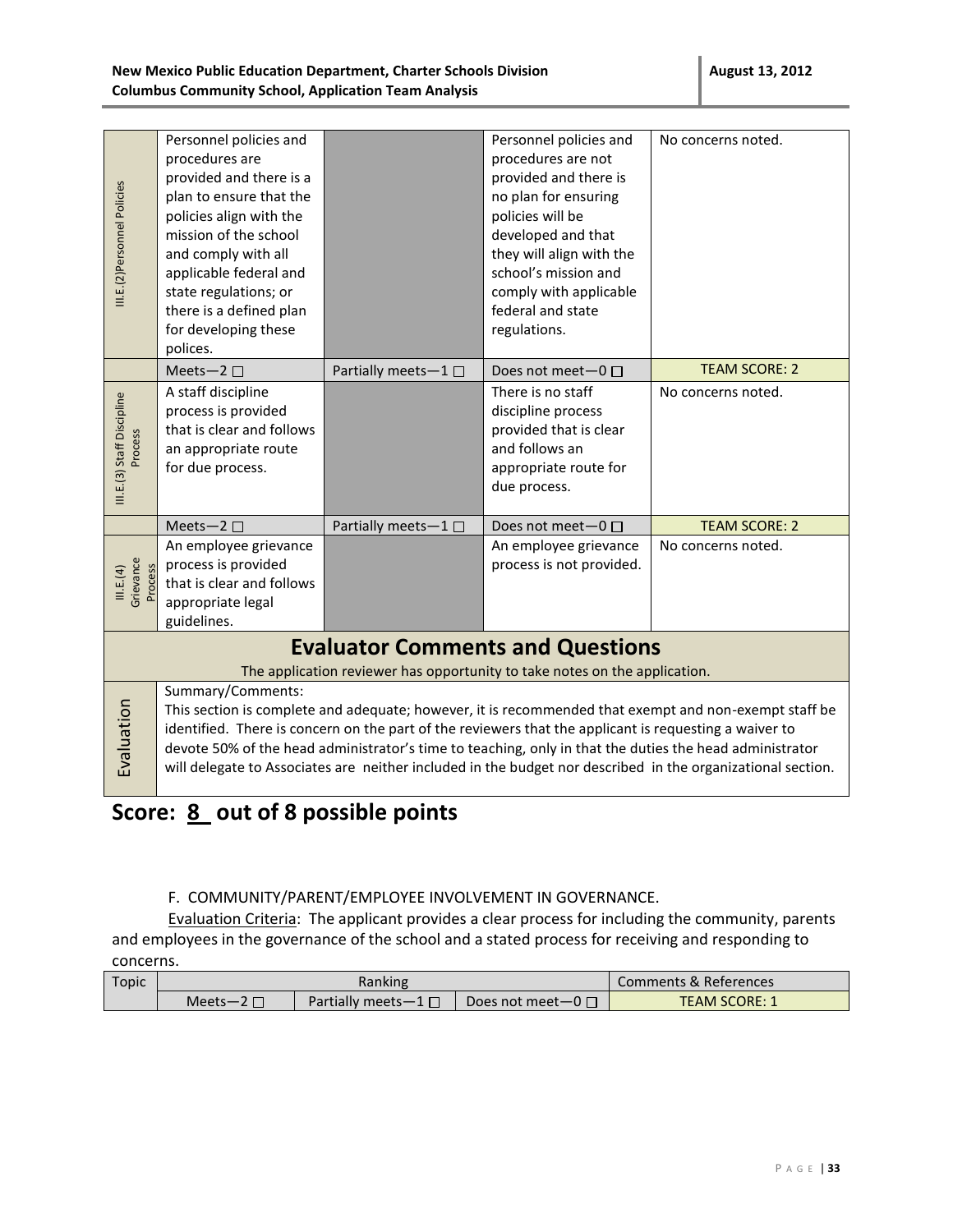| III.E.(2)Personnel Policies | Personnel policies and procedures are provided and there is a plan to ensure that the policies align with the mission of the school and comply with all applicable federal and state regulations; or there is a defined plan for developing these polices. | | Personnel policies and procedures are not provided and there is no plan for ensuring policies will be developed and that they will align with the school's mission and comply with applicable federal and state regulations. | No concerns noted. |
|---|---|---|---|---|
| | Meets—2 ☐ | Partially meets—1 ☐ | Does not meet—0 ☐ | TEAM SCORE: 2 |
| III.E.(3) Staff Discipline Process | A staff discipline process is provided that is clear and follows an appropriate route for due process. | | There is no staff discipline process provided that is clear and follows an appropriate route for due process. | No concerns noted. |
| | Meets—2 ☐ | Partially meets—1 ☐ | Does not meet—0 ☐ | TEAM SCORE: 2 |
| III.E.(4) Grievance Process | An employee grievance process is provided that is clear and follows appropriate legal guidelines. | | An employee grievance process is not provided. | No concerns noted. |

## Evaluator Comments and Questions

The application reviewer has opportunity to take notes on the application.

| Evaluation | Summary/Comments: This section is complete and adequate; however, it is recommended that exempt and non-exempt staff be identified. There is concern on the part of the reviewers that the applicant is requesting a waiver to devote 50% of the head administrator's time to teaching, only in that the duties the head administrator will delegate to Associates are neither included in the budget nor described in the organizational section. |
|---|---|

# Score: 8 out of 8 possible points

F. COMMUNITY/PARENT/EMPLOYEE INVOLVEMENT IN GOVERNANCE.

Evaluation Criteria: The applicant provides a clear process for including the community, parents and employees in the governance of the school and a stated process for receiving and responding to concerns.

| Topic | Ranking | | | Comments & References |
|---|---|---|---|---|
| | Meets—2 ☐ | Partially meets—1 ☐ | Does not meet—0 ☐ | TEAM SCORE: 1 |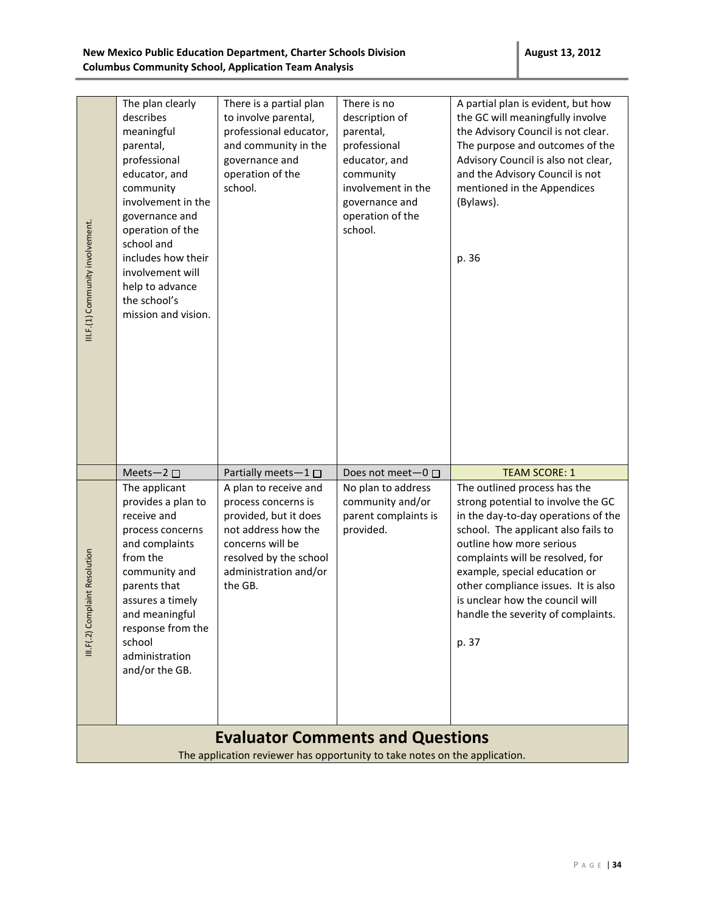| | | | | |
|---|---|---|---|---|
| III.F.(1) Community involvement. | The plan clearly describes meaningful parental, professional educator, and community involvement in the governance and operation of the school and includes how their involvement will help to advance the school's mission and vision. | There is a partial plan to involve parental, professional educator, and community in the governance and operation of the school. | There is no description of parental, professional educator, and community involvement in the governance and operation of the school. | A partial plan is evident, but how the GC will meaningfully involve the Advisory Council is not clear. The purpose and outcomes of the Advisory Council is also not clear, and the Advisory Council is not mentioned in the Appendices (Bylaws).<br><br>p. 36 |
| | Meets—2 ☐ | Partially meets—1 ☐ | Does not meet—0 ☐ | TEAM SCORE: 1 |
| III.F(.2) Complaint Resolution | The applicant provides a plan to receive and process concerns and complaints from the community and parents that assures a timely and meaningful response from the school administration and/or the GB. | A plan to receive and process concerns is provided, but it does not address how the concerns will be resolved by the school administration and/or the GB. | No plan to address community and/or parent complaints is provided. | The outlined process has the strong potential to involve the GC in the day-to-day operations of the school. The applicant also fails to outline how more serious complaints will be resolved, for example, special education or other compliance issues. It is also is unclear how the council will handle the severity of complaints.<br><br>p. 37 |

## Evaluator Comments and Questions

The application reviewer has opportunity to take notes on the application.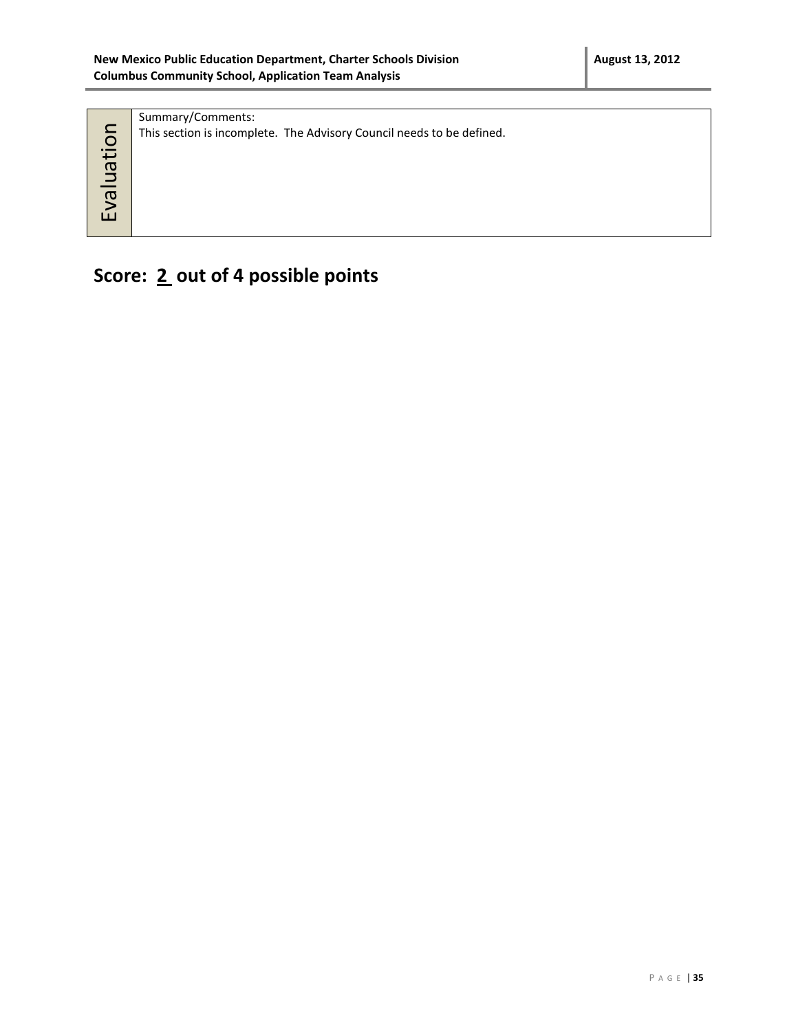| Evaluation | Summary/Comments:<br>This section is incomplete. The Advisory Council needs to be defined. |
|---|---|

## Score: 2 out of 4 possible points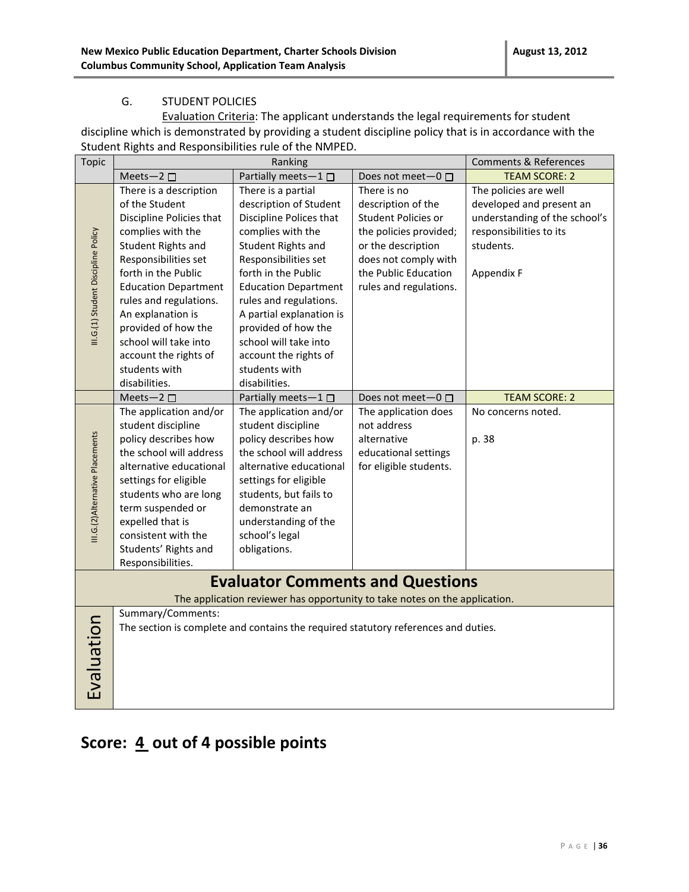G. STUDENT POLICIES

Evaluation Criteria: The applicant understands the legal requirements for student discipline which is demonstrated by providing a student discipline policy that is in accordance with the Student Rights and Responsibilities rule of the NMPED.

| Topic | Ranking | | | Comments & References |
|---|---|---|---|---|
| | Meets—2 ☐ | Partially meets—1 ☐ | Does not meet—0 ☐ | TEAM SCORE: 2 |
| III.G.(1) Student Discipline Policy | There is a description of the Student Discipline Policies that complies with the Student Rights and Responsibilities set forth in the Public Education Department rules and regulations. An explanation is provided of how the school will take into account the rights of students with disabilities. | There is a partial description of Student Discipline Polices that complies with the Student Rights and Responsibilities set forth in the Public Education Department rules and regulations. A partial explanation is provided of how the school will take into account the rights of students with disabilities. | There is no description of the Student Policies or the policies provided; or the description does not comply with the Public Education rules and regulations. | The policies are well developed and present an understanding of the school's responsibilities to its students.<br><br>Appendix F |
| | Meets—2 ☐ | Partially meets—1 ☐ | Does not meet—0 ☐ | TEAM SCORE: 2 |
| III.G.(2)Alternative Placements | The application and/or student discipline policy describes how the school will address alternative educational settings for eligible students who are long term suspended or expelled that is consistent with the Students' Rights and Responsibilities. | The application and/or student discipline policy describes how the school will address alternative educational settings for eligible students, but fails to demonstrate an understanding of the school's legal obligations. | The application does not address alternative educational settings for eligible students. | No concerns noted.<br><br>p. 38 |

## Evaluator Comments and Questions

The application reviewer has opportunity to take notes on the application.

| Evaluation | Summary/Comments:<br>The section is complete and contains the required statutory references and duties. |
|---|---|

## Score: 4 out of 4 possible points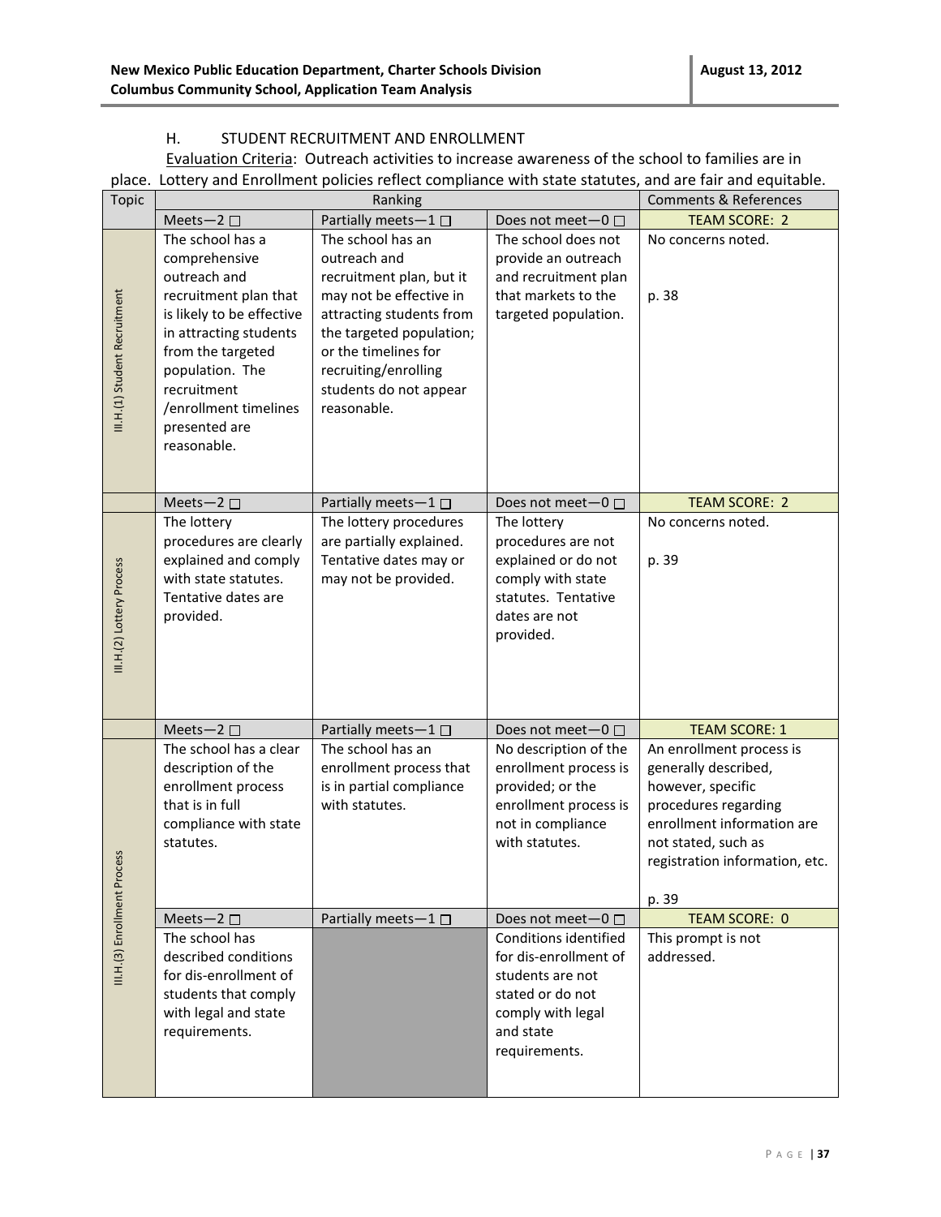## H. STUDENT RECRUITMENT AND ENROLLMENT

Evaluation Criteria: Outreach activities to increase awareness of the school to families are in place. Lottery and Enrollment policies reflect compliance with state statutes, and are fair and equitable.

| Topic | Ranking | | | Comments & References |
|---|---|---|---|---|
| | Meets—2 ☐ | Partially meets—1 ☐ | Does not meet—0 ☐ | TEAM SCORE: 2 |
| III.H.(1) Student Recruitment | The school has a comprehensive outreach and recruitment plan that is likely to be effective in attracting students from the targeted population. The recruitment /enrollment timelines presented are reasonable. | The school has an outreach and recruitment plan, but it may not be effective in attracting students from the targeted population; or the timelines for recruiting/enrolling students do not appear reasonable. | The school does not provide an outreach and recruitment plan that markets to the targeted population. | No concerns noted.<br><br>p. 38 |
| | Meets—2 ☐ | Partially meets—1 ☐ | Does not meet—0 ☐ | TEAM SCORE: 2 |
| III.H.(2) Lottery Process | The lottery procedures are clearly explained and comply with state statutes. Tentative dates are provided. | The lottery procedures are partially explained. Tentative dates may or may not be provided. | The lottery procedures are not explained or do not comply with state statutes. Tentative dates are not provided. | No concerns noted.<br><br>p. 39 |
| | Meets—2 ☐ | Partially meets—1 ☐ | Does not meet—0 ☐ | TEAM SCORE: 1 |
| III.H.(3) Enrollment Process | The school has a clear description of the enrollment process that is in full compliance with state statutes. | The school has an enrollment process that is in partial compliance with statutes. | No description of the enrollment process is provided; or the enrollment process is not in compliance with statutes. | An enrollment process is generally described, however, specific procedures regarding enrollment information are not stated, such as registration information, etc.<br><br>p. 39 |
| | Meets—2 ☐ | Partially meets—1 ☐ | Does not meet—0 ☐ | TEAM SCORE: 0 |
| | The school has described conditions for dis-enrollment of students that comply with legal and state requirements. | | Conditions identified for dis-enrollment of students are not stated or do not comply with legal and state requirements. | This prompt is not addressed. |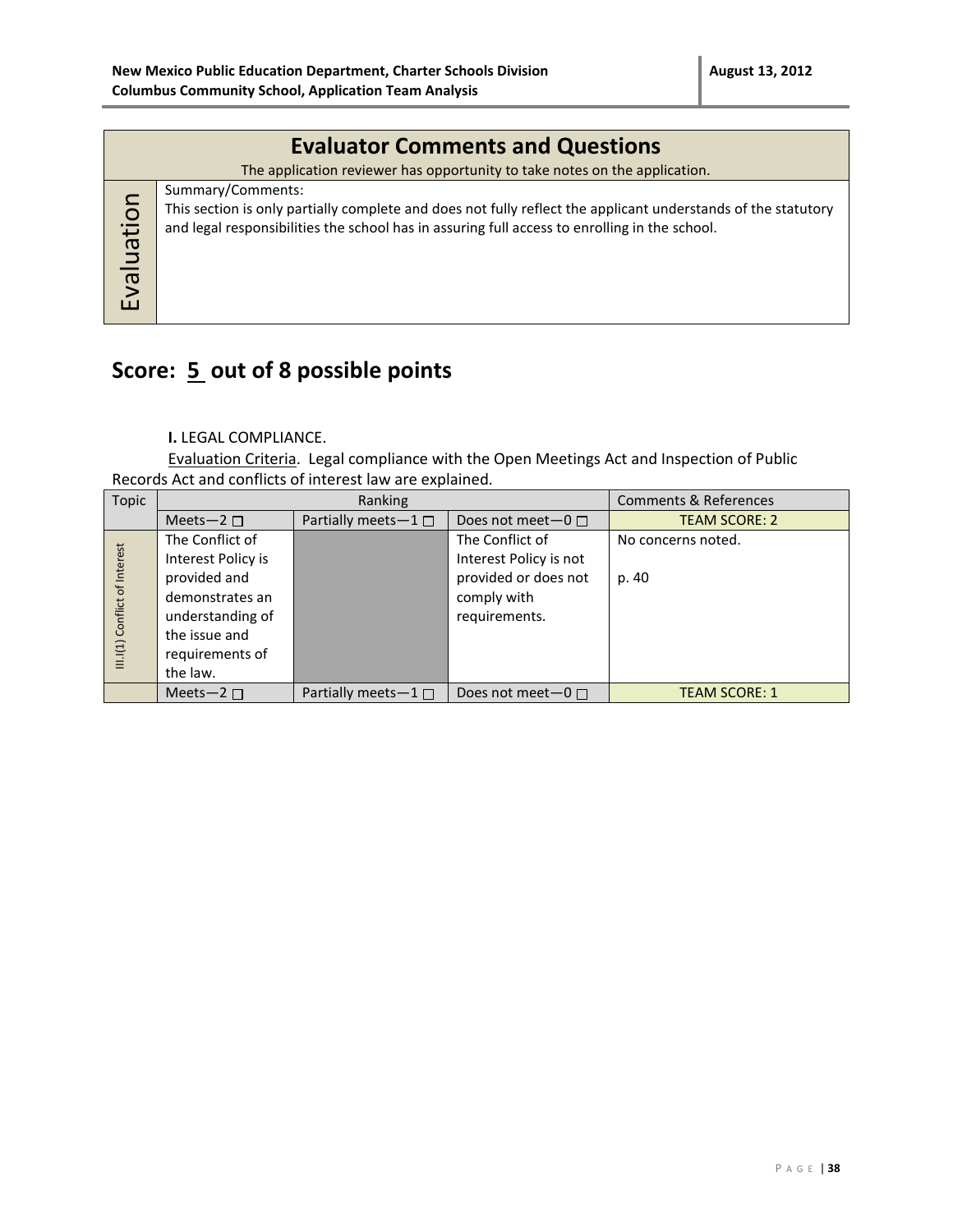| Evaluator Comments and Questions |
| --- |
| The application reviewer has opportunity to take notes on the application. |
| **Evaluation** — Summary/Comments: This section is only partially complete and does not fully reflect the applicant understands of the statutory and legal responsibilities the school has in assuring full access to enrolling in the school. |

## Score: 5 out of 8 possible points

**I.** LEGAL COMPLIANCE.

Evaluation Criteria. Legal compliance with the Open Meetings Act and Inspection of Public Records Act and conflicts of interest law are explained.

| Topic | Ranking | | | Comments & References |
| --- | --- | --- | --- | --- |
| | Meets—2 ☐ | Partially meets—1 ☐ | Does not meet—0 ☐ | TEAM SCORE: 2 |
| III.I(1) Conflict of Interest | The Conflict of Interest Policy is provided and demonstrates an understanding of the issue and requirements of the law. | | The Conflict of Interest Policy is not provided or does not comply with requirements. | No concerns noted.<br><br>p. 40 |
| | Meets—2 ☐ | Partially meets—1 ☐ | Does not meet—0 ☐ | TEAM SCORE: 1 |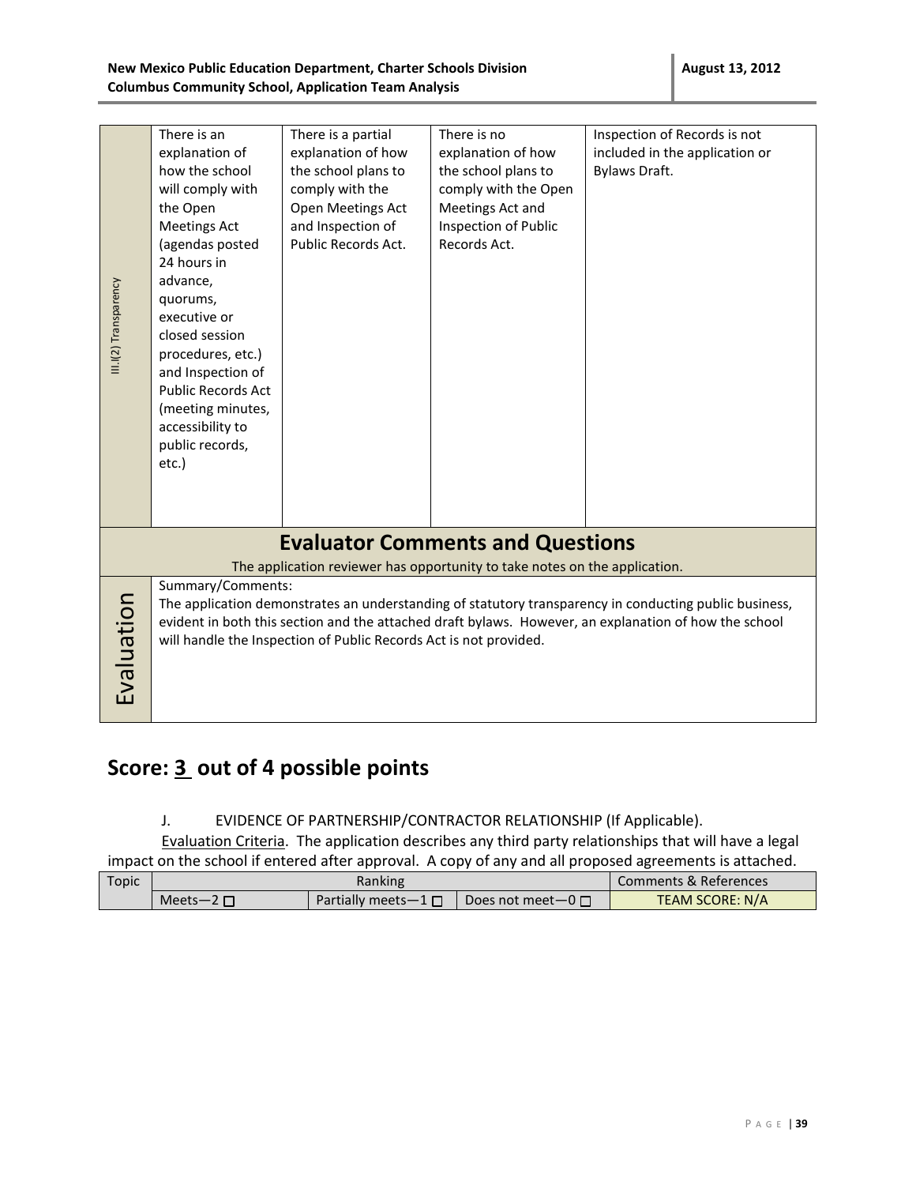| III.I(2) Transparency | There is an explanation of how the school will comply with the Open Meetings Act (agendas posted 24 hours in advance, quorums, executive or closed session procedures, etc.) and Inspection of Public Records Act (meeting minutes, accessibility to public records, etc.) | There is a partial explanation of how the school plans to comply with the Open Meetings Act and Inspection of Public Records Act. | There is no explanation of how the school plans to comply with the Open Meetings Act and Inspection of Public Records Act. | Inspection of Records is not included in the application or Bylaws Draft. |
|---|---|---|---|---|

| **Evaluator Comments and Questions** | |
|---|---|
| | The application reviewer has opportunity to take notes on the application. |
| Evaluation | Summary/Comments: The application demonstrates an understanding of statutory transparency in conducting public business, evident in both this section and the attached draft bylaws. However, an explanation of how the school will handle the Inspection of Public Records Act is not provided. |

## Score: 3 out of 4 possible points

J. EVIDENCE OF PARTNERSHIP/CONTRACTOR RELATIONSHIP (If Applicable).

Evaluation Criteria. The application describes any third party relationships that will have a legal impact on the school if entered after approval. A copy of any and all proposed agreements is attached.

| Topic | Ranking | | | Comments & References |
|---|---|---|---|---|
| | Meets—2 ☐ | Partially meets—1 ☐ | Does not meet—0 ☐ | TEAM SCORE: N/A |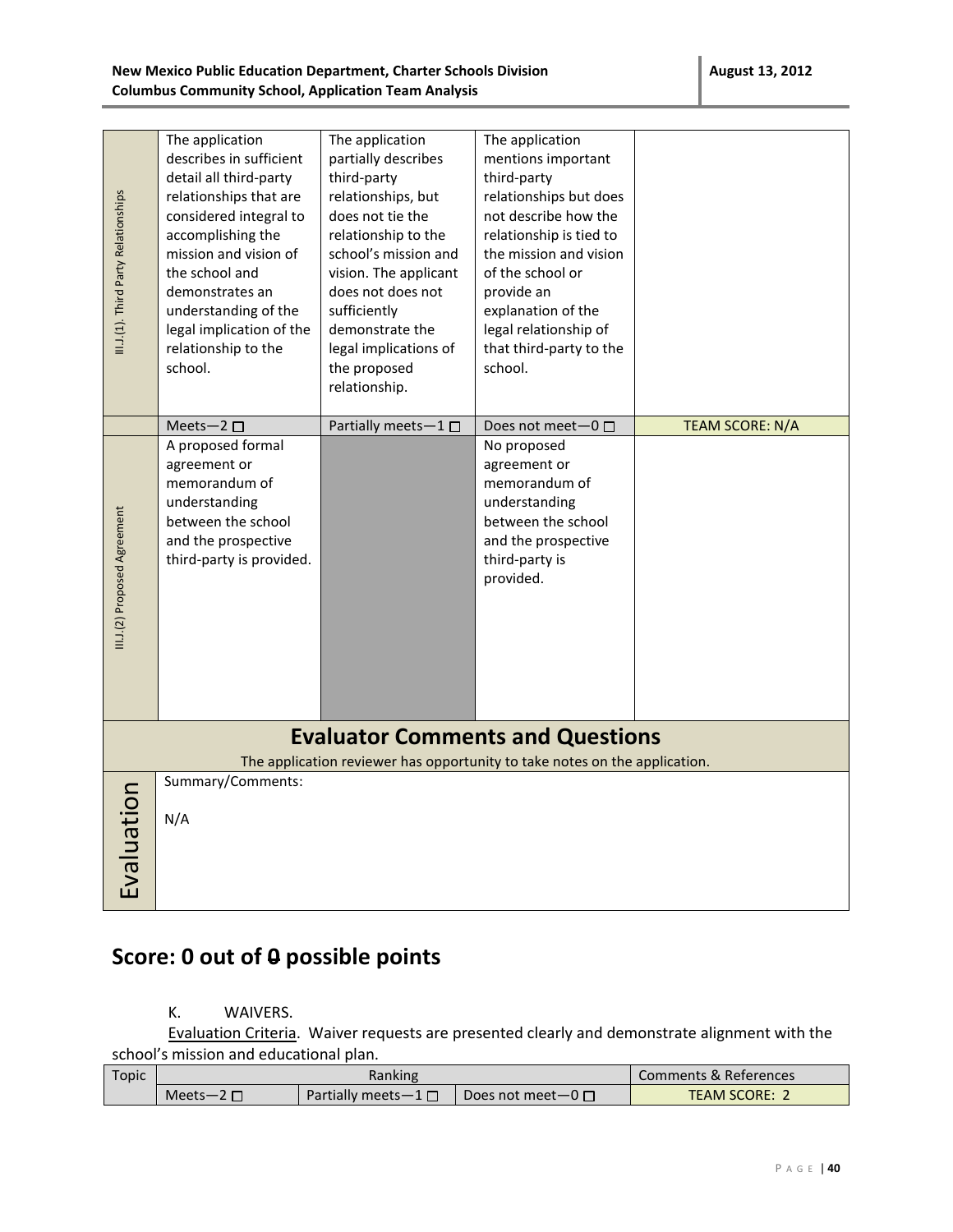| III.J.(1). Third Party Relationships | The application describes in sufficient detail all third-party relationships that are considered integral to accomplishing the mission and vision of the school and demonstrates an understanding of the legal implication of the relationship to the school. | The application partially describes third-party relationships, but does not tie the relationship to the school's mission and vision. The applicant does not does not sufficiently demonstrate the legal implications of the proposed relationship. | The application mentions important third-party relationships but does not describe how the relationship is tied to the mission and vision of the school or provide an explanation of the legal relationship of that third-party to the school. | |
|---|---|---|---|---|
| | Meets—2 ☐ | Partially meets—1 ☐ | Does not meet—0 ☐ | TEAM SCORE: N/A |
| III.J.(2) Proposed Agreement | A proposed formal agreement or memorandum of understanding between the school and the prospective third-party is provided. | | No proposed agreement or memorandum of understanding between the school and the prospective third-party is provided. | |

**Evaluator Comments and Questions**

The application reviewer has opportunity to take notes on the application.

| Evaluation | Summary/Comments:<br><br>N/A |
|---|---|

## Score: 0 out of ~~0~~ possible points

K. WAIVERS.

Evaluation Criteria. Waiver requests are presented clearly and demonstrate alignment with the school's mission and educational plan.

| Topic | Ranking | | | Comments & References |
|---|---|---|---|---|
| | Meets—2 ☐ | Partially meets—1 ☐ | Does not meet—0 ☐ | TEAM SCORE: 2 |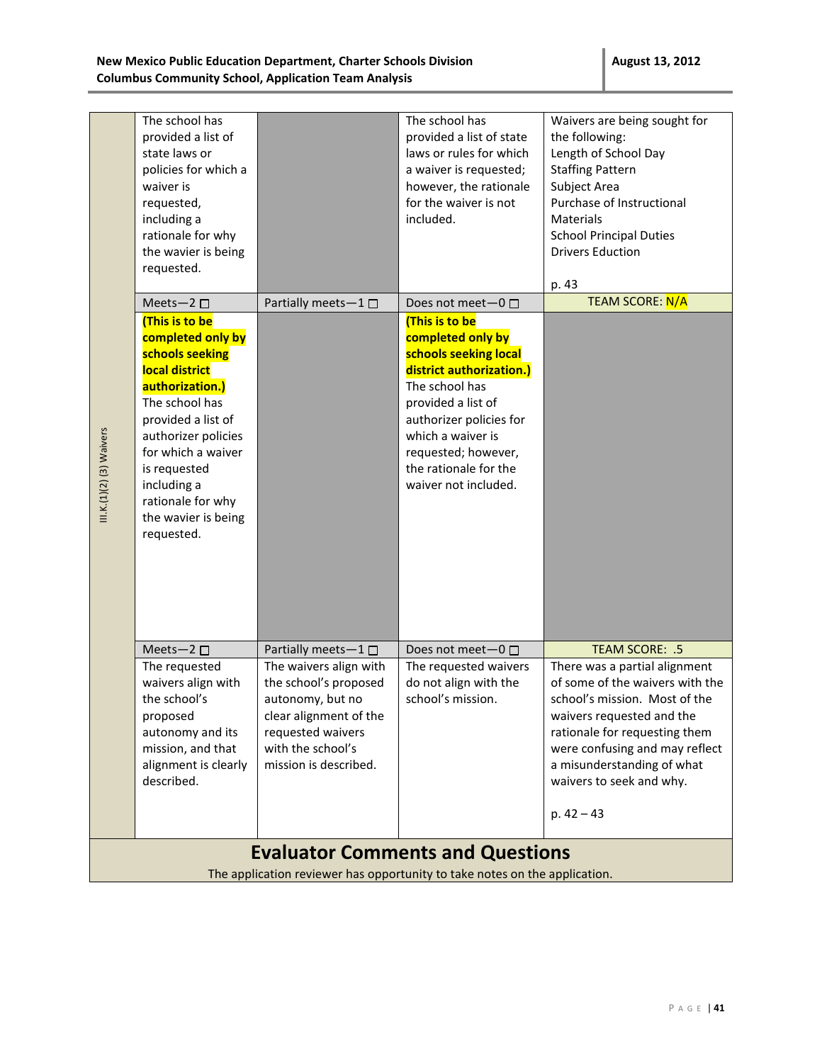| III.K.(1)(2) (3) Waivers | | | | |
|---|---|---|---|---|
| | The school has provided a list of state laws or policies for which a waiver is requested, including a rationale for why the wavier is being requested. | | The school has provided a list of state laws or rules for which a waiver is requested; however, the rationale for the waiver is not included. | Waivers are being sought for the following:<br>Length of School Day<br>Staffing Pattern<br>Subject Area<br>Purchase of Instructional Materials<br>School Principal Duties<br>Drivers Eduction<br><br>p. 43 |
| | Meets—2 ☐ | Partially meets—1 ☐ | Does not meet—0 ☐ | TEAM SCORE: N/A |
| | **(This is to be completed only by schools seeking local district authorization.)** The school has provided a list of authorizer policies for which a waiver is requested including a rationale for why the wavier is being requested. | | **(This is to be completed only by schools seeking local district authorization.)** The school has provided a list of authorizer policies for which a waiver is requested; however, the rationale for the waiver not included. | |
| | Meets—2 ☐ | Partially meets—1 ☐ | Does not meet—0 ☐ | TEAM SCORE: .5 |
| | The requested waivers align with the school's proposed autonomy and its mission, and that alignment is clearly described. | The waivers align with the school's proposed autonomy, but no clear alignment of the requested waivers with the school's mission is described. | The requested waivers do not align with the school's mission. | There was a partial alignment of some of the waivers with the school's mission. Most of the waivers requested and the rationale for requesting them were confusing and may reflect a misunderstanding of what waivers to seek and why.<br><br>p. 42 – 43 |

## Evaluator Comments and Questions

The application reviewer has opportunity to take notes on the application.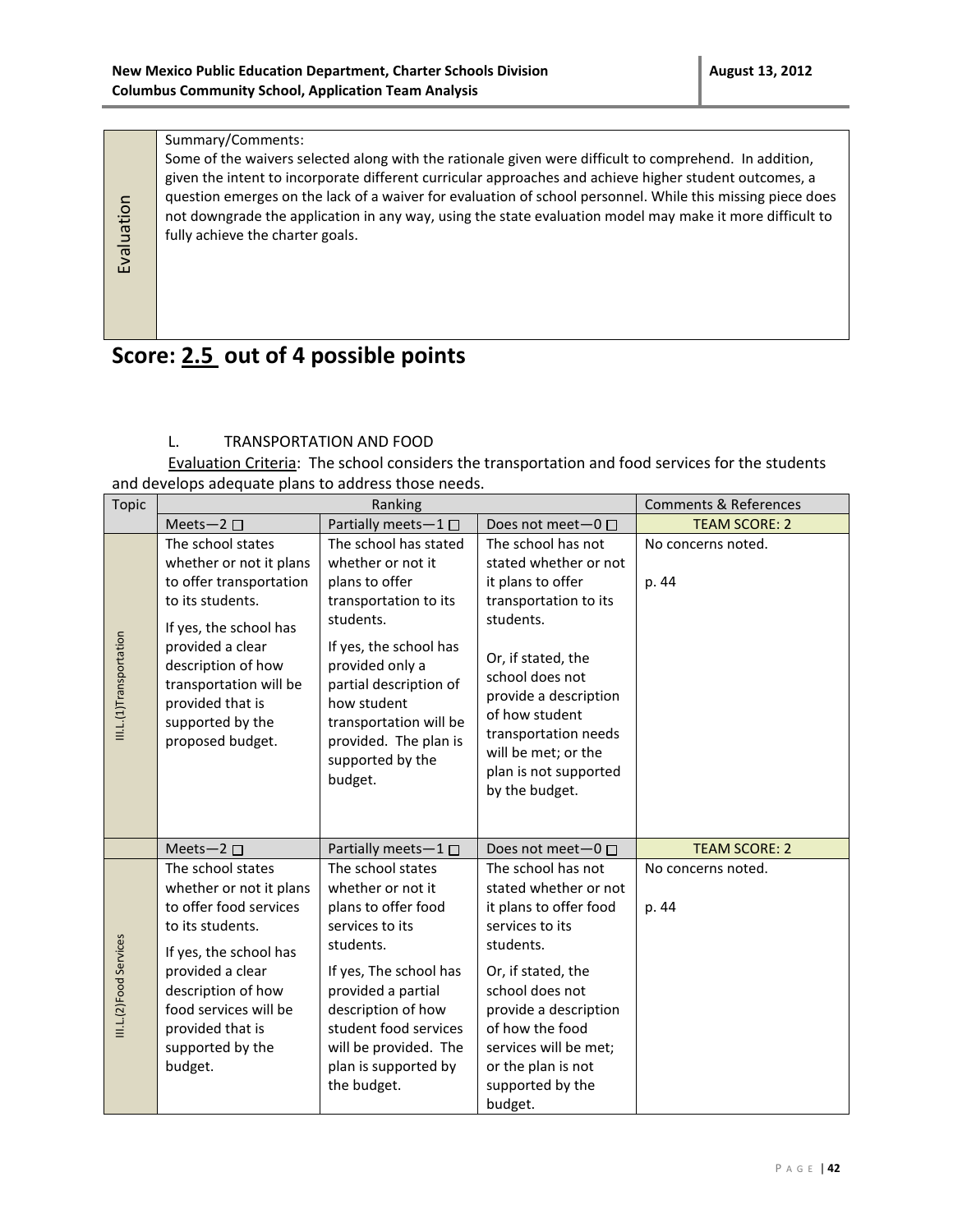| Evaluation | Summary/Comments: Some of the waivers selected along with the rationale given were difficult to comprehend. In addition, given the intent to incorporate different curricular approaches and achieve higher student outcomes, a question emerges on the lack of a waiver for evaluation of school personnel. While this missing piece does not downgrade the application in any way, using the state evaluation model may make it more difficult to fully achieve the charter goals. |
|---|---|

## Score: 2.5 out of 4 possible points

L. TRANSPORTATION AND FOOD

Evaluation Criteria: The school considers the transportation and food services for the students and develops adequate plans to address those needs.

| Topic | Ranking | | | Comments & References |
|---|---|---|---|---|
| | Meets—2 ☐ | Partially meets—1 ☐ | Does not meet—0 ☐ | TEAM SCORE: 2 |
| III.L.(1)Transportation | The school states whether or not it plans to offer transportation to its students. If yes, the school has provided a clear description of how transportation will be provided that is supported by the proposed budget. | The school has stated whether or not it plans to offer transportation to its students. If yes, the school has provided only a partial description of how student transportation will be provided. The plan is supported by the budget. | The school has not stated whether or not it plans to offer transportation to its students. Or, if stated, the school does not provide a description of how student transportation needs will be met; or the plan is not supported by the budget. | No concerns noted. p. 44 |
| | Meets—2 ☐ | Partially meets—1 ☐ | Does not meet—0 ☐ | TEAM SCORE: 2 |
| III.L.(2)Food Services | The school states whether or not it plans to offer food services to its students. If yes, the school has provided a clear description of how food services will be provided that is supported by the budget. | The school states whether or not it plans to offer food services to its students. If yes, The school has provided a partial description of how student food services will be provided. The plan is supported by the budget. | The school has not stated whether or not it plans to offer food services to its students. Or, if stated, the school does not provide a description of how the food services will be met; or the plan is not supported by the budget. | No concerns noted. p. 44 |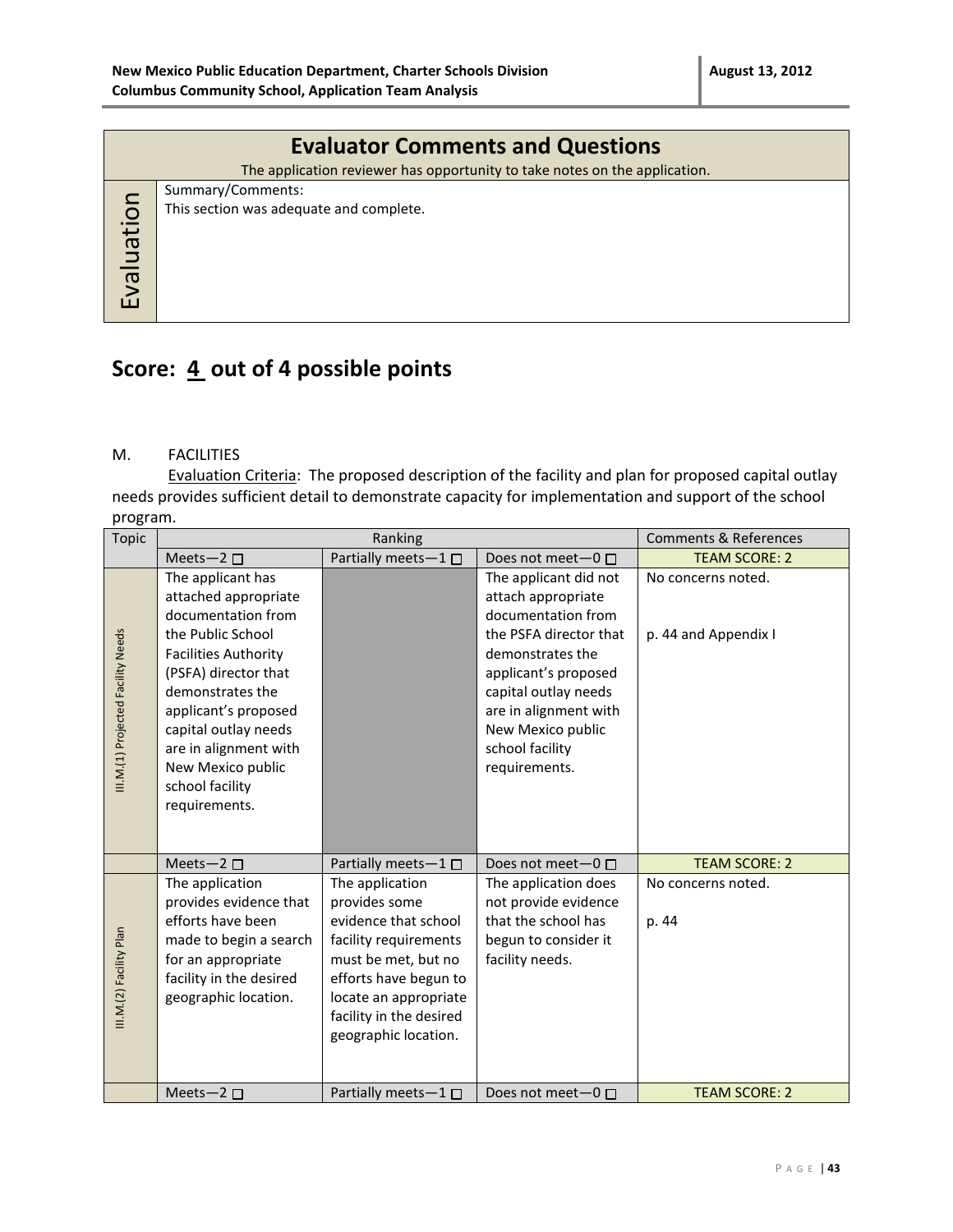| Evaluator Comments and Questions |  |
| --- | --- |
| The application reviewer has opportunity to take notes on the application. |  |
| Evaluation | Summary/Comments:<br>This section was adequate and complete. |

## Score: 4 out of 4 possible points

M. FACILITIES

Evaluation Criteria: The proposed description of the facility and plan for proposed capital outlay needs provides sufficient detail to demonstrate capacity for implementation and support of the school program.

| Topic | Ranking | | | Comments & References |
| --- | --- | --- | --- | --- |
| | Meets—2 ☐ | Partially meets—1 ☐ | Does not meet—0 ☐ | TEAM SCORE: 2 |
| III.M.(1) Projected Facility Needs | The applicant has attached appropriate documentation from the Public School Facilities Authority (PSFA) director that demonstrates the applicant's proposed capital outlay needs are in alignment with New Mexico public school facility requirements. | | The applicant did not attach appropriate documentation from the PSFA director that demonstrates the applicant's proposed capital outlay needs are in alignment with New Mexico public school facility requirements. | No concerns noted.<br><br>p. 44 and Appendix I |
| | Meets—2 ☐ | Partially meets—1 ☐ | Does not meet—0 ☐ | TEAM SCORE: 2 |
| III.M.(2) Facility Plan | The application provides evidence that efforts have been made to begin a search for an appropriate facility in the desired geographic location. | The application provides some evidence that school facility requirements must be met, but no efforts have begun to locate an appropriate facility in the desired geographic location. | The application does not provide evidence that the school has begun to consider it facility needs. | No concerns noted.<br><br>p. 44 |
| | Meets—2 ☐ | Partially meets—1 ☐ | Does not meet—0 ☐ | TEAM SCORE: 2 |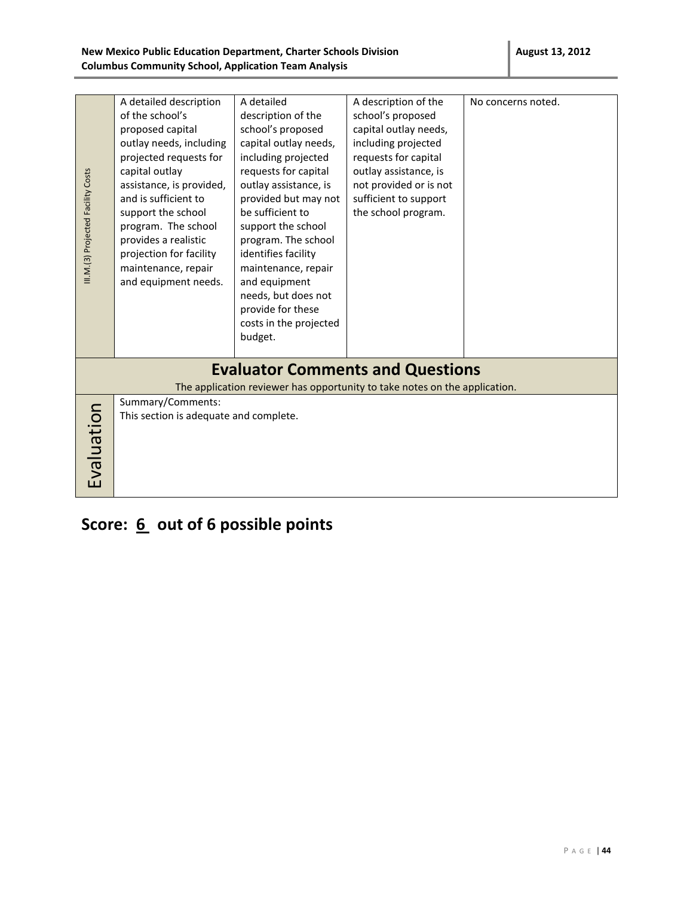| III.M.(3) Projected Facility Costs | A detailed description of the school's proposed capital outlay needs, including projected requests for capital outlay assistance, is provided, and is sufficient to support the school program. The school provides a realistic projection for facility maintenance, repair and equipment needs. | A detailed description of the school's proposed capital outlay needs, including projected requests for capital outlay assistance, is provided but may not be sufficient to support the school program. The school identifies facility maintenance, repair and equipment needs, but does not provide for these costs in the projected budget. | A description of the school's proposed capital outlay needs, including projected requests for capital outlay assistance, is not provided or is not sufficient to support the school program. | No concerns noted. |
|---|---|---|---|---|

## Evaluator Comments and Questions

The application reviewer has opportunity to take notes on the application.

| Evaluation | Summary/Comments: This section is adequate and complete. |
|---|---|

# Score: 6 out of 6 possible points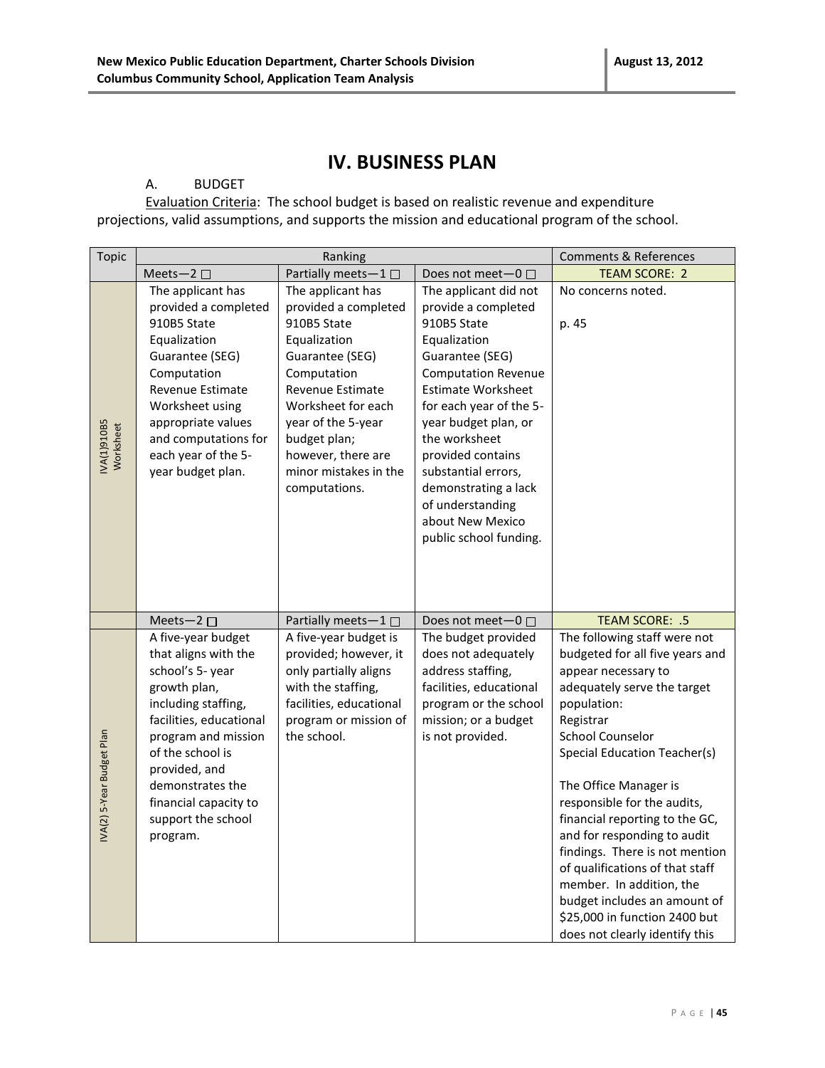# IV. BUSINESS PLAN

A. BUDGET

Evaluation Criteria: The school budget is based on realistic revenue and expenditure projections, valid assumptions, and supports the mission and educational program of the school.

| Topic | Ranking | | | Comments & References |
|---|---|---|---|---|
| | Meets—2 ☐ | Partially meets—1 ☐ | Does not meet—0 ☐ | TEAM SCORE: 2 |
| IVA(1)910B5 Worksheet | The applicant has provided a completed 910B5 State Equalization Guarantee (SEG) Computation Revenue Estimate Worksheet using appropriate values and computations for each year of the 5-year budget plan. | The applicant has provided a completed 910B5 State Equalization Guarantee (SEG) Computation Revenue Estimate Worksheet for each year of the 5-year budget plan; however, there are minor mistakes in the computations. | The applicant did not provide a completed 910B5 State Equalization Guarantee (SEG) Computation Revenue Estimate Worksheet for each year of the 5-year budget plan, or the worksheet provided contains substantial errors, demonstrating a lack of understanding about New Mexico public school funding. | No concerns noted.<br><br>p. 45 |
| | Meets—2 ☐ | Partially meets—1 ☐ | Does not meet—0 ☐ | TEAM SCORE: .5 |
| IVA(2) 5-Year Budget Plan | A five-year budget that aligns with the school's 5- year growth plan, including staffing, facilities, educational program and mission of the school is provided, and demonstrates the financial capacity to support the school program. | A five-year budget is provided; however, it only partially aligns with the staffing, facilities, educational program or mission of the school. | The budget provided does not adequately address staffing, facilities, educational program or the school mission; or a budget is not provided. | The following staff were not budgeted for all five years and appear necessary to adequately serve the target population:<br>Registrar<br>School Counselor<br>Special Education Teacher(s)<br><br>The Office Manager is responsible for the audits, financial reporting to the GC, and for responding to audit findings. There is not mention of qualifications of that staff member. In addition, the budget includes an amount of \$25,000 in function 2400 but does not clearly identify this |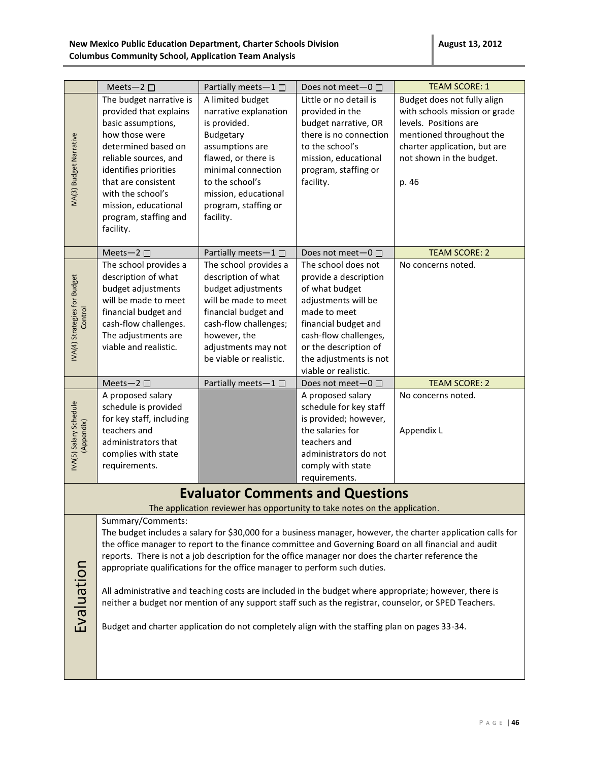| | Meets—2 ☐ | Partially meets—1 ☐ | Does not meet—0 ☐ | TEAM SCORE: 1 |
|---|---|---|---|---|
| IVA(3) Budget Narrative | The budget narrative is provided that explains basic assumptions, how those were determined based on reliable sources, and identifies priorities that are consistent with the school's mission, educational program, staffing and facility. | A limited budget narrative explanation is provided. Budgetary assumptions are flawed, or there is minimal connection to the school's mission, educational program, staffing or facility. | Little or no detail is provided in the budget narrative, OR there is no connection to the school's mission, educational program, staffing or facility. | Budget does not fully align with schools mission or grade levels. Positions are mentioned throughout the charter application, but are not shown in the budget.<br><br>p. 46 |
| | Meets—2 ☐ | Partially meets—1 ☐ | Does not meet—0 ☐ | TEAM SCORE: 2 |
| IVA(4) Strategies for Budget Control | The school provides a description of what budget adjustments will be made to meet financial budget and cash-flow challenges. The adjustments are viable and realistic. | The school provides a description of what budget adjustments will be made to meet financial budget and cash-flow challenges; however, the adjustments may not be viable or realistic. | The school does not provide a description of what budget adjustments will be made to meet financial budget and cash-flow challenges, or the description of the adjustments is not viable or realistic. | No concerns noted. |
| | Meets—2 ☐ | Partially meets—1 ☐ | Does not meet—0 ☐ | TEAM SCORE: 2 |
| IVA(5) Salary Schedule (Appendix) | A proposed salary schedule is provided for key staff, including teachers and administrators that complies with state requirements. | | A proposed salary schedule for key staff is provided; however, the salaries for teachers and administrators do not comply with state requirements. | No concerns noted.<br><br>Appendix L |

## Evaluator Comments and Questions

The application reviewer has opportunity to take notes on the application.

**Evaluation**

Summary/Comments:

The budget includes a salary for $30,000 for a business manager, however, the charter application calls for the office manager to report to the finance committee and Governing Board on all financial and audit reports. There is not a job description for the office manager nor does the charter reference the appropriate qualifications for the office manager to perform such duties.

All administrative and teaching costs are included in the budget where appropriate; however, there is neither a budget nor mention of any support staff such as the registrar, counselor, or SPED Teachers.

Budget and charter application do not completely align with the staffing plan on pages 33-34.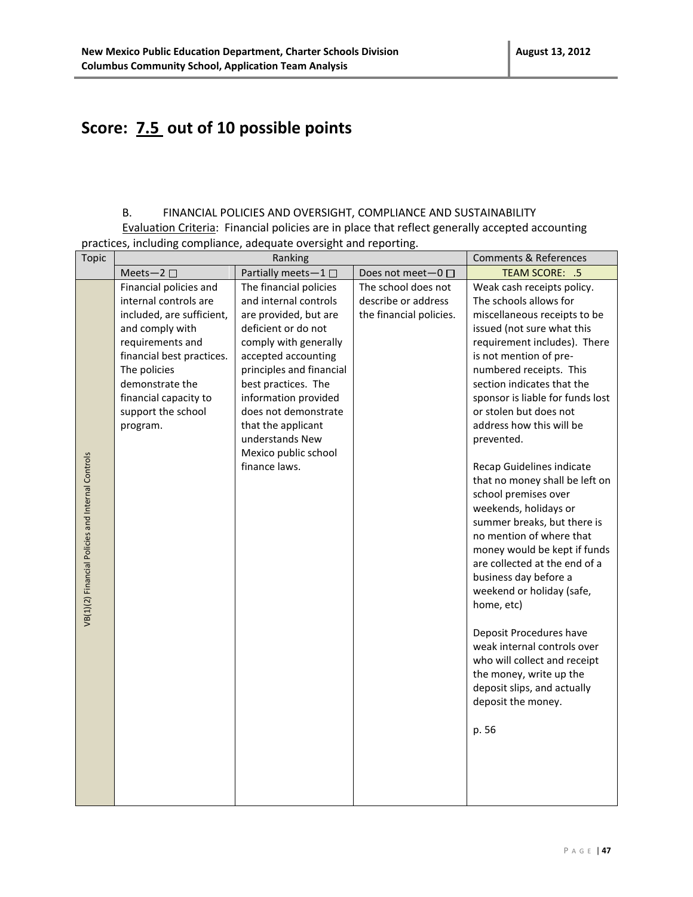## Score: 7.5 out of 10 possible points

B. FINANCIAL POLICIES AND OVERSIGHT, COMPLIANCE AND SUSTAINABILITY

Evaluation Criteria: Financial policies are in place that reflect generally accepted accounting practices, including compliance, adequate oversight and reporting.

| Topic | Ranking | | | Comments & References |
|---|---|---|---|---|
| | Meets—2 ☐ | Partially meets—1 ☐ | Does not meet—0 ☐ | TEAM SCORE: .5 |
| VB(1)(2) Financial Policies and Internal Controls | Financial policies and internal controls are included, are sufficient, and comply with requirements and financial best practices. The policies demonstrate the financial capacity to support the school program. | The financial policies and internal controls are provided, but are deficient or do not comply with generally accepted accounting principles and financial best practices. The information provided does not demonstrate that the applicant understands New Mexico public school finance laws. | The school does not describe or address the financial policies. | Weak cash receipts policy. The schools allows for miscellaneous receipts to be issued (not sure what this requirement includes). There is not mention of pre-numbered receipts. This section indicates that the sponsor is liable for funds lost or stolen but does not address how this will be prevented.<br><br>Recap Guidelines indicate that no money shall be left on school premises over weekends, holidays or summer breaks, but there is no mention of where that money would be kept if funds are collected at the end of a business day before a weekend or holiday (safe, home, etc)<br><br>Deposit Procedures have weak internal controls over who will collect and receipt the money, write up the deposit slips, and actually deposit the money.<br><br>p. 56 |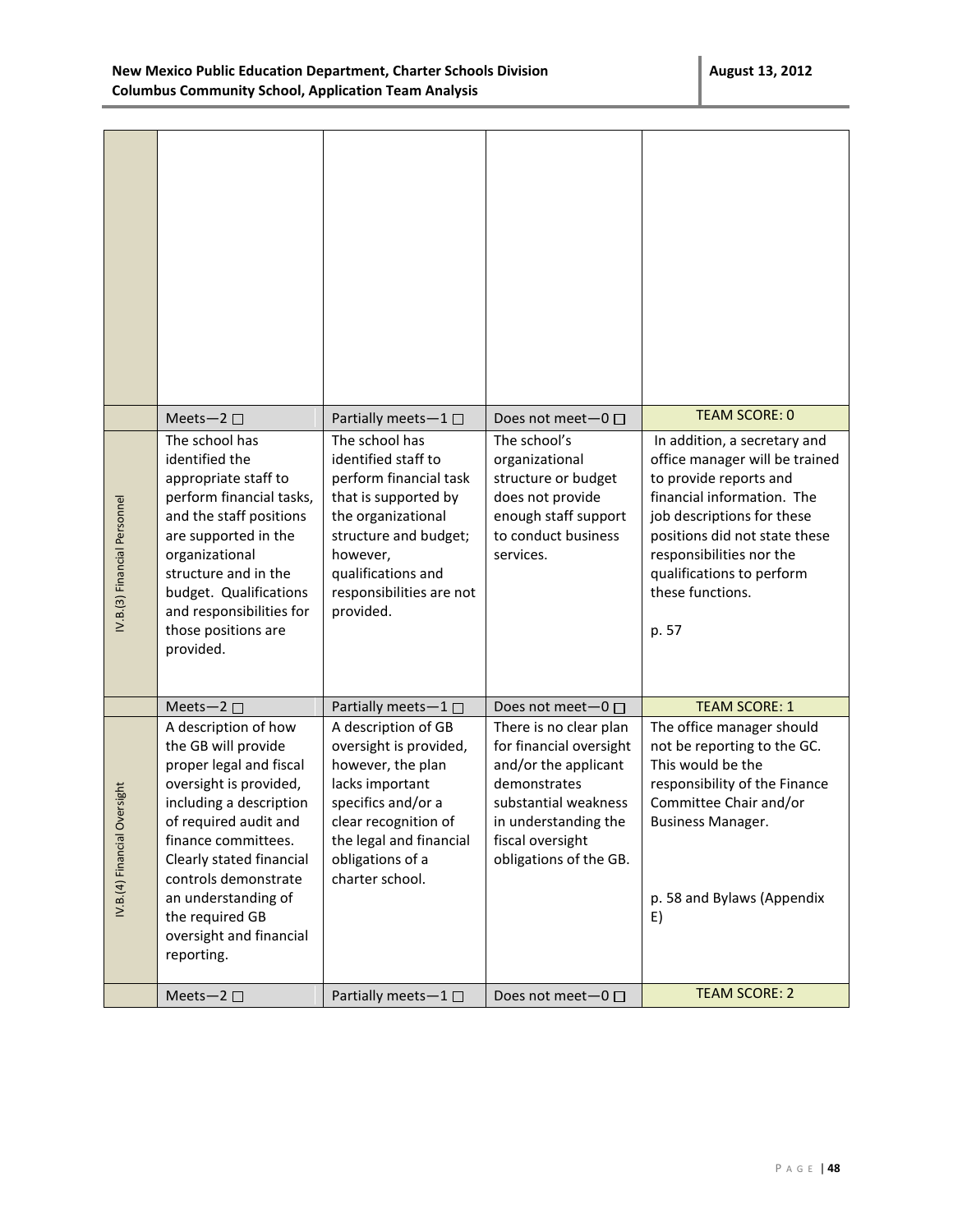| | | | | |
|---|---|---|---|---|
| | | | | |
| | Meets—2 ☐ | Partially meets—1 ☐ | Does not meet—0 ☐ | TEAM SCORE: 0 |
| IV.B.(3) Financial Personnel | The school has identified the appropriate staff to perform financial tasks, and the staff positions are supported in the organizational structure and in the budget. Qualifications and responsibilities for those positions are provided. | The school has identified staff to perform financial task that is supported by the organizational structure and budget; however, qualifications and responsibilities are not provided. | The school's organizational structure or budget does not provide enough staff support to conduct business services. | In addition, a secretary and office manager will be trained to provide reports and financial information. The job descriptions for these positions did not state these responsibilities nor the qualifications to perform these functions.<br><br>p. 57 |
| | Meets—2 ☐ | Partially meets—1 ☐ | Does not meet—0 ☐ | TEAM SCORE: 1 |
| IV.B.(4) Financial Oversight | A description of how the GB will provide proper legal and fiscal oversight is provided, including a description of required audit and finance committees. Clearly stated financial controls demonstrate an understanding of the required GB oversight and financial reporting. | A description of GB oversight is provided, however, the plan lacks important specifics and/or a clear recognition of the legal and financial obligations of a charter school. | There is no clear plan for financial oversight and/or the applicant demonstrates substantial weakness in understanding the fiscal oversight obligations of the GB. | The office manager should not be reporting to the GC. This would be the responsibility of the Finance Committee Chair and/or Business Manager.<br><br>p. 58 and Bylaws (Appendix E) |
| | Meets—2 ☐ | Partially meets—1 ☐ | Does not meet—0 ☐ | TEAM SCORE: 2 |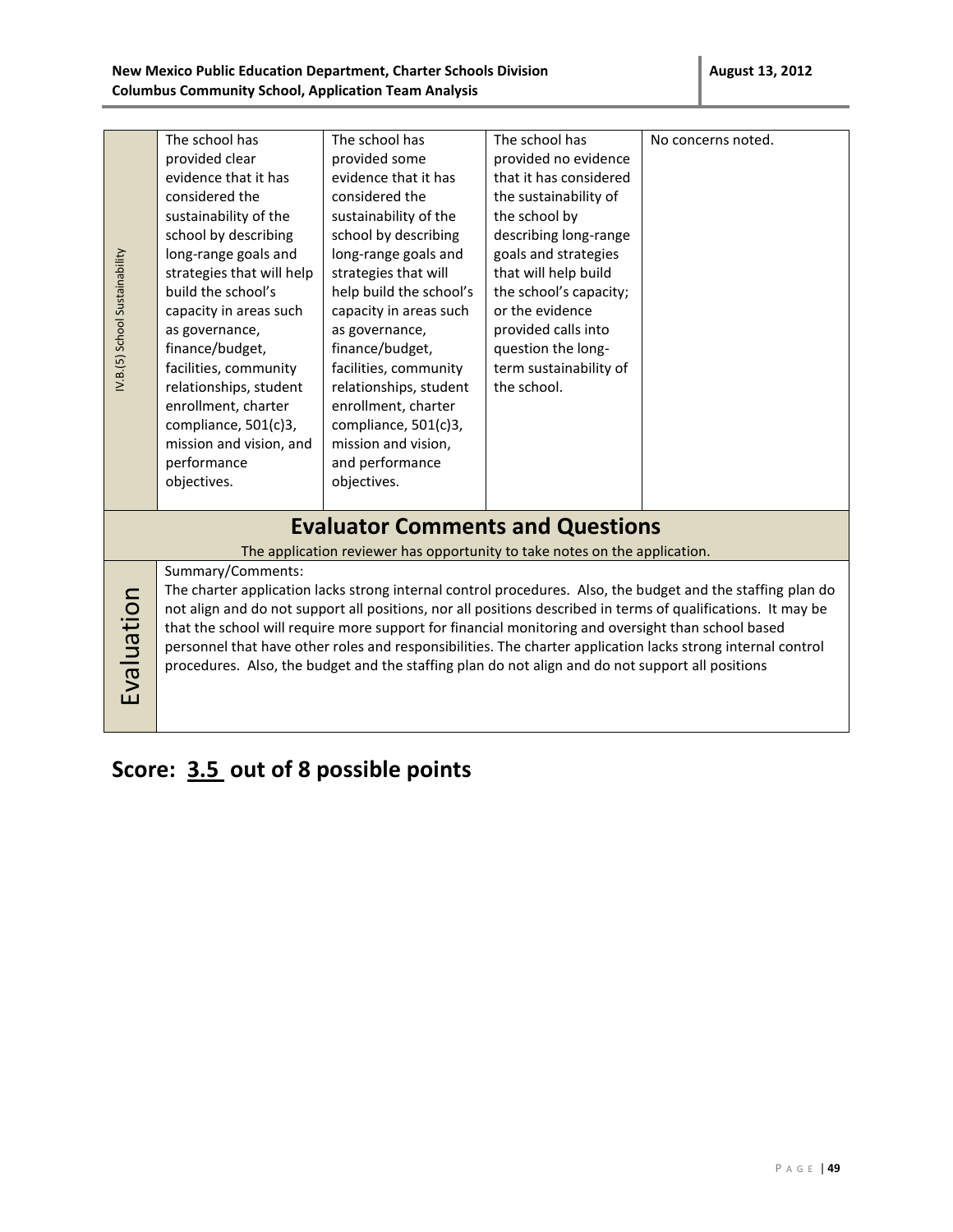| IV.B.(5) School Sustainability | The school has provided clear evidence that it has considered the sustainability of the school by describing long-range goals and strategies that will help build the school's capacity in areas such as governance, finance/budget, facilities, community relationships, student enrollment, charter compliance, 501(c)3, mission and vision, and performance objectives. | The school has provided some evidence that it has considered the sustainability of the school by describing long-range goals and strategies that will help build the school's capacity in areas such as governance, finance/budget, facilities, community relationships, student enrollment, charter compliance, 501(c)3, mission and vision, and performance objectives. | The school has provided no evidence that it has considered the sustainability of the school by describing long-range goals and strategies that will help build the school's capacity; or the evidence provided calls into question the long-term sustainability of the school. | No concerns noted. |
|---|---|---|---|---|

## Evaluator Comments and Questions

The application reviewer has opportunity to take notes on the application.

**Evaluation**

Summary/Comments:

The charter application lacks strong internal control procedures. Also, the budget and the staffing plan do not align and do not support all positions, nor all positions described in terms of qualifications. It may be that the school will require more support for financial monitoring and oversight than school based personnel that have other roles and responsibilities. The charter application lacks strong internal control procedures. Also, the budget and the staffing plan do not align and do not support all positions

## Score: 3.5 out of 8 possible points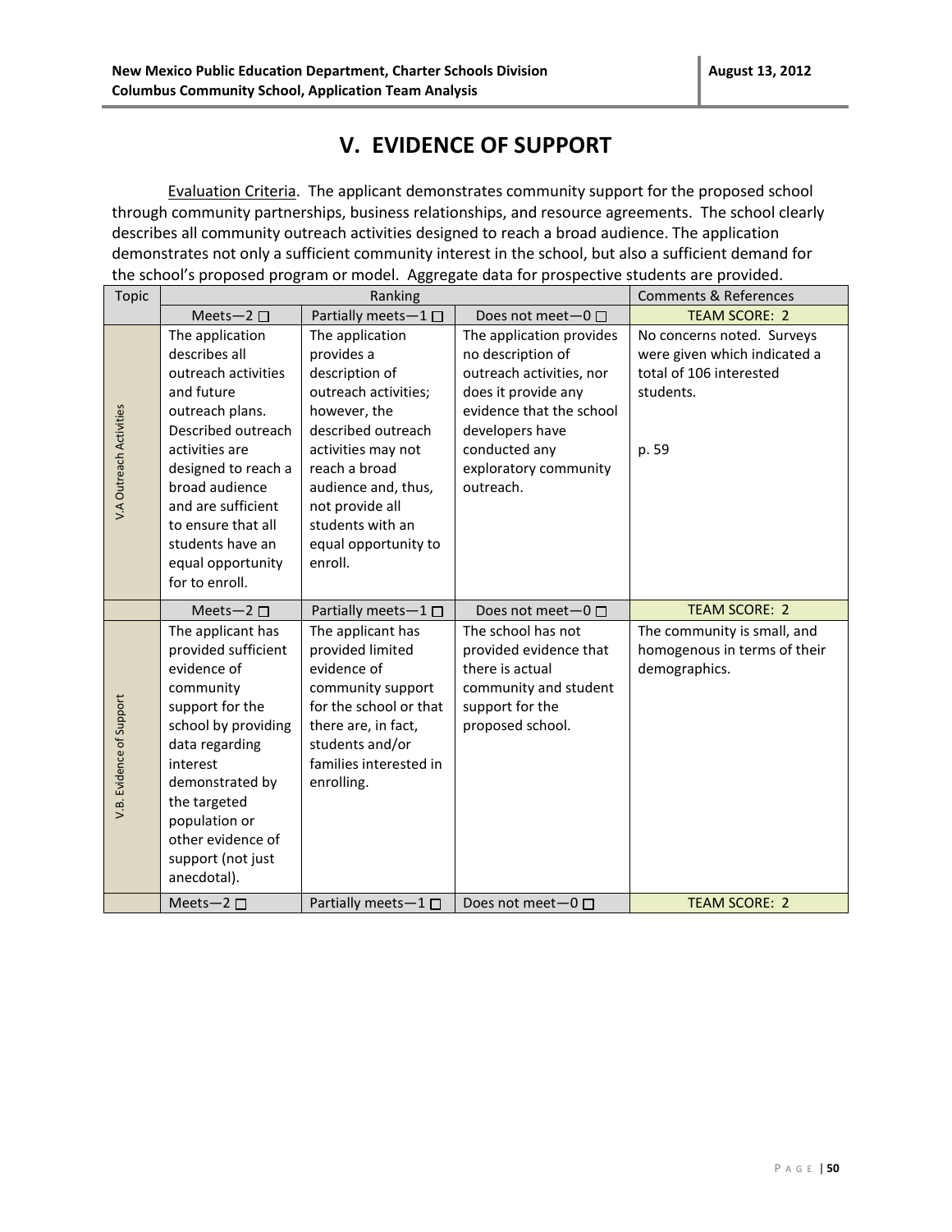# V. EVIDENCE OF SUPPORT

Evaluation Criteria. The applicant demonstrates community support for the proposed school through community partnerships, business relationships, and resource agreements. The school clearly describes all community outreach activities designed to reach a broad audience. The application demonstrates not only a sufficient community interest in the school, but also a sufficient demand for the school's proposed program or model. Aggregate data for prospective students are provided.

| Topic | Ranking | | | Comments & References |
|---|---|---|---|---|
| | Meets—2 ☐ | Partially meets—1 ☐ | Does not meet—0 ☐ | TEAM SCORE: 2 |
| V.A Outreach Activities | The application describes all outreach activities and future outreach plans. Described outreach activities are designed to reach a broad audience and are sufficient to ensure that all students have an equal opportunity for to enroll. | The application provides a description of outreach activities; however, the described outreach activities may not reach a broad audience and, thus, not provide all students with an equal opportunity to enroll. | The application provides no description of outreach activities, nor does it provide any evidence that the school developers have conducted any exploratory community outreach. | No concerns noted. Surveys were given which indicated a total of 106 interested students.<br><br>p. 59 |
| | Meets—2 ☐ | Partially meets—1 ☐ | Does not meet—0 ☐ | TEAM SCORE: 2 |
| V.B. Evidence of Support | The applicant has provided sufficient evidence of community support for the school by providing data regarding interest demonstrated by the targeted population or other evidence of support (not just anecdotal). | The applicant has provided limited evidence of community support for the school or that there are, in fact, students and/or families interested in enrolling. | The school has not provided evidence that there is actual community and student support for the proposed school. | The community is small, and homogenous in terms of their demographics. |
| | Meets—2 ☐ | Partially meets—1 ☐ | Does not meet—0 ☐ | TEAM SCORE: 2 |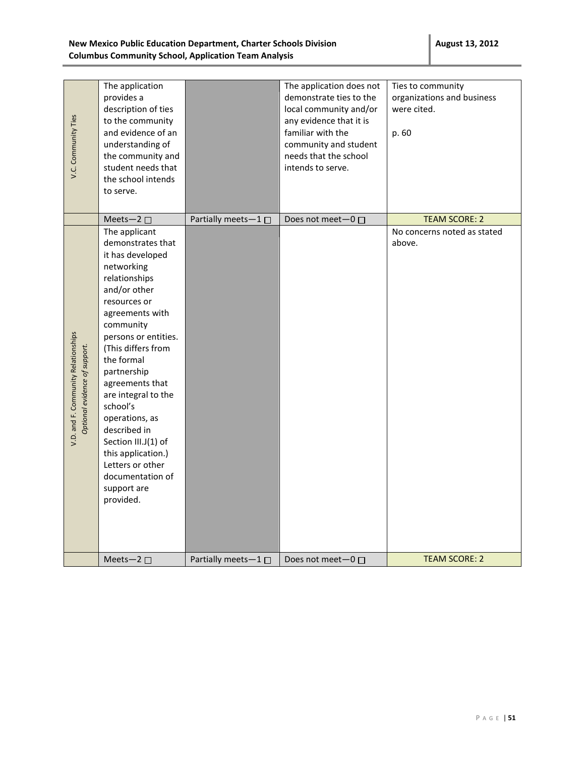| | | | | |
|---|---|---|---|---|
| V.C. Community Ties | The application provides a description of ties to the community and evidence of an understanding of the community and student needs that the school intends to serve. | | The application does not demonstrate ties to the local community and/or any evidence that it is familiar with the community and student needs that the school intends to serve. | Ties to community organizations and business were cited.<br><br>p. 60 |
| | Meets—2 ☐ | Partially meets—1 ☐ | Does not meet—0 ☐ | TEAM SCORE: 2 |
| V.D. and F. Community Relationships *Optional evidence of support.* | The applicant demonstrates that it has developed networking relationships and/or other resources or agreements with community persons or entities. (This differs from the formal partnership agreements that are integral to the school's operations, as described in Section III.J(1) of this application.) Letters or other documentation of support are provided. | | | No concerns noted as stated above. |
| | Meets—2 ☐ | Partially meets—1 ☐ | Does not meet—0 ☐ | TEAM SCORE: 2 |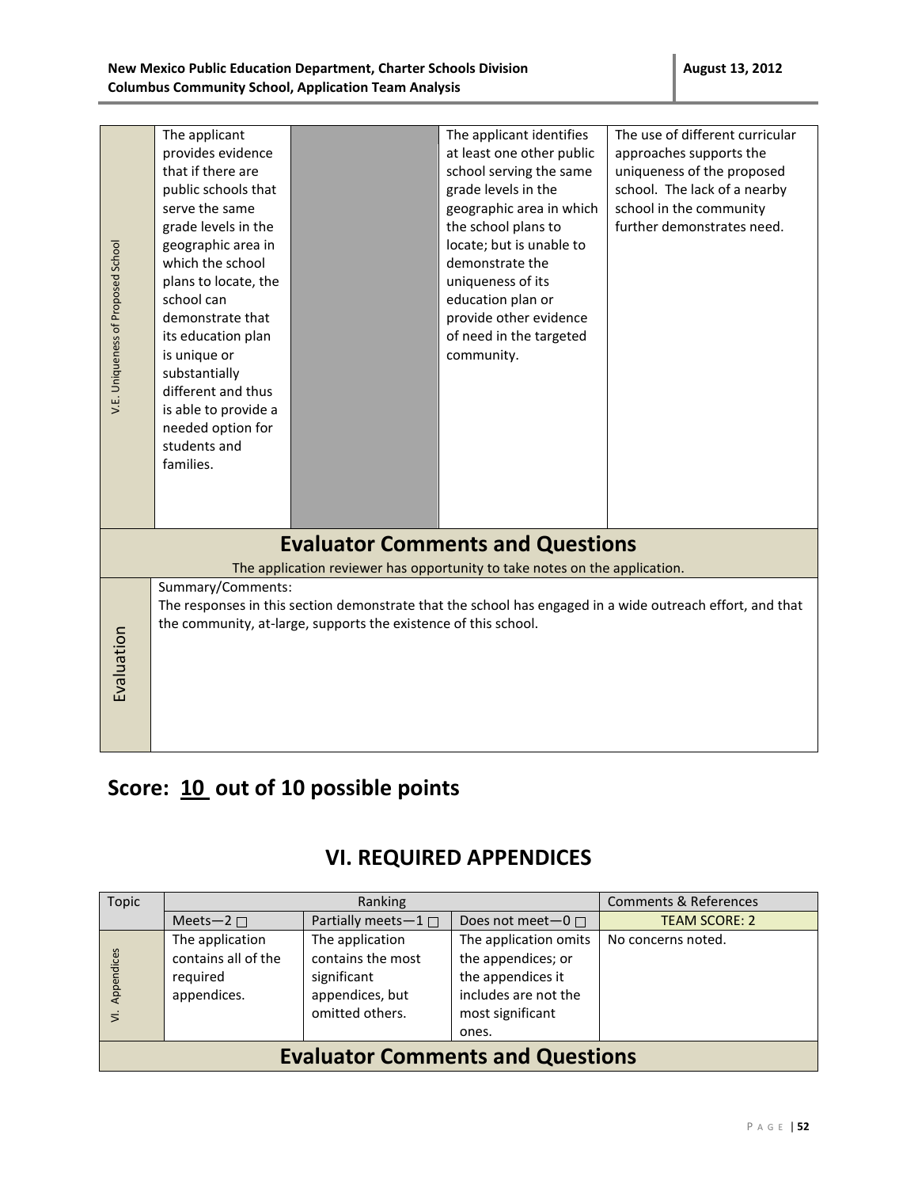| | | | | |
|---|---|---|---|---|
| V.E. Uniqueness of Proposed School | The applicant provides evidence that if there are public schools that serve the same grade levels in the geographic area in which the school plans to locate, the school can demonstrate that its education plan is unique or substantially different and thus is able to provide a needed option for students and families. | | The applicant identifies at least one other public school serving the same grade levels in the geographic area in which the school plans to locate; but is unable to demonstrate the uniqueness of its education plan or provide other evidence of need in the targeted community. | The use of different curricular approaches supports the uniqueness of the proposed school. The lack of a nearby school in the community further demonstrates need. |

## Evaluator Comments and Questions

The application reviewer has opportunity to take notes on the application.

| | |
|---|---|
| Evaluation | Summary/Comments:<br>The responses in this section demonstrate that the school has engaged in a wide outreach effort, and that the community, at-large, supports the existence of this school. |

## Score: 10 out of 10 possible points

## VI. REQUIRED APPENDICES

| Topic | Ranking | | | Comments & References |
|---|---|---|---|---|
| | Meets—2 ☐ | Partially meets—1 ☐ | Does not meet—0 ☐ | TEAM SCORE: 2 |
| VI. Appendices | The application contains all of the required appendices. | The application contains the most significant appendices, but omitted others. | The application omits the appendices; or the appendices it includes are not the most significant ones. | No concerns noted. |

## Evaluator Comments and Questions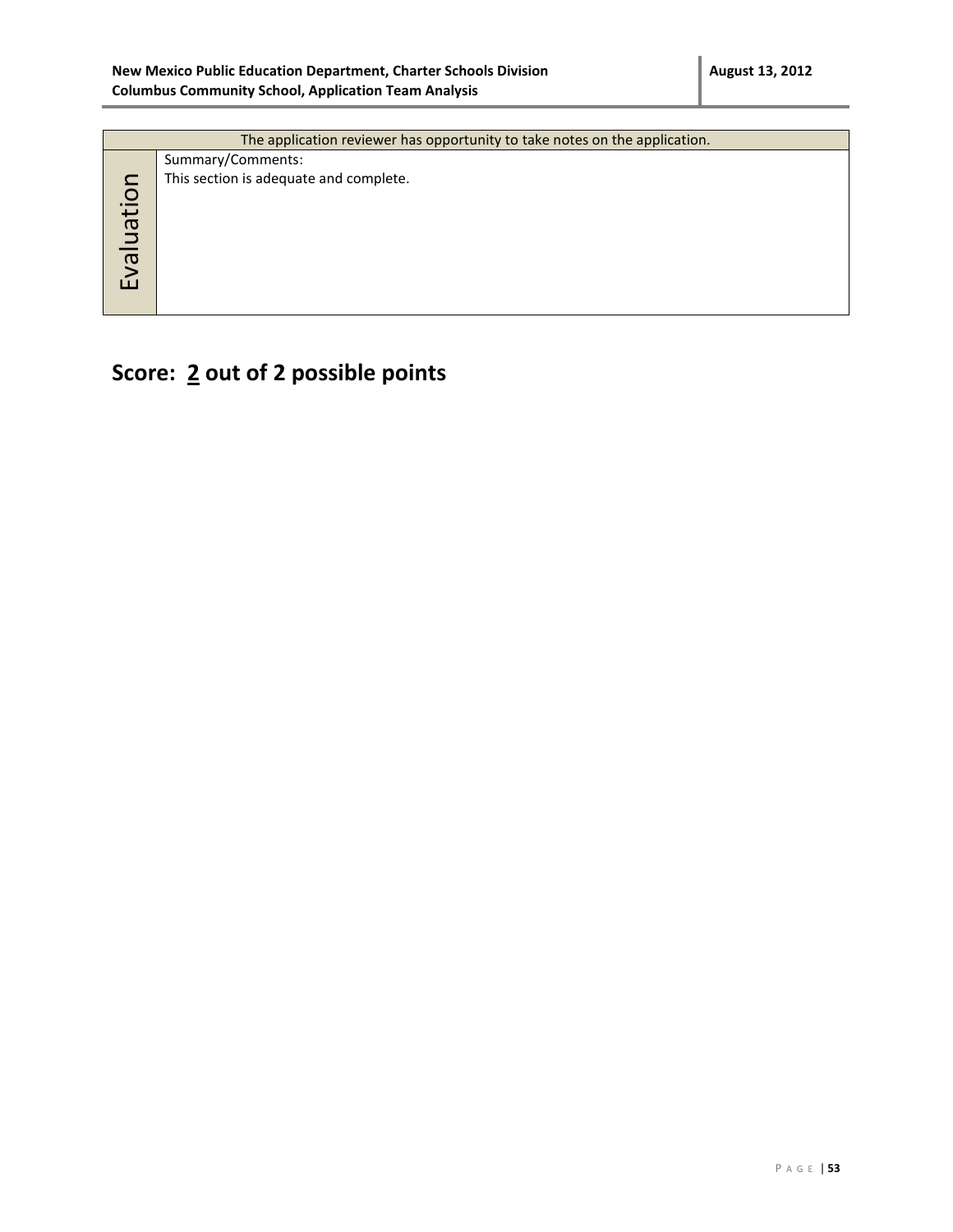| The application reviewer has opportunity to take notes on the application. | |
|---|---|
| Evaluation | Summary/Comments:<br>This section is adequate and complete. |

## Score: 2 out of 2 possible points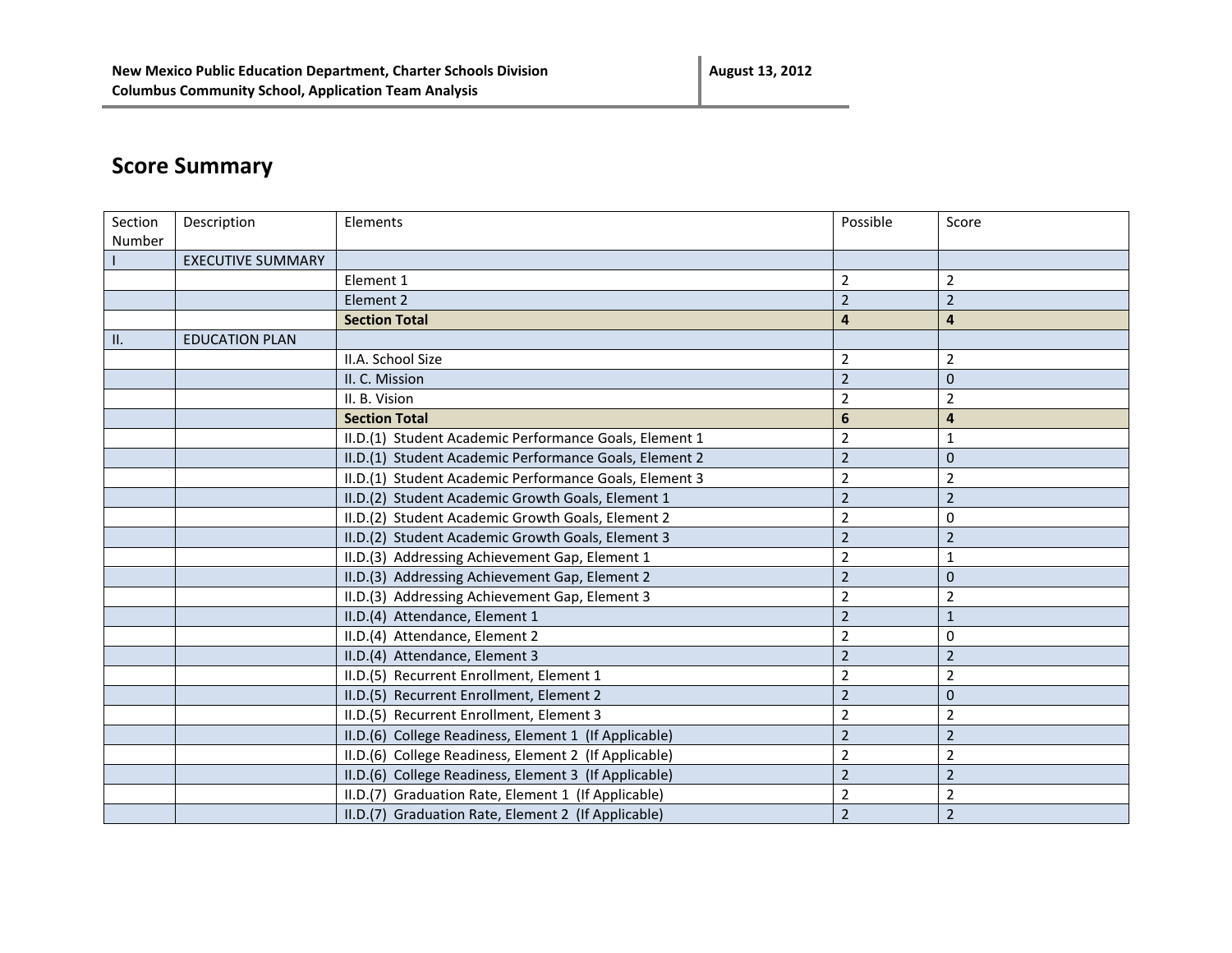## Score Summary

| Section Number | Description | Elements | Possible | Score |
|---|---|---|---|---|
| I | EXECUTIVE SUMMARY | | | |
| | | Element 1 | 2 | 2 |
| | | Element 2 | 2 | 2 |
| | | **Section Total** | **4** | **4** |
| II. | EDUCATION PLAN | | | |
| | | II.A. School Size | 2 | 2 |
| | | II. C. Mission | 2 | 0 |
| | | II. B. Vision | 2 | 2 |
| | | **Section Total** | **6** | **4** |
| | | II.D.(1) Student Academic Performance Goals, Element 1 | 2 | 1 |
| | | II.D.(1) Student Academic Performance Goals, Element 2 | 2 | 0 |
| | | II.D.(1) Student Academic Performance Goals, Element 3 | 2 | 2 |
| | | II.D.(2) Student Academic Growth Goals, Element 1 | 2 | 2 |
| | | II.D.(2) Student Academic Growth Goals, Element 2 | 2 | 0 |
| | | II.D.(2) Student Academic Growth Goals, Element 3 | 2 | 2 |
| | | II.D.(3) Addressing Achievement Gap, Element 1 | 2 | 1 |
| | | II.D.(3) Addressing Achievement Gap, Element 2 | 2 | 0 |
| | | II.D.(3) Addressing Achievement Gap, Element 3 | 2 | 2 |
| | | II.D.(4) Attendance, Element 1 | 2 | 1 |
| | | II.D.(4) Attendance, Element 2 | 2 | 0 |
| | | II.D.(4) Attendance, Element 3 | 2 | 2 |
| | | II.D.(5) Recurrent Enrollment, Element 1 | 2 | 2 |
| | | II.D.(5) Recurrent Enrollment, Element 2 | 2 | 0 |
| | | II.D.(5) Recurrent Enrollment, Element 3 | 2 | 2 |
| | | II.D.(6) College Readiness, Element 1 (If Applicable) | 2 | 2 |
| | | II.D.(6) College Readiness, Element 2 (If Applicable) | 2 | 2 |
| | | II.D.(6) College Readiness, Element 3 (If Applicable) | 2 | 2 |
| | | II.D.(7) Graduation Rate, Element 1 (If Applicable) | 2 | 2 |
| | | II.D.(7) Graduation Rate, Element 2 (If Applicable) | 2 | 2 |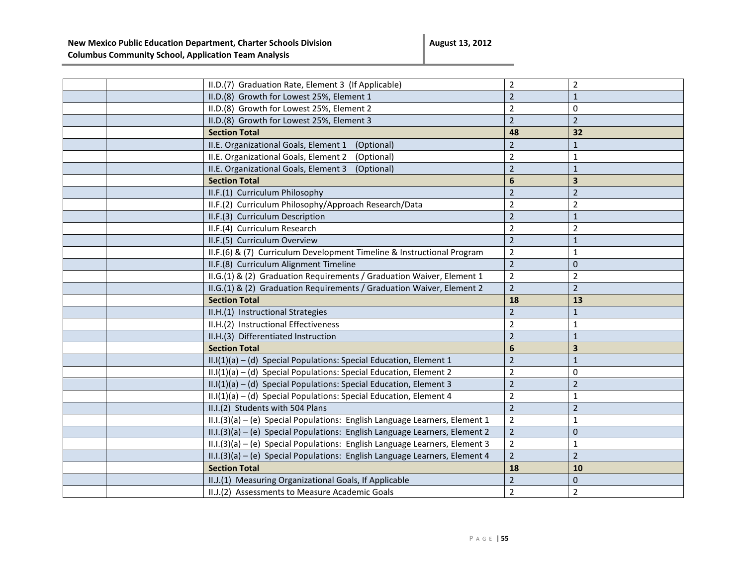| | | | | |
|---|---|---|---|---|
| | | II.D.(7) Graduation Rate, Element 3 (If Applicable) | 2 | 2 |
| | | II.D.(8) Growth for Lowest 25%, Element 1 | 2 | 1 |
| | | II.D.(8) Growth for Lowest 25%, Element 2 | 2 | 0 |
| | | II.D.(8) Growth for Lowest 25%, Element 3 | 2 | 2 |
| | | **Section Total** | **48** | **32** |
| | | II.E. Organizational Goals, Element 1 (Optional) | 2 | 1 |
| | | II.E. Organizational Goals, Element 2 (Optional) | 2 | 1 |
| | | II.E. Organizational Goals, Element 3 (Optional) | 2 | 1 |
| | | **Section Total** | **6** | **3** |
| | | II.F.(1) Curriculum Philosophy | 2 | 2 |
| | | II.F.(2) Curriculum Philosophy/Approach Research/Data | 2 | 2 |
| | | II.F.(3) Curriculum Description | 2 | 1 |
| | | II.F.(4) Curriculum Research | 2 | 2 |
| | | II.F.(5) Curriculum Overview | 2 | 1 |
| | | II.F.(6) & (7) Curriculum Development Timeline & Instructional Program | 2 | 1 |
| | | II.F.(8) Curriculum Alignment Timeline | 2 | 0 |
| | | II.G.(1) & (2) Graduation Requirements / Graduation Waiver, Element 1 | 2 | 2 |
| | | II.G.(1) & (2) Graduation Requirements / Graduation Waiver, Element 2 | 2 | 2 |
| | | **Section Total** | **18** | **13** |
| | | II.H.(1) Instructional Strategies | 2 | 1 |
| | | II.H.(2) Instructional Effectiveness | 2 | 1 |
| | | II.H.(3) Differentiated Instruction | 2 | 1 |
| | | **Section Total** | **6** | **3** |
| | | II.I(1)(a) – (d) Special Populations: Special Education, Element 1 | 2 | 1 |
| | | II.I(1)(a) – (d) Special Populations: Special Education, Element 2 | 2 | 0 |
| | | II.I(1)(a) – (d) Special Populations: Special Education, Element 3 | 2 | 2 |
| | | II.I(1)(a) – (d) Special Populations: Special Education, Element 4 | 2 | 1 |
| | | II.I.(2) Students with 504 Plans | 2 | 2 |
| | | II.I.(3)(a) – (e) Special Populations: English Language Learners, Element 1 | 2 | 1 |
| | | II.I.(3)(a) – (e) Special Populations: English Language Learners, Element 2 | 2 | 0 |
| | | II.I.(3)(a) – (e) Special Populations: English Language Learners, Element 3 | 2 | 1 |
| | | II.I.(3)(a) – (e) Special Populations: English Language Learners, Element 4 | 2 | 2 |
| | | **Section Total** | **18** | **10** |
| | | II.J.(1) Measuring Organizational Goals, If Applicable | 2 | 0 |
| | | II.J.(2) Assessments to Measure Academic Goals | 2 | 2 |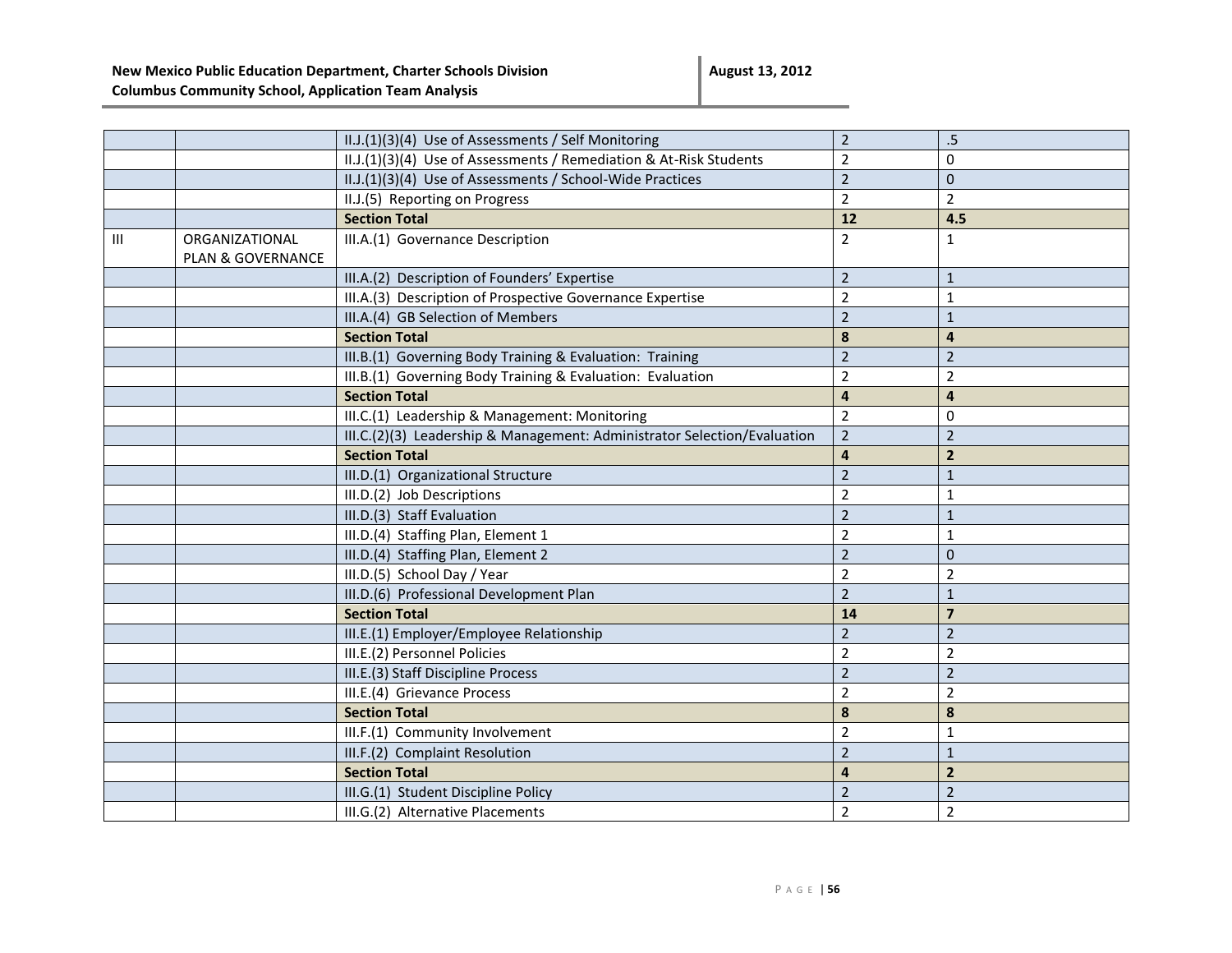| | | | | |
|---|---|---|---|---|
| | | II.J.(1)(3)(4) Use of Assessments / Self Monitoring | 2 | .5 |
| | | II.J.(1)(3)(4) Use of Assessments / Remediation & At-Risk Students | 2 | 0 |
| | | II.J.(1)(3)(4) Use of Assessments / School-Wide Practices | 2 | 0 |
| | | II.J.(5) Reporting on Progress | 2 | 2 |
| | | **Section Total** | **12** | **4.5** |
| III | ORGANIZATIONAL PLAN & GOVERNANCE | III.A.(1) Governance Description | 2 | 1 |
| | | III.A.(2) Description of Founders' Expertise | 2 | 1 |
| | | III.A.(3) Description of Prospective Governance Expertise | 2 | 1 |
| | | III.A.(4) GB Selection of Members | 2 | 1 |
| | | **Section Total** | **8** | **4** |
| | | III.B.(1) Governing Body Training & Evaluation: Training | 2 | 2 |
| | | III.B.(1) Governing Body Training & Evaluation: Evaluation | 2 | 2 |
| | | **Section Total** | **4** | **4** |
| | | III.C.(1) Leadership & Management: Monitoring | 2 | 0 |
| | | III.C.(2)(3) Leadership & Management: Administrator Selection/Evaluation | 2 | 2 |
| | | **Section Total** | **4** | **2** |
| | | III.D.(1) Organizational Structure | 2 | 1 |
| | | III.D.(2) Job Descriptions | 2 | 1 |
| | | III.D.(3) Staff Evaluation | 2 | 1 |
| | | III.D.(4) Staffing Plan, Element 1 | 2 | 1 |
| | | III.D.(4) Staffing Plan, Element 2 | 2 | 0 |
| | | III.D.(5) School Day / Year | 2 | 2 |
| | | III.D.(6) Professional Development Plan | 2 | 1 |
| | | **Section Total** | **14** | **7** |
| | | III.E.(1) Employer/Employee Relationship | 2 | 2 |
| | | III.E.(2) Personnel Policies | 2 | 2 |
| | | III.E.(3) Staff Discipline Process | 2 | 2 |
| | | III.E.(4) Grievance Process | 2 | 2 |
| | | **Section Total** | **8** | **8** |
| | | III.F.(1) Community Involvement | 2 | 1 |
| | | III.F.(2) Complaint Resolution | 2 | 1 |
| | | **Section Total** | **4** | **2** |
| | | III.G.(1) Student Discipline Policy | 2 | 2 |
| | | III.G.(2) Alternative Placements | 2 | 2 |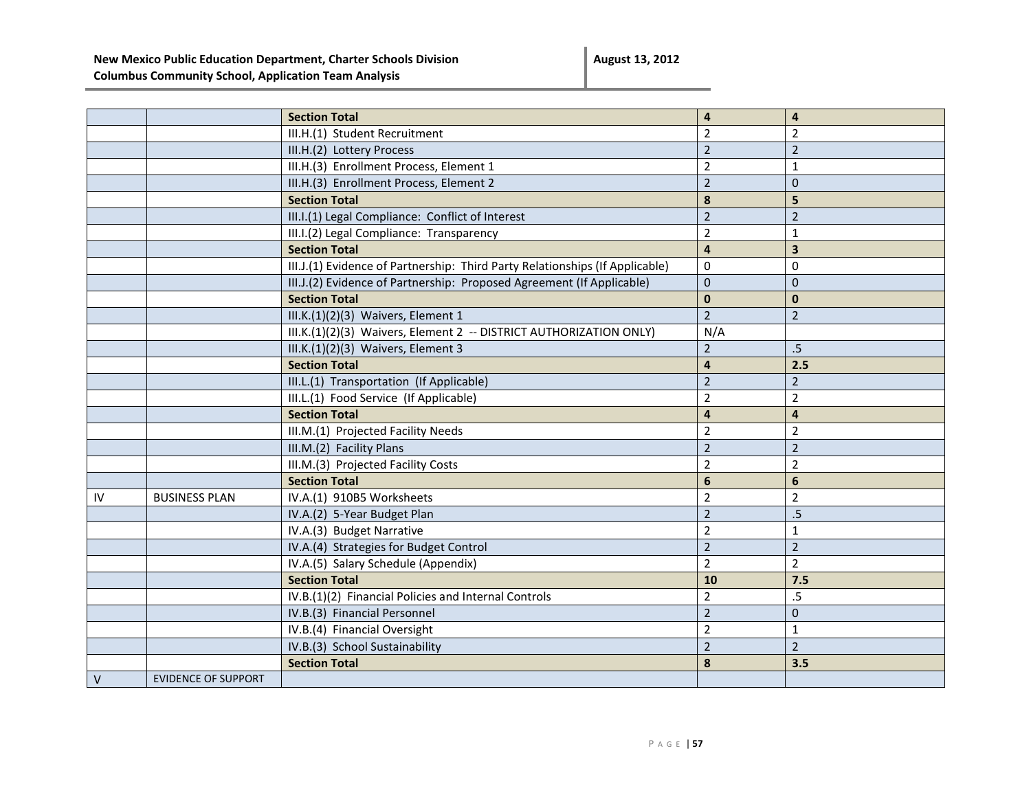| | | | | |
|---|---|---|---|---|
| | | **Section Total** | **4** | **4** |
| | | III.H.(1) Student Recruitment | 2 | 2 |
| | | III.H.(2) Lottery Process | 2 | 2 |
| | | III.H.(3) Enrollment Process, Element 1 | 2 | 1 |
| | | III.H.(3) Enrollment Process, Element 2 | 2 | 0 |
| | | **Section Total** | **8** | **5** |
| | | III.I.(1) Legal Compliance: Conflict of Interest | 2 | 2 |
| | | III.I.(2) Legal Compliance: Transparency | 2 | 1 |
| | | **Section Total** | **4** | **3** |
| | | III.J.(1) Evidence of Partnership: Third Party Relationships (If Applicable) | 0 | 0 |
| | | III.J.(2) Evidence of Partnership: Proposed Agreement (If Applicable) | 0 | 0 |
| | | **Section Total** | **0** | **0** |
| | | III.K.(1)(2)(3) Waivers, Element 1 | 2 | 2 |
| | | III.K.(1)(2)(3) Waivers, Element 2 -- DISTRICT AUTHORIZATION ONLY) | N/A | |
| | | III.K.(1)(2)(3) Waivers, Element 3 | 2 | .5 |
| | | **Section Total** | **4** | **2.5** |
| | | III.L.(1) Transportation (If Applicable) | 2 | 2 |
| | | III.L.(1) Food Service (If Applicable) | 2 | 2 |
| | | **Section Total** | **4** | **4** |
| | | III.M.(1) Projected Facility Needs | 2 | 2 |
| | | III.M.(2) Facility Plans | 2 | 2 |
| | | III.M.(3) Projected Facility Costs | 2 | 2 |
| | | **Section Total** | **6** | **6** |
| IV | BUSINESS PLAN | IV.A.(1) 910B5 Worksheets | 2 | 2 |
| | | IV.A.(2) 5-Year Budget Plan | 2 | .5 |
| | | IV.A.(3) Budget Narrative | 2 | 1 |
| | | IV.A.(4) Strategies for Budget Control | 2 | 2 |
| | | IV.A.(5) Salary Schedule (Appendix) | 2 | 2 |
| | | **Section Total** | **10** | **7.5** |
| | | IV.B.(1)(2) Financial Policies and Internal Controls | 2 | .5 |
| | | IV.B.(3) Financial Personnel | 2 | 0 |
| | | IV.B.(4) Financial Oversight | 2 | 1 |
| | | IV.B.(3) School Sustainability | 2 | 2 |
| | | **Section Total** | **8** | **3.5** |
| V | EVIDENCE OF SUPPORT | | | |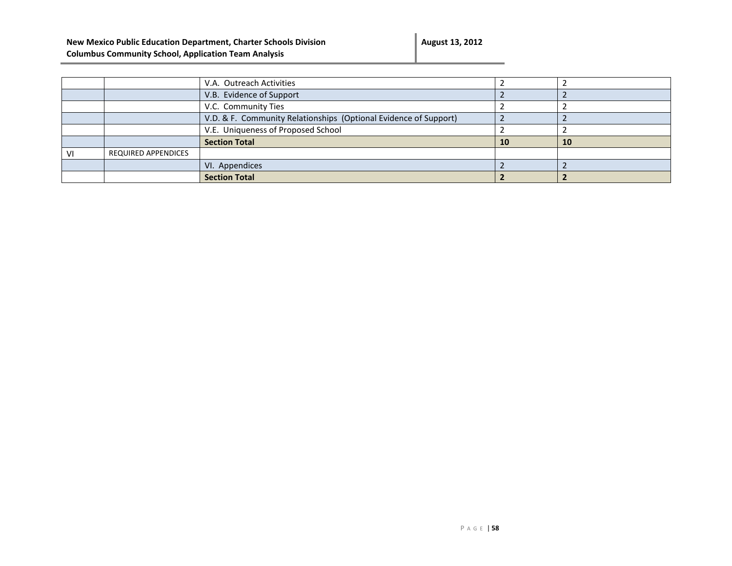| | | | | |
|---|---|---|---|---|
| | | V.A. Outreach Activities | 2 | 2 |
| | | V.B. Evidence of Support | 2 | 2 |
| | | V.C. Community Ties | 2 | 2 |
| | | V.D. & F. Community Relationships (Optional Evidence of Support) | 2 | 2 |
| | | V.E. Uniqueness of Proposed School | 2 | 2 |
| | | **Section Total** | **10** | **10** |
| VI | REQUIRED APPENDICES | | | |
| | | VI. Appendices | 2 | 2 |
| | | **Section Total** | **2** | **2** |